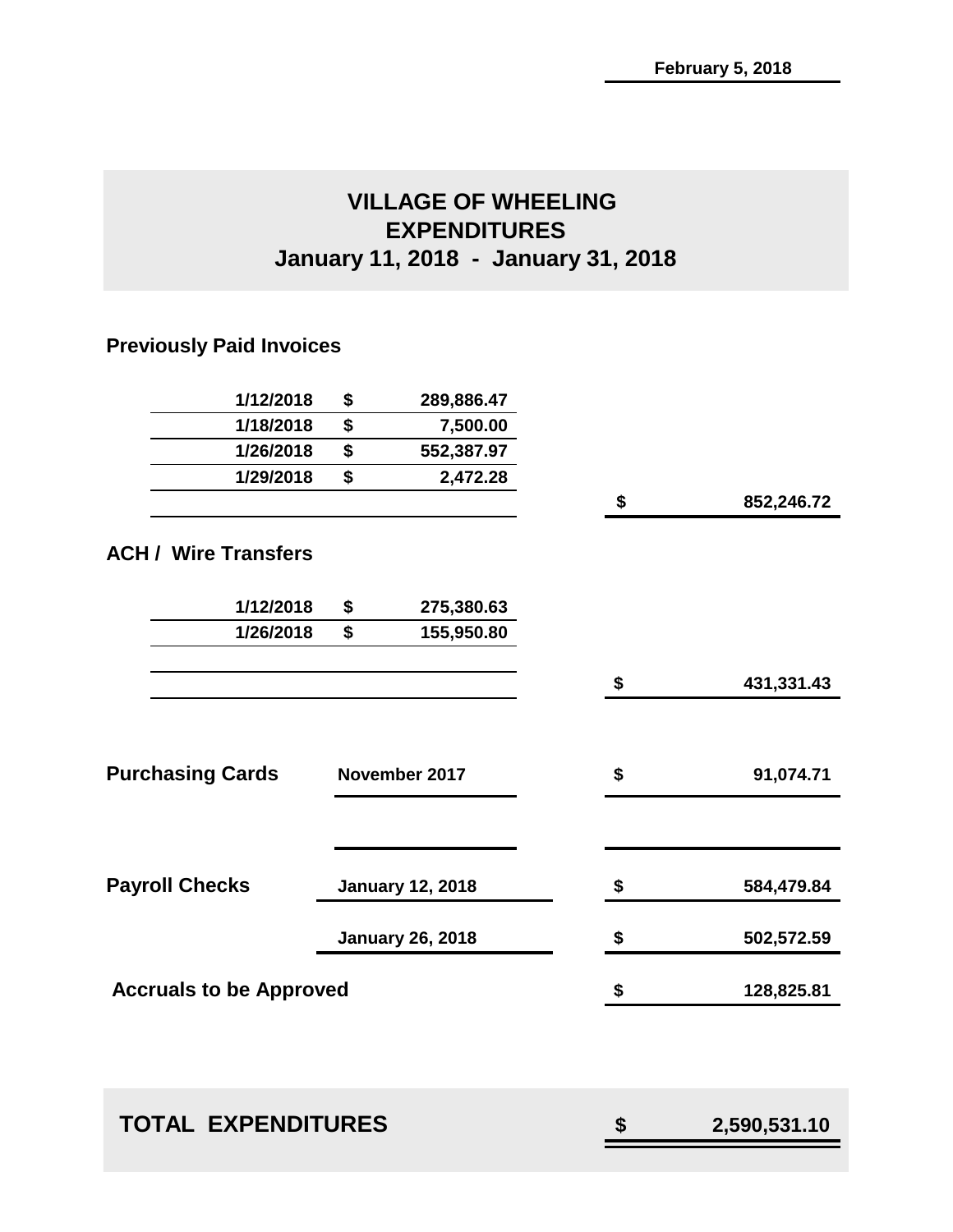February 5, 2018

# VILLAGE OF WHEELING
## EXPENDITURES
## January 11, 2018 - January 31, 2018

### Previously Paid Invoices

| Date | | Amount | | Total |
|---|---|---|---|---|
| 1/12/2018 | $ | 289,886.47 | | |
| 1/18/2018 | $ | 7,500.00 | | |
| 1/26/2018 | $ | 552,387.97 | | |
| 1/29/2018 | $ | 2,472.28 | | |
| | | | $ | 852,246.72 |

### ACH / Wire Transfers

| Date | | Amount | | Total |
|---|---|---|---|---|
| 1/12/2018 | $ | 275,380.63 | | |
| 1/26/2018 | $ | 155,950.80 | | |
| | | | $ | 431,331.43 |

| | | | |
|---|---|---|---|
| **Purchasing Cards** | November 2017 | $ | 91,074.71 |
| **Payroll Checks** | January 12, 2018 | $ | 584,479.84 |
| | January 26, 2018 | $ | 502,572.59 |
| **Accruals to be Approved** | | $ | 128,825.81 |

| | | |
|---|---|---|
| **TOTAL EXPENDITURES** | $ | 2,590,531.10 |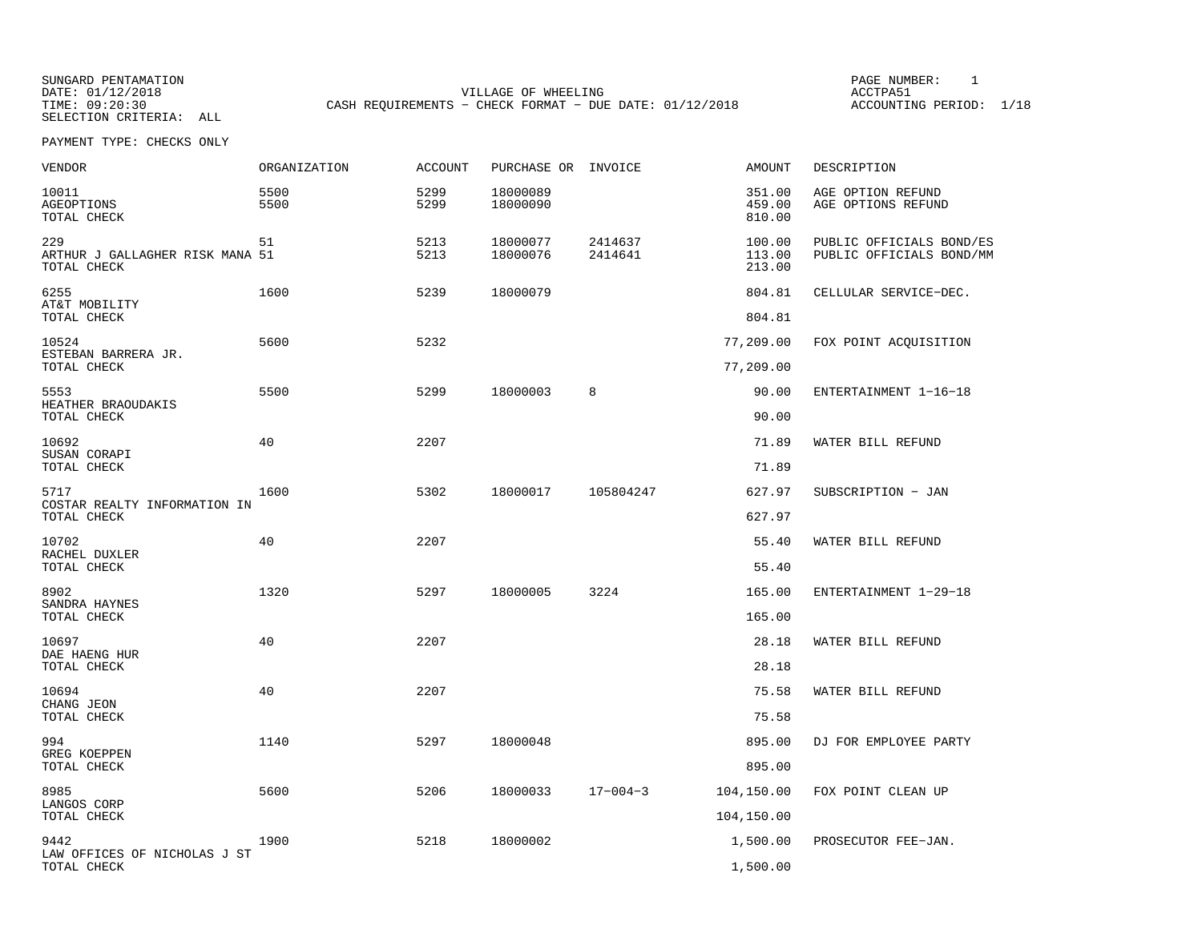SUNGARD PENTAMATION
DATE: 01/12/2018
TIME: 09:20:30
SELECTION CRITERIA: ALL

VILLAGE OF WHEELING
CASH REQUIREMENTS - CHECK FORMAT - DUE DATE: 01/12/2018

ACCTPA51
ACCOUNTING PERIOD: 1/18

PAYMENT TYPE: CHECKS ONLY

| VENDOR | ORGANIZATION | ACCOUNT | PURCHASE OR | INVOICE | AMOUNT | DESCRIPTION |
|---|---|---|---|---|---|---|
| 10011 | 5500 | 5299 | 18000089 | | 351.00 | AGE OPTION REFUND |
| AGEOPTIONS | 5500 | 5299 | 18000090 | | 459.00 | AGE OPTIONS REFUND |
| TOTAL CHECK | | | | | 810.00 | |
| 229 | 51 | 5213 | 18000077 | 2414637 | 100.00 | PUBLIC OFFICIALS BOND/ES |
| ARTHUR J GALLAGHER RISK MANA | 51 | 5213 | 18000076 | 2414641 | 113.00 | PUBLIC OFFICIALS BOND/MM |
| TOTAL CHECK | | | | | 213.00 | |
| 6255 | 1600 | 5239 | 18000079 | | 804.81 | CELLULAR SERVICE-DEC. |
| AT&T MOBILITY | | | | | | |
| TOTAL CHECK | | | | | 804.81 | |
| 10524 | 5600 | 5232 | | | 77,209.00 | FOX POINT ACQUISITION |
| ESTEBAN BARRERA JR. | | | | | | |
| TOTAL CHECK | | | | | 77,209.00 | |
| 5553 | 5500 | 5299 | 18000003 | 8 | 90.00 | ENTERTAINMENT 1-16-18 |
| HEATHER BRAOUDAKIS | | | | | | |
| TOTAL CHECK | | | | | 90.00 | |
| 10692 | 40 | 2207 | | | 71.89 | WATER BILL REFUND |
| SUSAN CORAPI | | | | | | |
| TOTAL CHECK | | | | | 71.89 | |
| 5717 | 1600 | 5302 | 18000017 | 105804247 | 627.97 | SUBSCRIPTION - JAN |
| COSTAR REALTY INFORMATION IN | | | | | | |
| TOTAL CHECK | | | | | 627.97 | |
| 10702 | 40 | 2207 | | | 55.40 | WATER BILL REFUND |
| RACHEL DUXLER | | | | | | |
| TOTAL CHECK | | | | | 55.40 | |
| 8902 | 1320 | 5297 | 18000005 | 3224 | 165.00 | ENTERTAINMENT 1-29-18 |
| SANDRA HAYNES | | | | | | |
| TOTAL CHECK | | | | | 165.00 | |
| 10697 | 40 | 2207 | | | 28.18 | WATER BILL REFUND |
| DAE HAENG HUR | | | | | | |
| TOTAL CHECK | | | | | 28.18 | |
| 10694 | 40 | 2207 | | | 75.58 | WATER BILL REFUND |
| CHANG JEON | | | | | | |
| TOTAL CHECK | | | | | 75.58 | |
| 994 | 1140 | 5297 | 18000048 | | 895.00 | DJ FOR EMPLOYEE PARTY |
| GREG KOEPPEN | | | | | | |
| TOTAL CHECK | | | | | 895.00 | |
| 8985 | 5600 | 5206 | 18000033 | 17-004-3 | 104,150.00 | FOX POINT CLEAN UP |
| LANGOS CORP | | | | | | |
| TOTAL CHECK | | | | | 104,150.00 | |
| 9442 | 1900 | 5218 | 18000002 | | 1,500.00 | PROSECUTOR FEE-JAN. |
| LAW OFFICES OF NICHOLAS J ST | | | | | | |
| TOTAL CHECK | | | | | 1,500.00 | |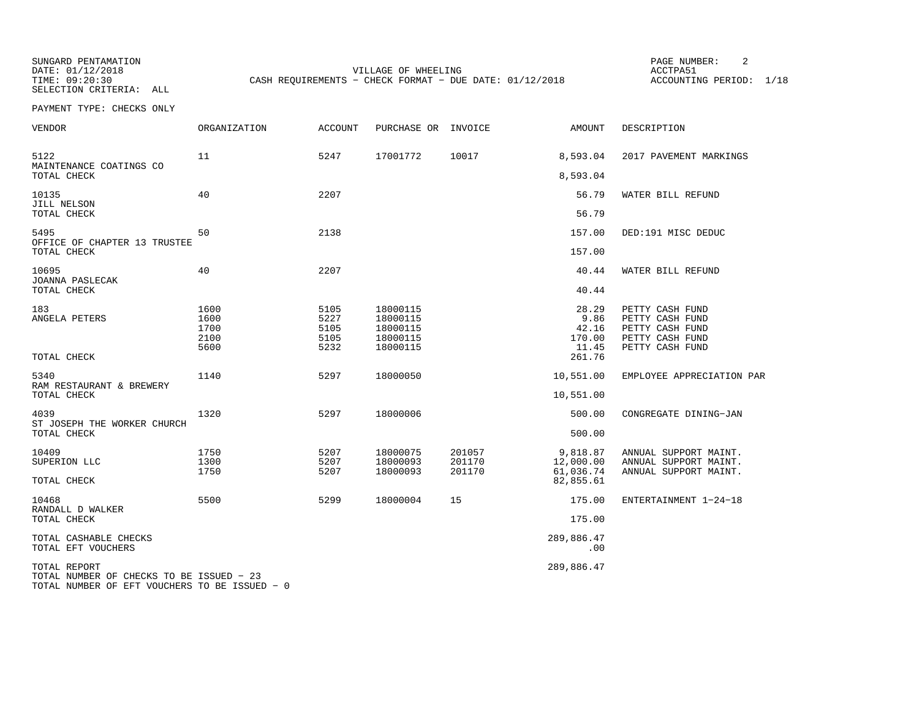SUNGARD PENTAMATION
DATE: 01/12/2018
TIME: 09:20:30
SELECTION CRITERIA: ALL

VILLAGE OF WHEELING
CASH REQUIREMENTS - CHECK FORMAT - DUE DATE: 01/12/2018

ACCTPA51
ACCOUNTING PERIOD: 1/18

PAYMENT TYPE: CHECKS ONLY

| VENDOR | ORGANIZATION | ACCOUNT | PURCHASE OR | INVOICE | AMOUNT | DESCRIPTION |
|---|---|---|---|---|---|---|
| 5122 | 11 | 5247 | 17001772 | 10017 | 8,593.04 | 2017 PAVEMENT MARKINGS |
| MAINTENANCE COATINGS CO | | | | | | |
| TOTAL CHECK | | | | | 8,593.04 | |
| 10135 | 40 | 2207 | | | 56.79 | WATER BILL REFUND |
| JILL NELSON | | | | | | |
| TOTAL CHECK | | | | | 56.79 | |
| 5495 | 50 | 2138 | | | 157.00 | DED:191 MISC DEDUC |
| OFFICE OF CHAPTER 13 TRUSTEE | | | | | | |
| TOTAL CHECK | | | | | 157.00 | |
| 10695 | 40 | 2207 | | | 40.44 | WATER BILL REFUND |
| JOANNA PASLECAK | | | | | | |
| TOTAL CHECK | | | | | 40.44 | |
| 183 | 1600 | 5105 | 18000115 | | 28.29 | PETTY CASH FUND |
| ANGELA PETERS | 1600 | 5227 | 18000115 | | 9.86 | PETTY CASH FUND |
| | 1700 | 5105 | 18000115 | | 42.16 | PETTY CASH FUND |
| | 2100 | 5105 | 18000115 | | 170.00 | PETTY CASH FUND |
| | 5600 | 5232 | 18000115 | | 11.45 | PETTY CASH FUND |
| TOTAL CHECK | | | | | 261.76 | |
| 5340 | 1140 | 5297 | 18000050 | | 10,551.00 | EMPLOYEE APPRECIATION PAR |
| RAM RESTAURANT & BREWERY | | | | | | |
| TOTAL CHECK | | | | | 10,551.00 | |
| 4039 | 1320 | 5297 | 18000006 | | 500.00 | CONGREGATE DINING-JAN |
| ST JOSEPH THE WORKER CHURCH | | | | | | |
| TOTAL CHECK | | | | | 500.00 | |
| 10409 | 1750 | 5207 | 18000075 | 201057 | 9,818.87 | ANNUAL SUPPORT MAINT. |
| SUPERION LLC | 1300 | 5207 | 18000093 | 201170 | 12,000.00 | ANNUAL SUPPORT MAINT. |
| | 1750 | 5207 | 18000093 | 201170 | 61,036.74 | ANNUAL SUPPORT MAINT. |
| TOTAL CHECK | | | | | 82,855.61 | |
| 10468 | 5500 | 5299 | 18000004 | 15 | 175.00 | ENTERTAINMENT 1-24-18 |
| RANDALL D WALKER | | | | | | |
| TOTAL CHECK | | | | | 175.00 | |
| TOTAL CASHABLE CHECKS | | | | | 289,886.47 | |
| TOTAL EFT VOUCHERS | | | | | .00 | |
| TOTAL REPORT | | | | | 289,886.47 | |

TOTAL NUMBER OF CHECKS TO BE ISSUED - 23
TOTAL NUMBER OF EFT VOUCHERS TO BE ISSUED - 0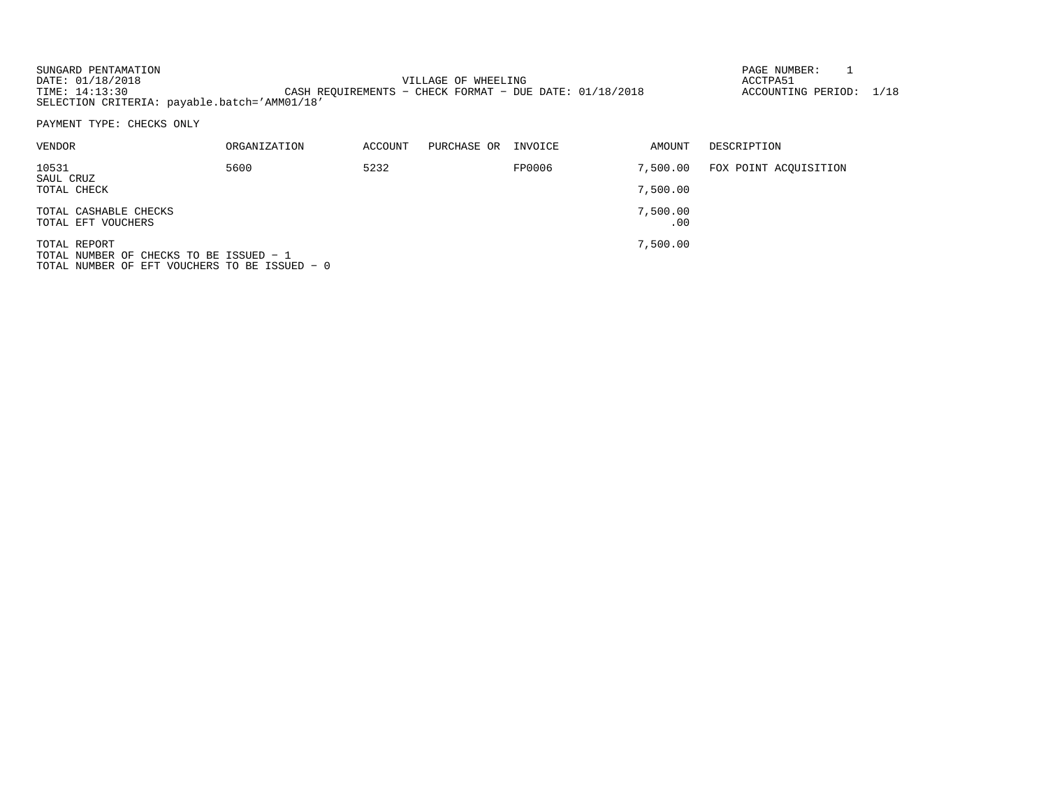SUNGARD PENTAMATION
DATE: 01/18/2018
TIME: 14:13:30
SELECTION CRITERIA: payable.batch='AMM01/18'

VILLAGE OF WHEELING
CASH REQUIREMENTS - CHECK FORMAT - DUE DATE: 01/18/2018

PAGE NUMBER: 1
ACCTPA51
ACCOUNTING PERIOD: 1/18

PAYMENT TYPE: CHECKS ONLY

| VENDOR | ORGANIZATION | ACCOUNT | PURCHASE OR | INVOICE | AMOUNT | DESCRIPTION |
|---|---|---|---|---|---|---|
| 10531 SAUL CRUZ | 5600 | 5232 | | FP0006 | 7,500.00 | FOX POINT ACQUISITION |
| TOTAL CHECK | | | | | 7,500.00 | |
| TOTAL CASHABLE CHECKS | | | | | 7,500.00 | |
| TOTAL EFT VOUCHERS | | | | | .00 | |
| TOTAL REPORT | | | | | 7,500.00 | |

TOTAL NUMBER OF CHECKS TO BE ISSUED - 1
TOTAL NUMBER OF EFT VOUCHERS TO BE ISSUED - 0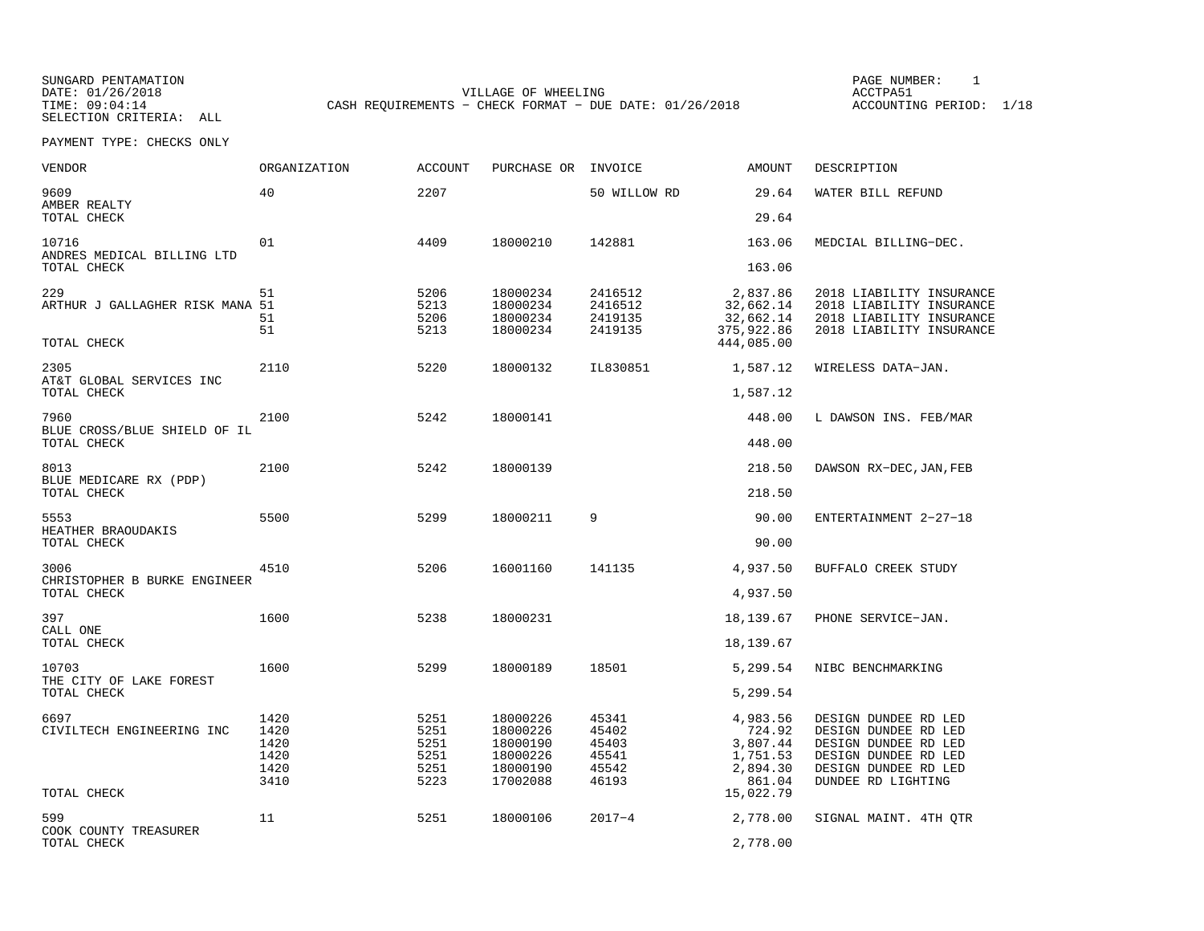SUNGARD PENTAMATION
DATE: 01/26/2018
TIME: 09:04:14
SELECTION CRITERIA: ALL

VILLAGE OF WHEELING
CASH REQUIREMENTS - CHECK FORMAT - DUE DATE: 01/26/2018

PAGE NUMBER: 1
ACCTPA51
ACCOUNTING PERIOD: 1/18

PAYMENT TYPE: CHECKS ONLY

| VENDOR | ORGANIZATION | ACCOUNT | PURCHASE OR | INVOICE | AMOUNT | DESCRIPTION |
|---|---|---|---|---|---|---|
| 9609 AMBER REALTY | 40 | 2207 | | 50 WILLOW RD | 29.64 | WATER BILL REFUND |
| TOTAL CHECK | | | | | 29.64 | |
| 10716 ANDRES MEDICAL BILLING LTD | 01 | 4409 | 18000210 | 142881 | 163.06 | MEDCIAL BILLING-DEC. |
| TOTAL CHECK | | | | | 163.06 | |
| 229 | 51 | 5206 | 18000234 | 2416512 | 2,837.86 | 2018 LIABILITY INSURANCE |
| ARTHUR J GALLAGHER RISK MANA | 51 | 5213 | 18000234 | 2416512 | 32,662.14 | 2018 LIABILITY INSURANCE |
| | 51 | 5206 | 18000234 | 2419135 | 32,662.14 | 2018 LIABILITY INSURANCE |
| | 51 | 5213 | 18000234 | 2419135 | 375,922.86 | 2018 LIABILITY INSURANCE |
| TOTAL CHECK | | | | | 444,085.00 | |
| 2305 AT&T GLOBAL SERVICES INC | 2110 | 5220 | 18000132 | IL830851 | 1,587.12 | WIRELESS DATA-JAN. |
| TOTAL CHECK | | | | | 1,587.12 | |
| 7960 BLUE CROSS/BLUE SHIELD OF IL | 2100 | 5242 | 18000141 | | 448.00 | L DAWSON INS. FEB/MAR |
| TOTAL CHECK | | | | | 448.00 | |
| 8013 BLUE MEDICARE RX (PDP) | 2100 | 5242 | 18000139 | | 218.50 | DAWSON RX-DEC,JAN,FEB |
| TOTAL CHECK | | | | | 218.50 | |
| 5553 HEATHER BRAOUDAKIS | 5500 | 5299 | 18000211 | 9 | 90.00 | ENTERTAINMENT 2-27-18 |
| TOTAL CHECK | | | | | 90.00 | |
| 3006 CHRISTOPHER B BURKE ENGINEER | 4510 | 5206 | 16001160 | 141135 | 4,937.50 | BUFFALO CREEK STUDY |
| TOTAL CHECK | | | | | 4,937.50 | |
| 397 CALL ONE | 1600 | 5238 | 18000231 | | 18,139.67 | PHONE SERVICE-JAN. |
| TOTAL CHECK | | | | | 18,139.67 | |
| 10703 THE CITY OF LAKE FOREST | 1600 | 5299 | 18000189 | 18501 | 5,299.54 | NIBC BENCHMARKING |
| TOTAL CHECK | | | | | 5,299.54 | |
| 6697 | 1420 | 5251 | 18000226 | 45341 | 4,983.56 | DESIGN DUNDEE RD LED |
| CIVILTECH ENGINEERING INC | 1420 | 5251 | 18000226 | 45402 | 724.92 | DESIGN DUNDEE RD LED |
| | 1420 | 5251 | 18000190 | 45403 | 3,807.44 | DESIGN DUNDEE RD LED |
| | 1420 | 5251 | 18000226 | 45541 | 1,751.53 | DESIGN DUNDEE RD LED |
| | 1420 | 5251 | 18000190 | 45542 | 2,894.30 | DESIGN DUNDEE RD LED |
| | 3410 | 5223 | 17002088 | 46193 | 861.04 | DUNDEE RD LIGHTING |
| TOTAL CHECK | | | | | 15,022.79 | |
| 599 COOK COUNTY TREASURER | 11 | 5251 | 18000106 | 2017-4 | 2,778.00 | SIGNAL MAINT. 4TH QTR |
| TOTAL CHECK | | | | | 2,778.00 | |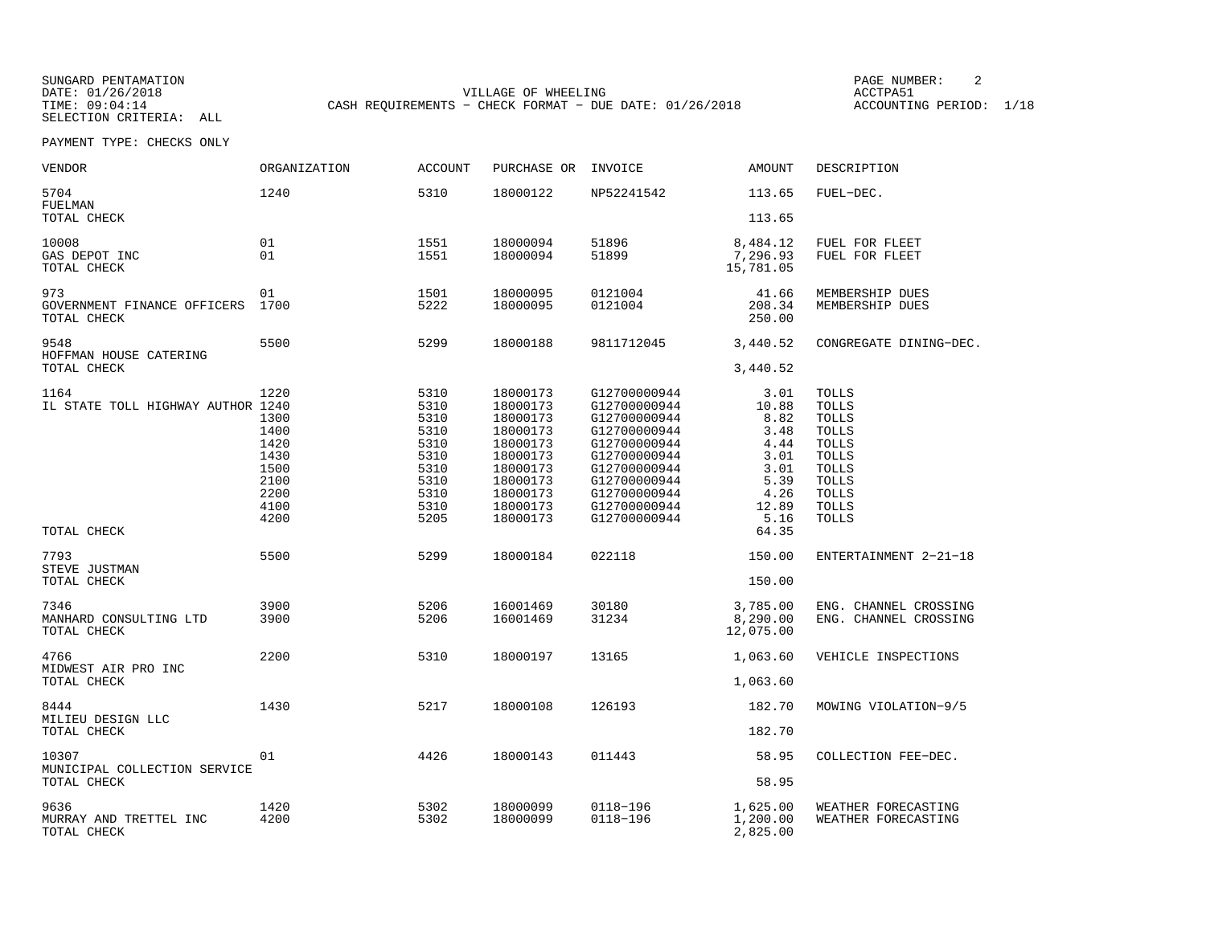SUNGARD PENTAMATION
DATE: 01/26/2018
TIME: 09:04:14
SELECTION CRITERIA: ALL

VILLAGE OF WHEELING
CASH REQUIREMENTS - CHECK FORMAT - DUE DATE: 01/26/2018

PAGE NUMBER: 2
ACCTPA51
ACCOUNTING PERIOD: 1/18

PAYMENT TYPE: CHECKS ONLY

| VENDOR | ORGANIZATION | ACCOUNT | PURCHASE OR | INVOICE | AMOUNT | DESCRIPTION |
|---|---|---|---|---|---|---|
| 5704 | 1240 | 5310 | 18000122 | NP52241542 | 113.65 | FUEL-DEC. |
| FUELMAN | | | | | | |
| TOTAL CHECK | | | | | 113.65 | |
| 10008 | 01 | 1551 | 18000094 | 51896 | 8,484.12 | FUEL FOR FLEET |
| GAS DEPOT INC | 01 | 1551 | 18000094 | 51899 | 7,296.93 | FUEL FOR FLEET |
| TOTAL CHECK | | | | | 15,781.05 | |
| 973 | 01 | 1501 | 18000095 | 0121004 | 41.66 | MEMBERSHIP DUES |
| GOVERNMENT FINANCE OFFICERS | 1700 | 5222 | 18000095 | 0121004 | 208.34 | MEMBERSHIP DUES |
| TOTAL CHECK | | | | | 250.00 | |
| 9548 | 5500 | 5299 | 18000188 | 9811712045 | 3,440.52 | CONGREGATE DINING-DEC. |
| HOFFMAN HOUSE CATERING | | | | | | |
| TOTAL CHECK | | | | | 3,440.52 | |
| 1164 | 1220 | 5310 | 18000173 | G12700000944 | 3.01 | TOLLS |
| IL STATE TOLL HIGHWAY AUTHOR | 1240 | 5310 | 18000173 | G12700000944 | 10.88 | TOLLS |
| | 1300 | 5310 | 18000173 | G12700000944 | 8.82 | TOLLS |
| | 1400 | 5310 | 18000173 | G12700000944 | 3.48 | TOLLS |
| | 1420 | 5310 | 18000173 | G12700000944 | 4.44 | TOLLS |
| | 1430 | 5310 | 18000173 | G12700000944 | 3.01 | TOLLS |
| | 1500 | 5310 | 18000173 | G12700000944 | 3.01 | TOLLS |
| | 2100 | 5310 | 18000173 | G12700000944 | 5.39 | TOLLS |
| | 2200 | 5310 | 18000173 | G12700000944 | 4.26 | TOLLS |
| | 4100 | 5310 | 18000173 | G12700000944 | 12.89 | TOLLS |
| | 4200 | 5205 | 18000173 | G12700000944 | 5.16 | TOLLS |
| TOTAL CHECK | | | | | 64.35 | |
| 7793 | 5500 | 5299 | 18000184 | 022118 | 150.00 | ENTERTAINMENT 2-21-18 |
| STEVE JUSTMAN | | | | | | |
| TOTAL CHECK | | | | | 150.00 | |
| 7346 | 3900 | 5206 | 16001469 | 30180 | 3,785.00 | ENG. CHANNEL CROSSING |
| MANHARD CONSULTING LTD | 3900 | 5206 | 16001469 | 31234 | 8,290.00 | ENG. CHANNEL CROSSING |
| TOTAL CHECK | | | | | 12,075.00 | |
| 4766 | 2200 | 5310 | 18000197 | 13165 | 1,063.60 | VEHICLE INSPECTIONS |
| MIDWEST AIR PRO INC | | | | | | |
| TOTAL CHECK | | | | | 1,063.60 | |
| 8444 | 1430 | 5217 | 18000108 | 126193 | 182.70 | MOWING VIOLATION-9/5 |
| MILIEU DESIGN LLC | | | | | | |
| TOTAL CHECK | | | | | 182.70 | |
| 10307 | 01 | 4426 | 18000143 | 011443 | 58.95 | COLLECTION FEE-DEC. |
| MUNICIPAL COLLECTION SERVICE | | | | | | |
| TOTAL CHECK | | | | | 58.95 | |
| 9636 | 1420 | 5302 | 18000099 | 0118-196 | 1,625.00 | WEATHER FORECASTING |
| MURRAY AND TRETTEL INC | 4200 | 5302 | 18000099 | 0118-196 | 1,200.00 | WEATHER FORECASTING |
| TOTAL CHECK | | | | | 2,825.00 | |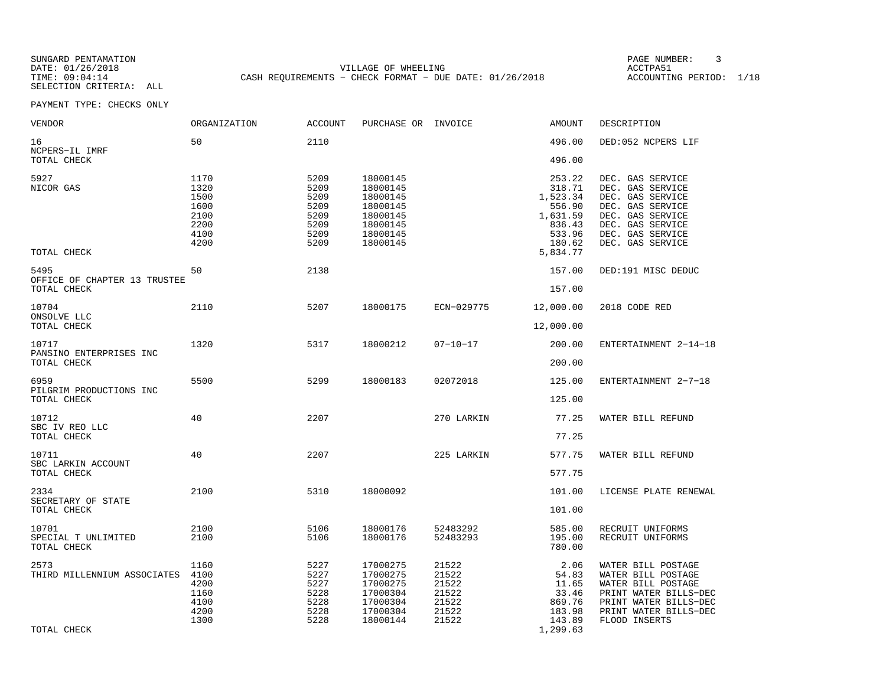SUNGARD PENTAMATION
DATE: 01/26/2018
TIME: 09:04:14
SELECTION CRITERIA: ALL

VILLAGE OF WHEELING
CASH REQUIREMENTS - CHECK FORMAT - DUE DATE: 01/26/2018

PAGE NUMBER: 3
ACCTPA51
ACCOUNTING PERIOD: 1/18

PAYMENT TYPE: CHECKS ONLY

| VENDOR | ORGANIZATION | ACCOUNT | PURCHASE OR | INVOICE | AMOUNT | DESCRIPTION |
|---|---|---|---|---|---|---|
| 16 | 50 | 2110 | | | 496.00 | DED:052 NCPERS LIF |
| NCPERS-IL IMRF | | | | | | |
| TOTAL CHECK | | | | | 496.00 | |
| 5927 | 1170 | 5209 | 18000145 | | 253.22 | DEC. GAS SERVICE |
| NICOR GAS | 1320 | 5209 | 18000145 | | 318.71 | DEC. GAS SERVICE |
| | 1500 | 5209 | 18000145 | | 1,523.34 | DEC. GAS SERVICE |
| | 1600 | 5209 | 18000145 | | 556.90 | DEC. GAS SERVICE |
| | 2100 | 5209 | 18000145 | | 1,631.59 | DEC. GAS SERVICE |
| | 2200 | 5209 | 18000145 | | 836.43 | DEC. GAS SERVICE |
| | 4100 | 5209 | 18000145 | | 533.96 | DEC. GAS SERVICE |
| | 4200 | 5209 | 18000145 | | 180.62 | DEC. GAS SERVICE |
| TOTAL CHECK | | | | | 5,834.77 | |
| 5495 | 50 | 2138 | | | 157.00 | DED:191 MISC DEDUC |
| OFFICE OF CHAPTER 13 TRUSTEE | | | | | | |
| TOTAL CHECK | | | | | 157.00 | |
| 10704 | 2110 | 5207 | 18000175 | ECN-029775 | 12,000.00 | 2018 CODE RED |
| ONSOLVE LLC | | | | | | |
| TOTAL CHECK | | | | | 12,000.00 | |
| 10717 | 1320 | 5317 | 18000212 | 07-10-17 | 200.00 | ENTERTAINMENT 2-14-18 |
| PANSINO ENTERPRISES INC | | | | | | |
| TOTAL CHECK | | | | | 200.00 | |
| 6959 | 5500 | 5299 | 18000183 | 02072018 | 125.00 | ENTERTAINMENT 2-7-18 |
| PILGRIM PRODUCTIONS INC | | | | | | |
| TOTAL CHECK | | | | | 125.00 | |
| 10712 | 40 | 2207 | | 270 LARKIN | 77.25 | WATER BILL REFUND |
| SBC IV REO LLC | | | | | | |
| TOTAL CHECK | | | | | 77.25 | |
| 10711 | 40 | 2207 | | 225 LARKIN | 577.75 | WATER BILL REFUND |
| SBC LARKIN ACCOUNT | | | | | | |
| TOTAL CHECK | | | | | 577.75 | |
| 2334 | 2100 | 5310 | 18000092 | | 101.00 | LICENSE PLATE RENEWAL |
| SECRETARY OF STATE | | | | | | |
| TOTAL CHECK | | | | | 101.00 | |
| 10701 | 2100 | 5106 | 18000176 | 52483292 | 585.00 | RECRUIT UNIFORMS |
| SPECIAL T UNLIMITED | 2100 | 5106 | 18000176 | 52483293 | 195.00 | RECRUIT UNIFORMS |
| TOTAL CHECK | | | | | 780.00 | |
| 2573 | 1160 | 5227 | 17000275 | 21522 | 2.06 | WATER BILL POSTAGE |
| THIRD MILLENNIUM ASSOCIATES | 4100 | 5227 | 17000275 | 21522 | 54.83 | WATER BILL POSTAGE |
| | 4200 | 5227 | 17000275 | 21522 | 11.65 | WATER BILL POSTAGE |
| | 1160 | 5228 | 17000304 | 21522 | 33.46 | PRINT WATER BILLS-DEC |
| | 4100 | 5228 | 17000304 | 21522 | 869.76 | PRINT WATER BILLS-DEC |
| | 4200 | 5228 | 17000304 | 21522 | 183.98 | PRINT WATER BILLS-DEC |
| | 1300 | 5228 | 18000144 | 21522 | 143.89 | FLOOD INSERTS |
| TOTAL CHECK | | | | | 1,299.63 | |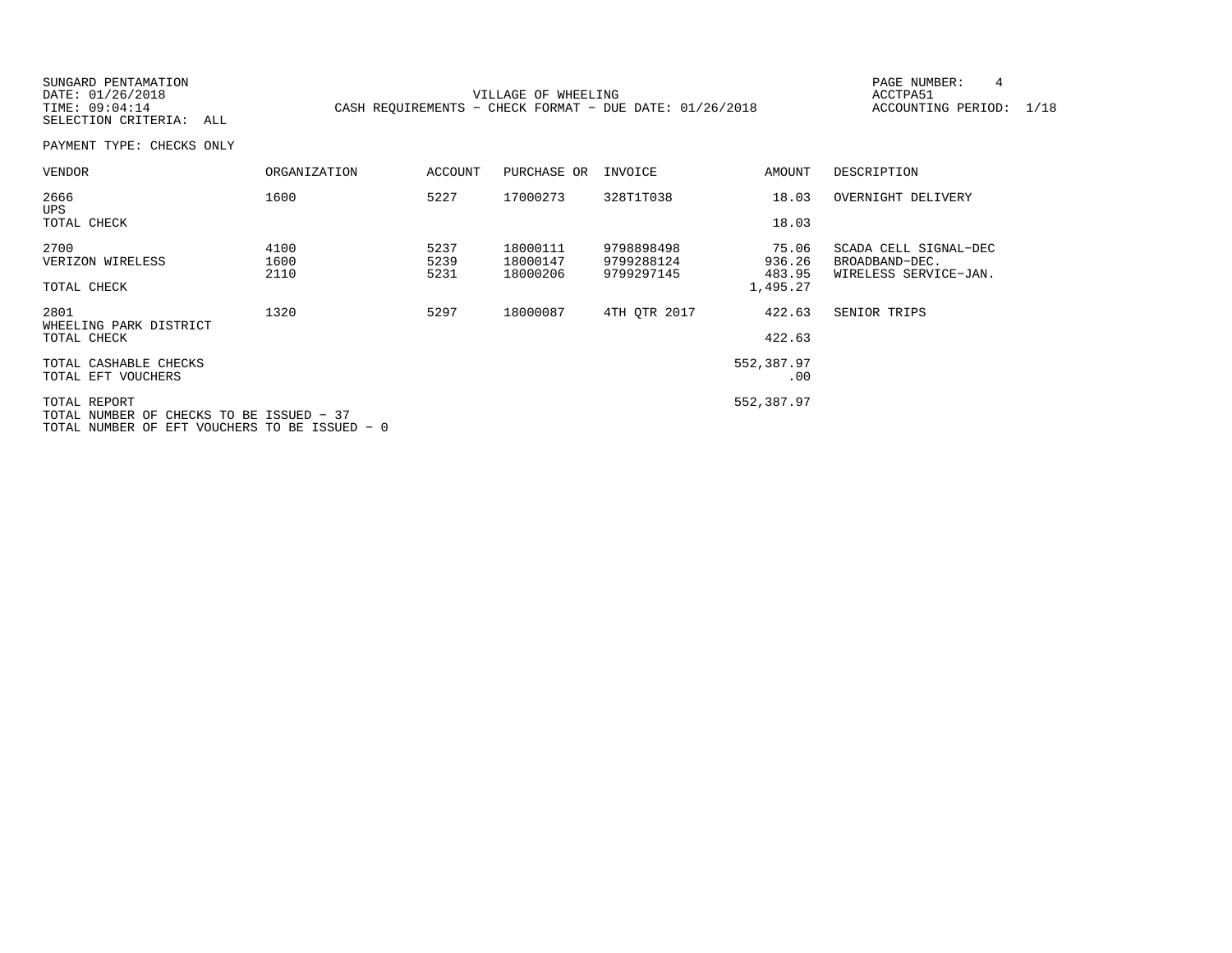SUNGARD PENTAMATION
DATE: 01/26/2018
TIME: 09:04:14
SELECTION CRITERIA: ALL

VILLAGE OF WHEELING
CASH REQUIREMENTS - CHECK FORMAT - DUE DATE: 01/26/2018

PAGE NUMBER: 4
ACCTPA51
ACCOUNTING PERIOD: 1/18

PAYMENT TYPE: CHECKS ONLY

| VENDOR | ORGANIZATION | ACCOUNT | PURCHASE OR | INVOICE | AMOUNT | DESCRIPTION |
|---|---|---|---|---|---|---|
| 2666 UPS | 1600 | 5227 | 17000273 | 328T1T038 | 18.03 | OVERNIGHT DELIVERY |
| TOTAL CHECK | | | | | 18.03 | |
| 2700 VERIZON WIRELESS | 4100 | 5237 | 18000111 | 9798898498 | 75.06 | SCADA CELL SIGNAL-DEC |
| | 1600 | 5239 | 18000147 | 9799288124 | 936.26 | BROADBAND-DEC. |
| | 2110 | 5231 | 18000206 | 9799297145 | 483.95 | WIRELESS SERVICE-JAN. |
| TOTAL CHECK | | | | | 1,495.27 | |
| 2801 WHEELING PARK DISTRICT | 1320 | 5297 | 18000087 | 4TH QTR 2017 | 422.63 | SENIOR TRIPS |
| TOTAL CHECK | | | | | 422.63 | |
| TOTAL CASHABLE CHECKS | | | | | 552,387.97 | |
| TOTAL EFT VOUCHERS | | | | | .00 | |
| TOTAL REPORT | | | | | 552,387.97 | |

TOTAL NUMBER OF CHECKS TO BE ISSUED - 37
TOTAL NUMBER OF EFT VOUCHERS TO BE ISSUED - 0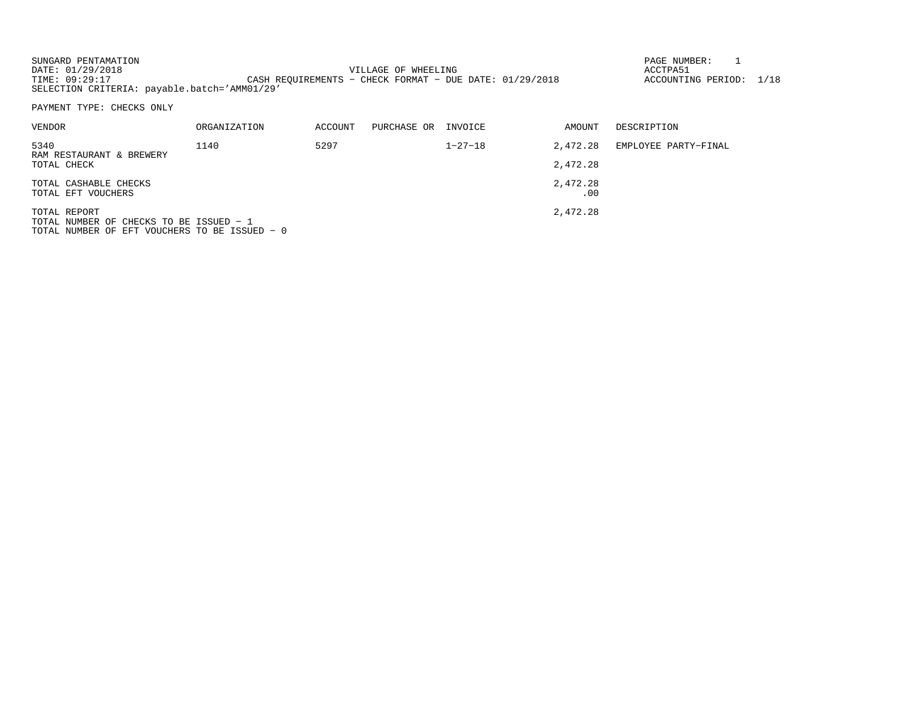SUNGARD PENTAMATION
DATE: 01/29/2018
TIME: 09:29:17
SELECTION CRITERIA: payable.batch='AMM01/29'

VILLAGE OF WHEELING
CASH REQUIREMENTS - CHECK FORMAT - DUE DATE: 01/29/2018

PAGE NUMBER: 1
ACCTPA51
ACCOUNTING PERIOD: 1/18

PAYMENT TYPE: CHECKS ONLY

| VENDOR | ORGANIZATION | ACCOUNT | PURCHASE OR | INVOICE | AMOUNT | DESCRIPTION |
|---|---|---|---|---|---|---|
| 5340 RAM RESTAURANT & BREWERY | 1140 | 5297 | | 1-27-18 | 2,472.28 | EMPLOYEE PARTY-FINAL |
| TOTAL CHECK | | | | | 2,472.28 | |
| TOTAL CASHABLE CHECKS | | | | | 2,472.28 | |
| TOTAL EFT VOUCHERS | | | | | .00 | |
| TOTAL REPORT | | | | | 2,472.28 | |

TOTAL NUMBER OF CHECKS TO BE ISSUED - 1
TOTAL NUMBER OF EFT VOUCHERS TO BE ISSUED - 0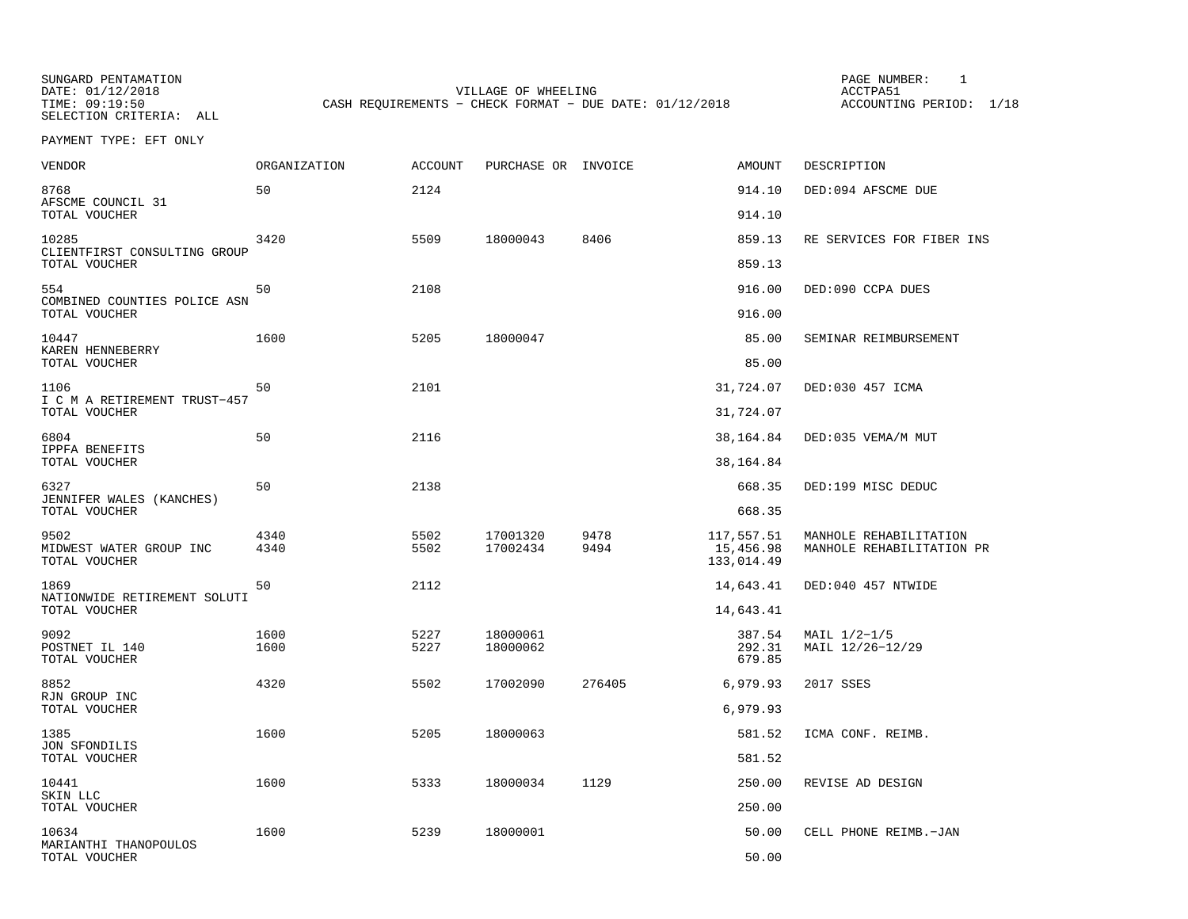SUNGARD PENTAMATION
DATE: 01/12/2018
TIME: 09:19:50
SELECTION CRITERIA: ALL

VILLAGE OF WHEELING
CASH REQUIREMENTS - CHECK FORMAT - DUE DATE: 01/12/2018

PAGE NUMBER: 1
ACCTPA51
ACCOUNTING PERIOD: 1/18

PAYMENT TYPE: EFT ONLY

| VENDOR | ORGANIZATION | ACCOUNT | PURCHASE OR | INVOICE | AMOUNT | DESCRIPTION |
|---|---|---|---|---|---|---|
| 8768 | 50 | 2124 | | | 914.10 | DED:094 AFSCME DUE |
| AFSCME COUNCIL 31 | | | | | | |
| TOTAL VOUCHER | | | | | 914.10 | |
| 10285 | 3420 | 5509 | 18000043 | 8406 | 859.13 | RE SERVICES FOR FIBER INS |
| CLIENTFIRST CONSULTING GROUP | | | | | | |
| TOTAL VOUCHER | | | | | 859.13 | |
| 554 | 50 | 2108 | | | 916.00 | DED:090 CCPA DUES |
| COMBINED COUNTIES POLICE ASN | | | | | | |
| TOTAL VOUCHER | | | | | 916.00 | |
| 10447 | 1600 | 5205 | 18000047 | | 85.00 | SEMINAR REIMBURSEMENT |
| KAREN HENNEBERRY | | | | | | |
| TOTAL VOUCHER | | | | | 85.00 | |
| 1106 | 50 | 2101 | | | 31,724.07 | DED:030 457 ICMA |
| I C M A RETIREMENT TRUST-457 | | | | | | |
| TOTAL VOUCHER | | | | | 31,724.07 | |
| 6804 | 50 | 2116 | | | 38,164.84 | DED:035 VEMA/M MUT |
| IPPFA BENEFITS | | | | | | |
| TOTAL VOUCHER | | | | | 38,164.84 | |
| 6327 | 50 | 2138 | | | 668.35 | DED:199 MISC DEDUC |
| JENNIFER WALES (KANCHES) | | | | | | |
| TOTAL VOUCHER | | | | | 668.35 | |
| 9502 | 4340 | 5502 | 17001320 | 9478 | 117,557.51 | MANHOLE REHABILITATION |
| MIDWEST WATER GROUP INC | 4340 | 5502 | 17002434 | 9494 | 15,456.98 | MANHOLE REHABILITATION PR |
| TOTAL VOUCHER | | | | | 133,014.49 | |
| 1869 | 50 | 2112 | | | 14,643.41 | DED:040 457 NTWIDE |
| NATIONWIDE RETIREMENT SOLUTI | | | | | | |
| TOTAL VOUCHER | | | | | 14,643.41 | |
| 9092 | 1600 | 5227 | 18000061 | | 387.54 | MAIL 1/2-1/5 |
| POSTNET IL 140 | 1600 | 5227 | 18000062 | | 292.31 | MAIL 12/26-12/29 |
| TOTAL VOUCHER | | | | | 679.85 | |
| 8852 | 4320 | 5502 | 17002090 | 276405 | 6,979.93 | 2017 SSES |
| RJN GROUP INC | | | | | | |
| TOTAL VOUCHER | | | | | 6,979.93 | |
| 1385 | 1600 | 5205 | 18000063 | | 581.52 | ICMA CONF. REIMB. |
| JON SFONDILIS | | | | | | |
| TOTAL VOUCHER | | | | | 581.52 | |
| 10441 | 1600 | 5333 | 18000034 | 1129 | 250.00 | REVISE AD DESIGN |
| SKIN LLC | | | | | | |
| TOTAL VOUCHER | | | | | 250.00 | |
| 10634 | 1600 | 5239 | 18000001 | | 50.00 | CELL PHONE REIMB.-JAN |
| MARIANTHI THANOPOULOS | | | | | | |
| TOTAL VOUCHER | | | | | 50.00 | |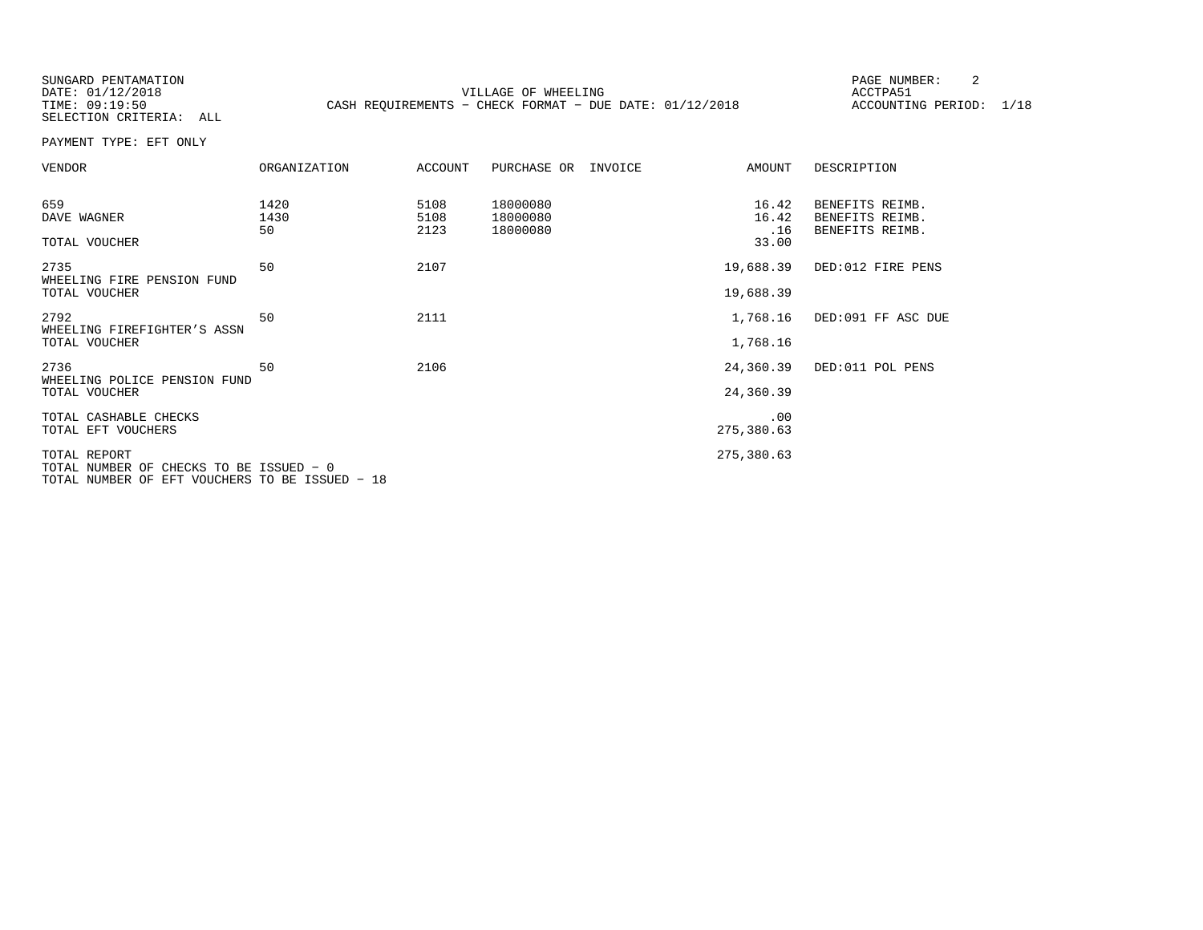SUNGARD PENTAMATION
DATE: 01/12/2018
TIME: 09:19:50
SELECTION CRITERIA: ALL

VILLAGE OF WHEELING
CASH REQUIREMENTS - CHECK FORMAT - DUE DATE: 01/12/2018

PAGE NUMBER: 2
ACCTPA51
ACCOUNTING PERIOD: 1/18

PAYMENT TYPE: EFT ONLY

| VENDOR | ORGANIZATION | ACCOUNT | PURCHASE OR | INVOICE | AMOUNT | DESCRIPTION |
|---|---|---|---|---|---|---|
| 659 | 1420 | 5108 | 18000080 | | 16.42 | BENEFITS REIMB. |
| DAVE WAGNER | 1430 | 5108 | 18000080 | | 16.42 | BENEFITS REIMB. |
| | 50 | 2123 | 18000080 | | .16 | BENEFITS REIMB. |
| TOTAL VOUCHER | | | | | 33.00 | |
| 2735 | 50 | 2107 | | | 19,688.39 | DED:012 FIRE PENS |
| WHEELING FIRE PENSION FUND | | | | | | |
| TOTAL VOUCHER | | | | | 19,688.39 | |
| 2792 | 50 | 2111 | | | 1,768.16 | DED:091 FF ASC DUE |
| WHEELING FIREFIGHTER'S ASSN | | | | | | |
| TOTAL VOUCHER | | | | | 1,768.16 | |
| 2736 | 50 | 2106 | | | 24,360.39 | DED:011 POL PENS |
| WHEELING POLICE PENSION FUND | | | | | | |
| TOTAL VOUCHER | | | | | 24,360.39 | |
| TOTAL CASHABLE CHECKS | | | | | .00 | |
| TOTAL EFT VOUCHERS | | | | | 275,380.63 | |
| TOTAL REPORT | | | | | 275,380.63 | |

TOTAL NUMBER OF CHECKS TO BE ISSUED - 0
TOTAL NUMBER OF EFT VOUCHERS TO BE ISSUED - 18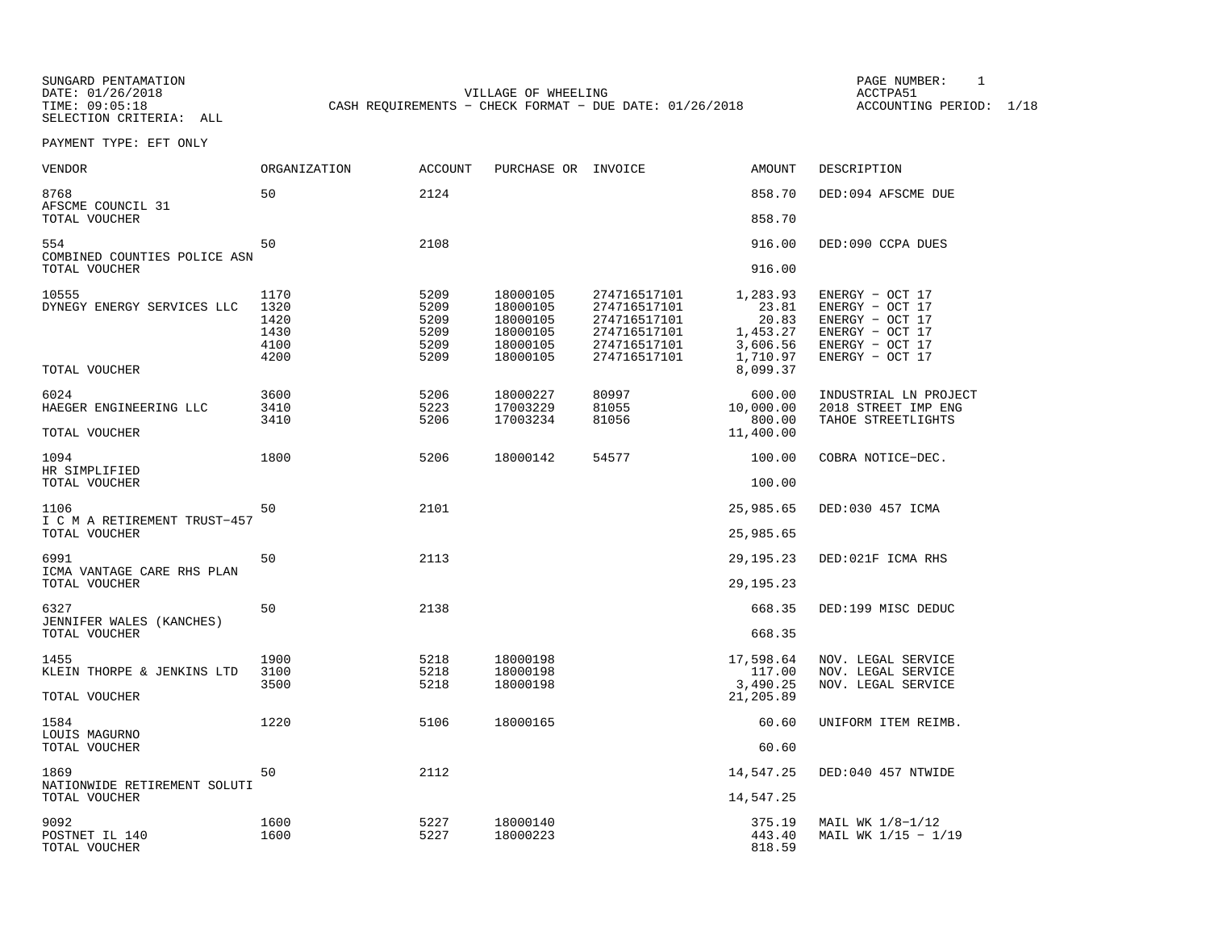SUNGARD PENTAMATION
DATE: 01/26/2018
TIME: 09:05:18
SELECTION CRITERIA: ALL

VILLAGE OF WHEELING
CASH REQUIREMENTS - CHECK FORMAT - DUE DATE: 01/26/2018

PAGE NUMBER: 1
ACCTPA51
ACCOUNTING PERIOD: 1/18

PAYMENT TYPE: EFT ONLY

| VENDOR | ORGANIZATION | ACCOUNT | PURCHASE OR | INVOICE | AMOUNT | DESCRIPTION |
|---|---|---|---|---|---|---|
| 8768 | 50 | 2124 | | | 858.70 | DED:094 AFSCME DUE |
| AFSCME COUNCIL 31 | | | | | | |
| TOTAL VOUCHER | | | | | 858.70 | |
| 554 | 50 | 2108 | | | 916.00 | DED:090 CCPA DUES |
| COMBINED COUNTIES POLICE ASN | | | | | | |
| TOTAL VOUCHER | | | | | 916.00 | |
| 10555 | 1170 | 5209 | 18000105 | 274716517101 | 1,283.93 | ENERGY - OCT 17 |
| DYNEGY ENERGY SERVICES LLC | 1320 | 5209 | 18000105 | 274716517101 | 23.81 | ENERGY - OCT 17 |
| | 1420 | 5209 | 18000105 | 274716517101 | 20.83 | ENERGY - OCT 17 |
| | 1430 | 5209 | 18000105 | 274716517101 | 1,453.27 | ENERGY - OCT 17 |
| | 4100 | 5209 | 18000105 | 274716517101 | 3,606.56 | ENERGY - OCT 17 |
| | 4200 | 5209 | 18000105 | 274716517101 | 1,710.97 | ENERGY - OCT 17 |
| TOTAL VOUCHER | | | | | 8,099.37 | |
| 6024 | 3600 | 5206 | 18000227 | 80997 | 600.00 | INDUSTRIAL LN PROJECT |
| HAEGER ENGINEERING LLC | 3410 | 5223 | 17003229 | 81055 | 10,000.00 | 2018 STREET IMP ENG |
| | 3410 | 5206 | 17003234 | 81056 | 800.00 | TAHOE STREETLIGHTS |
| TOTAL VOUCHER | | | | | 11,400.00 | |
| 1094 | 1800 | 5206 | 18000142 | 54577 | 100.00 | COBRA NOTICE-DEC. |
| HR SIMPLIFIED | | | | | | |
| TOTAL VOUCHER | | | | | 100.00 | |
| 1106 | 50 | 2101 | | | 25,985.65 | DED:030 457 ICMA |
| I C M A RETIREMENT TRUST-457 | | | | | | |
| TOTAL VOUCHER | | | | | 25,985.65 | |
| 6991 | 50 | 2113 | | | 29,195.23 | DED:021F ICMA RHS |
| ICMA VANTAGE CARE RHS PLAN | | | | | | |
| TOTAL VOUCHER | | | | | 29,195.23 | |
| 6327 | 50 | 2138 | | | 668.35 | DED:199 MISC DEDUC |
| JENNIFER WALES (KANCHES) | | | | | | |
| TOTAL VOUCHER | | | | | 668.35 | |
| 1455 | 1900 | 5218 | 18000198 | | 17,598.64 | NOV. LEGAL SERVICE |
| KLEIN THORPE & JENKINS LTD | 3100 | 5218 | 18000198 | | 117.00 | NOV. LEGAL SERVICE |
| | 3500 | 5218 | 18000198 | | 3,490.25 | NOV. LEGAL SERVICE |
| TOTAL VOUCHER | | | | | 21,205.89 | |
| 1584 | 1220 | 5106 | 18000165 | | 60.60 | UNIFORM ITEM REIMB. |
| LOUIS MAGURNO | | | | | | |
| TOTAL VOUCHER | | | | | 60.60 | |
| 1869 | 50 | 2112 | | | 14,547.25 | DED:040 457 NTWIDE |
| NATIONWIDE RETIREMENT SOLUTI | | | | | | |
| TOTAL VOUCHER | | | | | 14,547.25 | |
| 9092 | 1600 | 5227 | 18000140 | | 375.19 | MAIL WK 1/8-1/12 |
| POSTNET IL 140 | 1600 | 5227 | 18000223 | | 443.40 | MAIL WK 1/15 - 1/19 |
| TOTAL VOUCHER | | | | | 818.59 | |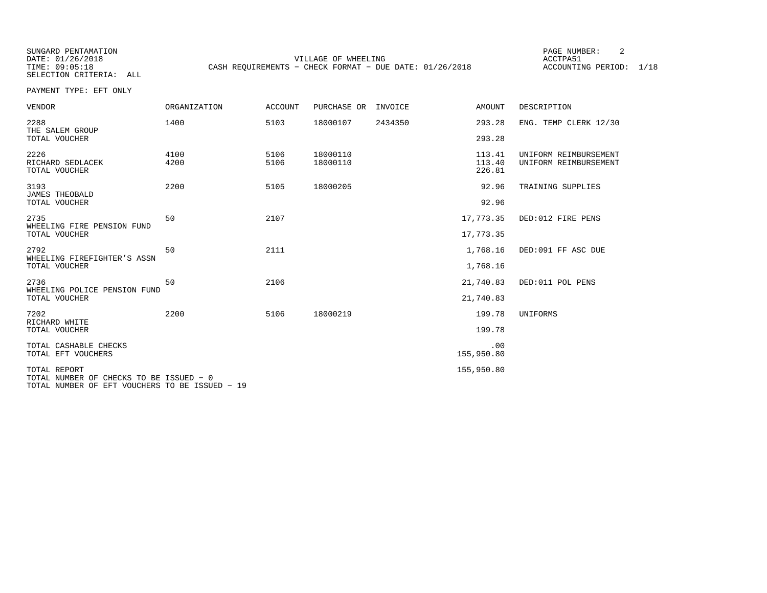SUNGARD PENTAMATION
DATE: 01/26/2018
TIME: 09:05:18
SELECTION CRITERIA: ALL

VILLAGE OF WHEELING
CASH REQUIREMENTS - CHECK FORMAT - DUE DATE: 01/26/2018

ACCTPA51
ACCOUNTING PERIOD: 1/18

PAYMENT TYPE: EFT ONLY

| VENDOR | ORGANIZATION | ACCOUNT | PURCHASE OR | INVOICE | AMOUNT | DESCRIPTION |
|---|---|---|---|---|---|---|
| 2288 | 1400 | 5103 | 18000107 | 2434350 | 293.28 | ENG. TEMP CLERK 12/30 |
| THE SALEM GROUP | | | | | | |
| TOTAL VOUCHER | | | | | 293.28 | |
| 2226 | 4100 | 5106 | 18000110 | | 113.41 | UNIFORM REIMBURSEMENT |
| RICHARD SEDLACEK | 4200 | 5106 | 18000110 | | 113.40 | UNIFORM REIMBURSEMENT |
| TOTAL VOUCHER | | | | | 226.81 | |
| 3193 | 2200 | 5105 | 18000205 | | 92.96 | TRAINING SUPPLIES |
| JAMES THEOBALD | | | | | | |
| TOTAL VOUCHER | | | | | 92.96 | |
| 2735 | 50 | 2107 | | | 17,773.35 | DED:012 FIRE PENS |
| WHEELING FIRE PENSION FUND | | | | | | |
| TOTAL VOUCHER | | | | | 17,773.35 | |
| 2792 | 50 | 2111 | | | 1,768.16 | DED:091 FF ASC DUE |
| WHEELING FIREFIGHTER'S ASSN | | | | | | |
| TOTAL VOUCHER | | | | | 1,768.16 | |
| 2736 | 50 | 2106 | | | 21,740.83 | DED:011 POL PENS |
| WHEELING POLICE PENSION FUND | | | | | | |
| TOTAL VOUCHER | | | | | 21,740.83 | |
| 7202 | 2200 | 5106 | 18000219 | | 199.78 | UNIFORMS |
| RICHARD WHITE | | | | | | |
| TOTAL VOUCHER | | | | | 199.78 | |
| TOTAL CASHABLE CHECKS | | | | | .00 | |
| TOTAL EFT VOUCHERS | | | | | 155,950.80 | |
| TOTAL REPORT | | | | | 155,950.80 | |

TOTAL NUMBER OF CHECKS TO BE ISSUED - 0
TOTAL NUMBER OF EFT VOUCHERS TO BE ISSUED - 19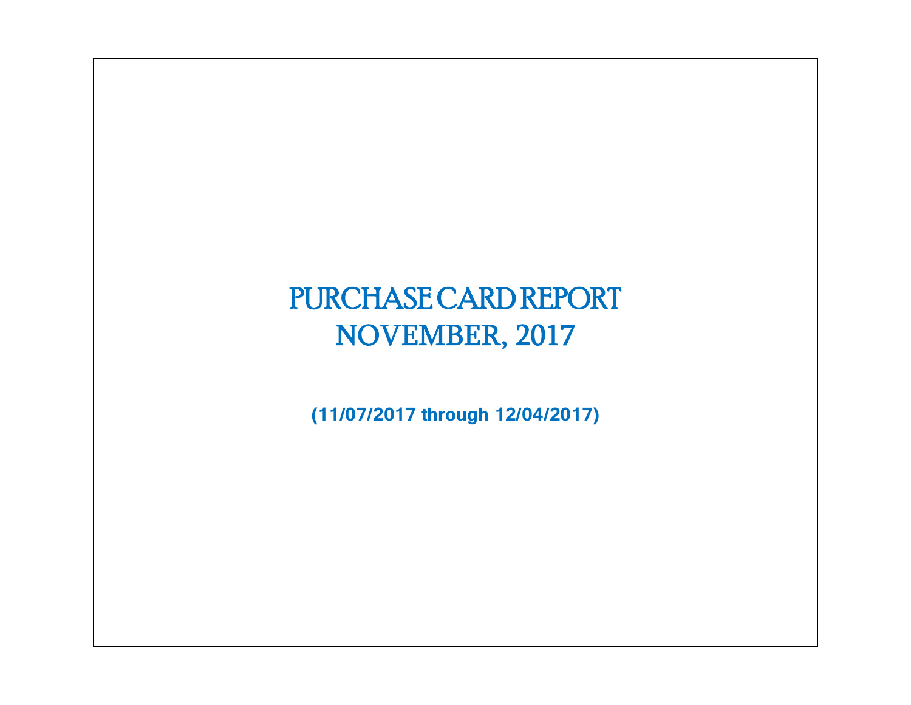# PURCHASE CARD REPORT
# NOVEMBER, 2017

**(11/07/2017 through 12/04/2017)**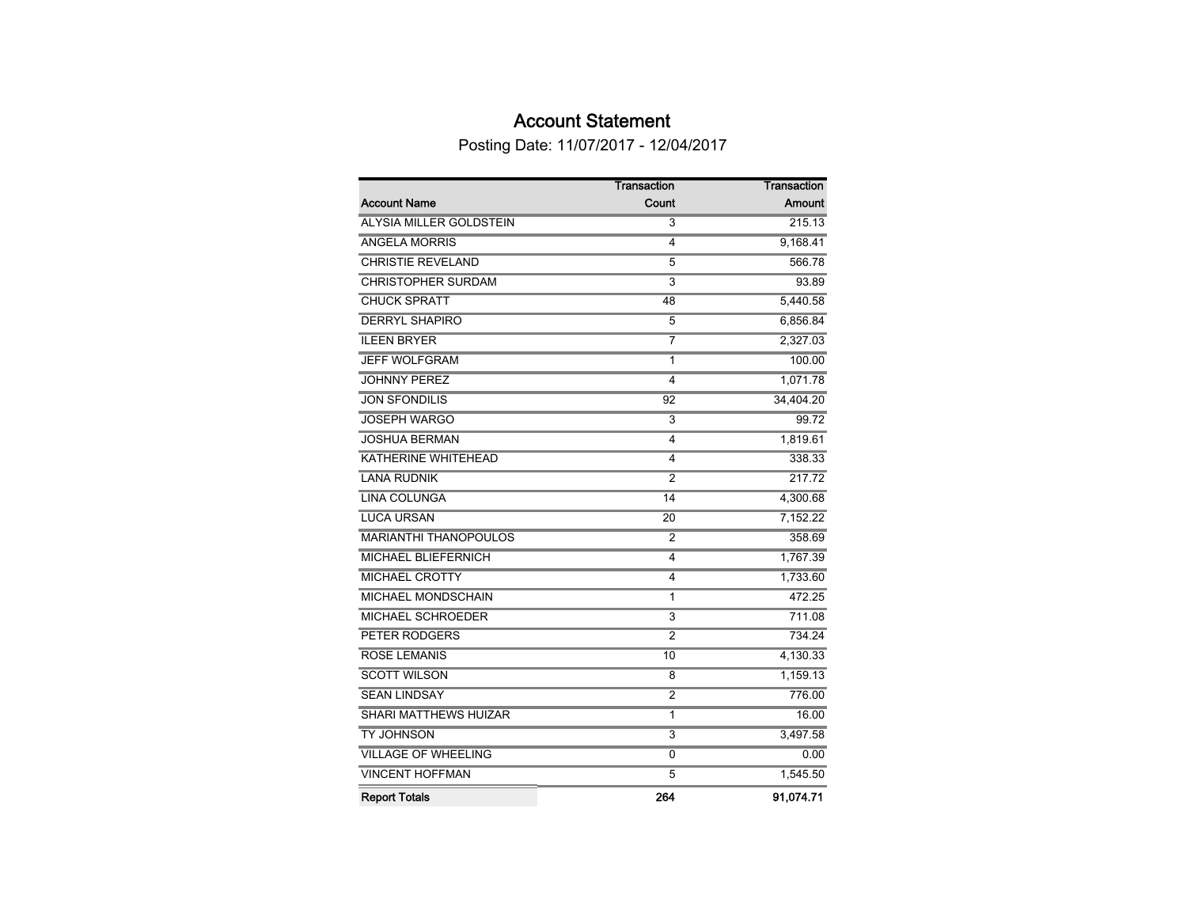# Account Statement

Posting Date: 11/07/2017 - 12/04/2017

| Account Name | Transaction Count | Transaction Amount |
|---|---|---|
| ALYSIA MILLER GOLDSTEIN | 3 | 215.13 |
| ANGELA MORRIS | 4 | 9,168.41 |
| CHRISTIE REVELAND | 5 | 566.78 |
| CHRISTOPHER SURDAM | 3 | 93.89 |
| CHUCK SPRATT | 48 | 5,440.58 |
| DERRYL SHAPIRO | 5 | 6,856.84 |
| ILEEN BRYER | 7 | 2,327.03 |
| JEFF WOLFGRAM | 1 | 100.00 |
| JOHNNY PEREZ | 4 | 1,071.78 |
| JON SFONDILIS | 92 | 34,404.20 |
| JOSEPH WARGO | 3 | 99.72 |
| JOSHUA BERMAN | 4 | 1,819.61 |
| KATHERINE WHITEHEAD | 4 | 338.33 |
| LANA RUDNIK | 2 | 217.72 |
| LINA COLUNGA | 14 | 4,300.68 |
| LUCA URSAN | 20 | 7,152.22 |
| MARIANTHI THANOPOULOS | 2 | 358.69 |
| MICHAEL BLIEFERNICH | 4 | 1,767.39 |
| MICHAEL CROTTY | 4 | 1,733.60 |
| MICHAEL MONDSCHAIN | 1 | 472.25 |
| MICHAEL SCHROEDER | 3 | 711.08 |
| PETER RODGERS | 2 | 734.24 |
| ROSE LEMANIS | 10 | 4,130.33 |
| SCOTT WILSON | 8 | 1,159.13 |
| SEAN LINDSAY | 2 | 776.00 |
| SHARI MATTHEWS HUIZAR | 1 | 16.00 |
| TY JOHNSON | 3 | 3,497.58 |
| VILLAGE OF WHEELING | 0 | 0.00 |
| VINCENT HOFFMAN | 5 | 1,545.50 |
| **Report Totals** | **264** | **91,074.71** |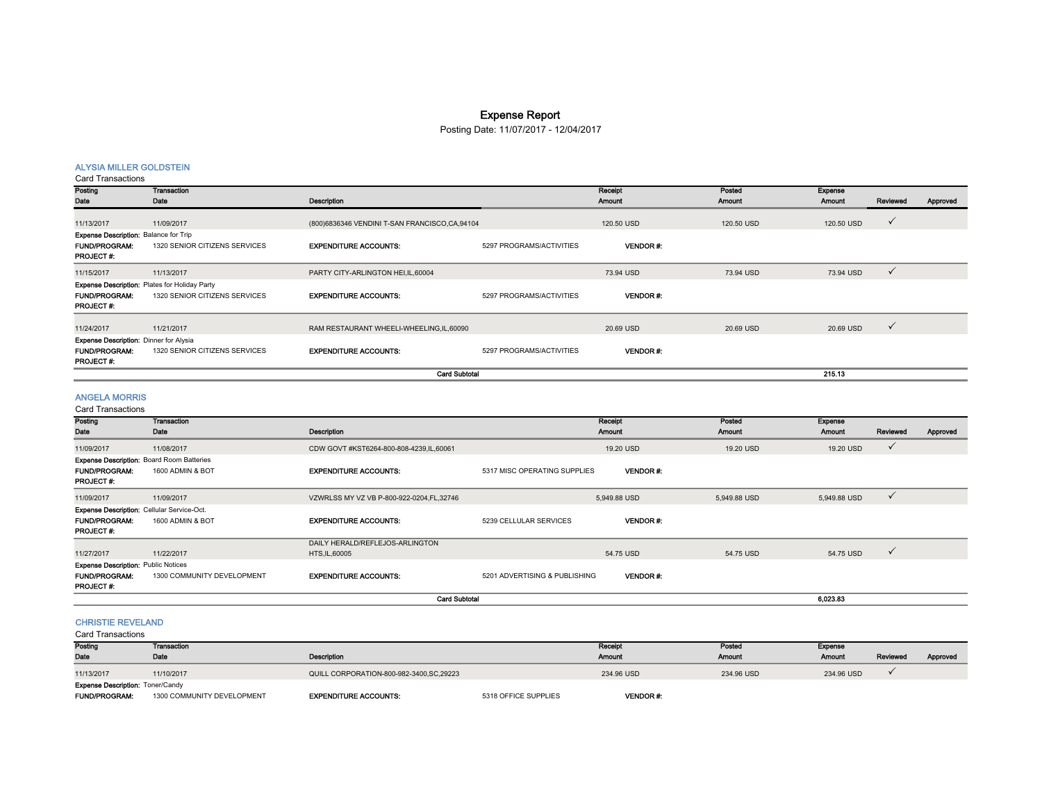# Expense Report

Posting Date: 11/07/2017 - 12/04/2017

## ALYSIA MILLER GOLDSTEIN

Card Transactions

| Posting Date | Transaction Date | Description | Receipt Amount | Posted Amount | Expense Amount | Reviewed | Approved |
|---|---|---|---|---|---|---|---|
| 11/13/2017 | 11/09/2017 | (800)6836346 VENDINI T-SAN FRANCISCO,CA,94104 | 120.50 USD | 120.50 USD | 120.50 USD | ✓ | |

**Expense Description:** Balance for Trip
**FUND/PROGRAM:** 1320 SENIOR CITIZENS SERVICES **EXPENDITURE ACCOUNTS:** 5297 PROGRAMS/ACTIVITIES **VENDOR #:**
**PROJECT #:**

| Posting Date | Transaction Date | Description | Receipt Amount | Posted Amount | Expense Amount | Reviewed | Approved |
|---|---|---|---|---|---|---|---|
| 11/15/2017 | 11/13/2017 | PARTY CITY-ARLINGTON HEI,IL,60004 | 73.94 USD | 73.94 USD | 73.94 USD | ✓ | |

**Expense Description:** Plates for Holiday Party
**FUND/PROGRAM:** 1320 SENIOR CITIZENS SERVICES **EXPENDITURE ACCOUNTS:** 5297 PROGRAMS/ACTIVITIES **VENDOR #:**
**PROJECT #:**

| Posting Date | Transaction Date | Description | Receipt Amount | Posted Amount | Expense Amount | Reviewed | Approved |
|---|---|---|---|---|---|---|---|
| 11/24/2017 | 11/21/2017 | RAM RESTAURANT WHEELI-WHEELING,IL,60090 | 20.69 USD | 20.69 USD | 20.69 USD | ✓ | |

**Expense Description:** Dinner for Alysia
**FUND/PROGRAM:** 1320 SENIOR CITIZENS SERVICES **EXPENDITURE ACCOUNTS:** 5297 PROGRAMS/ACTIVITIES **VENDOR #:**
**PROJECT #:**

**Card Subtotal** 215.13

## ANGELA MORRIS

Card Transactions

| Posting Date | Transaction Date | Description | Receipt Amount | Posted Amount | Expense Amount | Reviewed | Approved |
|---|---|---|---|---|---|---|---|
| 11/09/2017 | 11/08/2017 | CDW GOVT #KST6264-800-808-4239,IL,60061 | 19.20 USD | 19.20 USD | 19.20 USD | ✓ | |

**Expense Description:** Board Room Batteries
**FUND/PROGRAM:** 1600 ADMIN & BOT **EXPENDITURE ACCOUNTS:** 5317 MISC OPERATING SUPPLIES **VENDOR #:**
**PROJECT #:**

| Posting Date | Transaction Date | Description | Receipt Amount | Posted Amount | Expense Amount | Reviewed | Approved |
|---|---|---|---|---|---|---|---|
| 11/09/2017 | 11/09/2017 | VZWRLSS MY VZ VB P-800-922-0204,FL,32746 | 5,949.88 USD | 5,949.88 USD | 5,949.88 USD | ✓ | |

**Expense Description:** Cellular Service-Oct.
**FUND/PROGRAM:** 1600 ADMIN & BOT **EXPENDITURE ACCOUNTS:** 5239 CELLULAR SERVICES **VENDOR #:**
**PROJECT #:**

| Posting Date | Transaction Date | Description | Receipt Amount | Posted Amount | Expense Amount | Reviewed | Approved |
|---|---|---|---|---|---|---|---|
| 11/27/2017 | 11/22/2017 | DAILY HERALD/REFLEJOS-ARLINGTON HTS,IL,60005 | 54.75 USD | 54.75 USD | 54.75 USD | ✓ | |

**Expense Description:** Public Notices
**FUND/PROGRAM:** 1300 COMMUNITY DEVELOPMENT **EXPENDITURE ACCOUNTS:** 5201 ADVERTISING & PUBLISHING **VENDOR #:**
**PROJECT #:**

**Card Subtotal** 6,023.83

## CHRISTIE REVELAND

Card Transactions

| Posting Date | Transaction Date | Description | Receipt Amount | Posted Amount | Expense Amount | Reviewed | Approved |
|---|---|---|---|---|---|---|---|
| 11/13/2017 | 11/10/2017 | QUILL CORPORATION-800-982-3400,SC,29223 | 234.96 USD | 234.96 USD | 234.96 USD | ✓ | |

**Expense Description:** Toner/Candy
**FUND/PROGRAM:** 1300 COMMUNITY DEVELOPMENT **EXPENDITURE ACCOUNTS:** 5318 OFFICE SUPPLIES **VENDOR #:**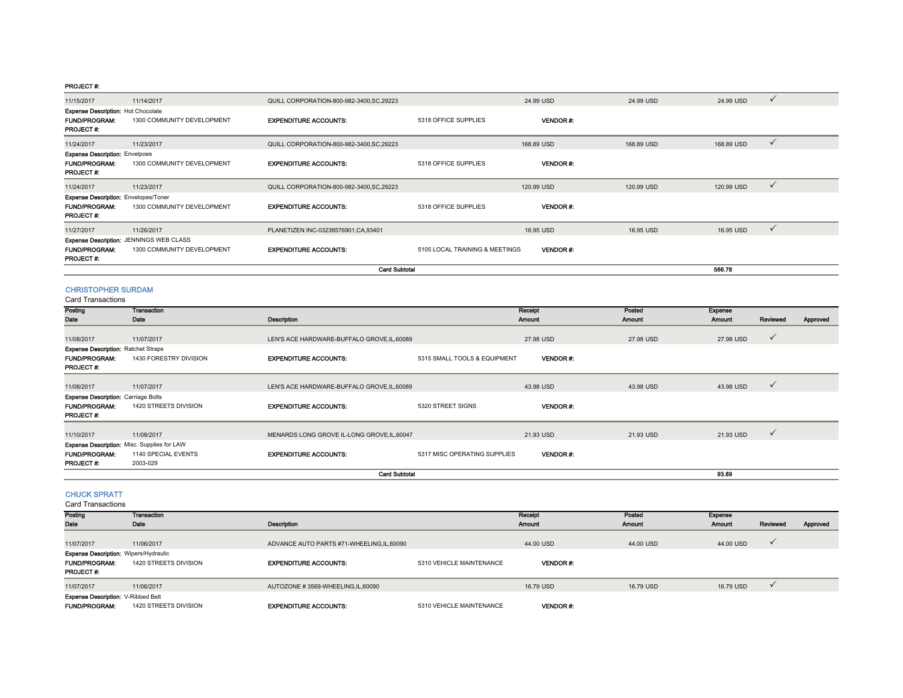PROJECT #:

| Posting Date | Transaction Date | Description | Receipt Amount | Posted Amount | Expense Amount | Reviewed | Approved |
|---|---|---|---|---|---|---|---|
| 11/15/2017 | 11/14/2017 | QUILL CORPORATION-800-982-3400,SC,29223 | 24.99 USD | 24.99 USD | 24.99 USD | ✓ | |

Expense Description: Hot Chocolate
FUND/PROGRAM: 1300 COMMUNITY DEVELOPMENT | EXPENDITURE ACCOUNTS: 5318 OFFICE SUPPLIES | VENDOR #:
PROJECT #:

| Posting Date | Transaction Date | Description | Receipt Amount | Posted Amount | Expense Amount | Reviewed | Approved |
|---|---|---|---|---|---|---|---|
| 11/24/2017 | 11/23/2017 | QUILL CORPORATION-800-982-3400,SC,29223 | 168.89 USD | 168.89 USD | 168.89 USD | ✓ | |

Expense Description: Envelpoes
FUND/PROGRAM: 1300 COMMUNITY DEVELOPMENT | EXPENDITURE ACCOUNTS: 5318 OFFICE SUPPLIES | VENDOR #:
PROJECT #:

| Posting Date | Transaction Date | Description | Receipt Amount | Posted Amount | Expense Amount | Reviewed | Approved |
|---|---|---|---|---|---|---|---|
| 11/24/2017 | 11/23/2017 | QUILL CORPORATION-800-982-3400,SC,29223 | 120.99 USD | 120.99 USD | 120.99 USD | ✓ | |

Expense Description: Envelopes/Toner
FUND/PROGRAM: 1300 COMMUNITY DEVELOPMENT | EXPENDITURE ACCOUNTS: 5318 OFFICE SUPPLIES | VENDOR #:
PROJECT #:

| Posting Date | Transaction Date | Description | Receipt Amount | Posted Amount | Expense Amount | Reviewed | Approved |
|---|---|---|---|---|---|---|---|
| 11/27/2017 | 11/26/2017 | PLANETIZEN INC-03238576901,CA,93401 | 16.95 USD | 16.95 USD | 16.95 USD | ✓ | |

Expense Description: JENNINGS WEB CLASS
FUND/PROGRAM: 1300 COMMUNITY DEVELOPMENT | EXPENDITURE ACCOUNTS: 5105 LOCAL TRAINING & MEETINGS | VENDOR #:
PROJECT #:

**Card Subtotal: 566.78**

## CHRISTOPHER SURDAM

Card Transactions

| Posting Date | Transaction Date | Description | Receipt Amount | Posted Amount | Expense Amount | Reviewed | Approved |
|---|---|---|---|---|---|---|---|
| 11/08/2017 | 11/07/2017 | LEN'S ACE HARDWARE-BUFFALO GROVE,IL,60089 | 27.98 USD | 27.98 USD | 27.98 USD | ✓ | |

Expense Description: Ratchet Straps
FUND/PROGRAM: 1430 FORESTRY DIVISION | EXPENDITURE ACCOUNTS: 5315 SMALL TOOLS & EQUIPMENT | VENDOR #:
PROJECT #:

| Posting Date | Transaction Date | Description | Receipt Amount | Posted Amount | Expense Amount | Reviewed | Approved |
|---|---|---|---|---|---|---|---|
| 11/08/2017 | 11/07/2017 | LEN'S ACE HARDWARE-BUFFALO GROVE,IL,60089 | 43.98 USD | 43.98 USD | 43.98 USD | ✓ | |

Expense Description: Carriage Bolts
FUND/PROGRAM: 1420 STREETS DIVISION | EXPENDITURE ACCOUNTS: 5320 STREET SIGNS | VENDOR #:
PROJECT #:

| Posting Date | Transaction Date | Description | Receipt Amount | Posted Amount | Expense Amount | Reviewed | Approved |
|---|---|---|---|---|---|---|---|
| 11/10/2017 | 11/08/2017 | MENARDS LONG GROVE IL-LONG GROVE,IL,60047 | 21.93 USD | 21.93 USD | 21.93 USD | ✓ | |

Expense Description: Misc. Supplies for LAW
FUND/PROGRAM: 1140 SPECIAL EVENTS | EXPENDITURE ACCOUNTS: 5317 MISC OPERATING SUPPLIES | VENDOR #:
PROJECT #: 2003-029

**Card Subtotal: 93.89**

## CHUCK SPRATT

Card Transactions

| Posting Date | Transaction Date | Description | Receipt Amount | Posted Amount | Expense Amount | Reviewed | Approved |
|---|---|---|---|---|---|---|---|
| 11/07/2017 | 11/06/2017 | ADVANCE AUTO PARTS #71-WHEELING,IL,60090 | 44.00 USD | 44.00 USD | 44.00 USD | ✓ | |

Expense Description: Wipers/Hydraulic
FUND/PROGRAM: 1420 STREETS DIVISION | EXPENDITURE ACCOUNTS: 5310 VEHICLE MAINTENANCE | VENDOR #:
PROJECT #:

| Posting Date | Transaction Date | Description | Receipt Amount | Posted Amount | Expense Amount | Reviewed | Approved |
|---|---|---|---|---|---|---|---|
| 11/07/2017 | 11/06/2017 | AUTOZONE # 3569-WHEELING,IL,60090 | 16.79 USD | 16.79 USD | 16.79 USD | ✓ | |

Expense Description: V-Ribbed Belt
FUND/PROGRAM: 1420 STREETS DIVISION | EXPENDITURE ACCOUNTS: 5310 VEHICLE MAINTENANCE | VENDOR #: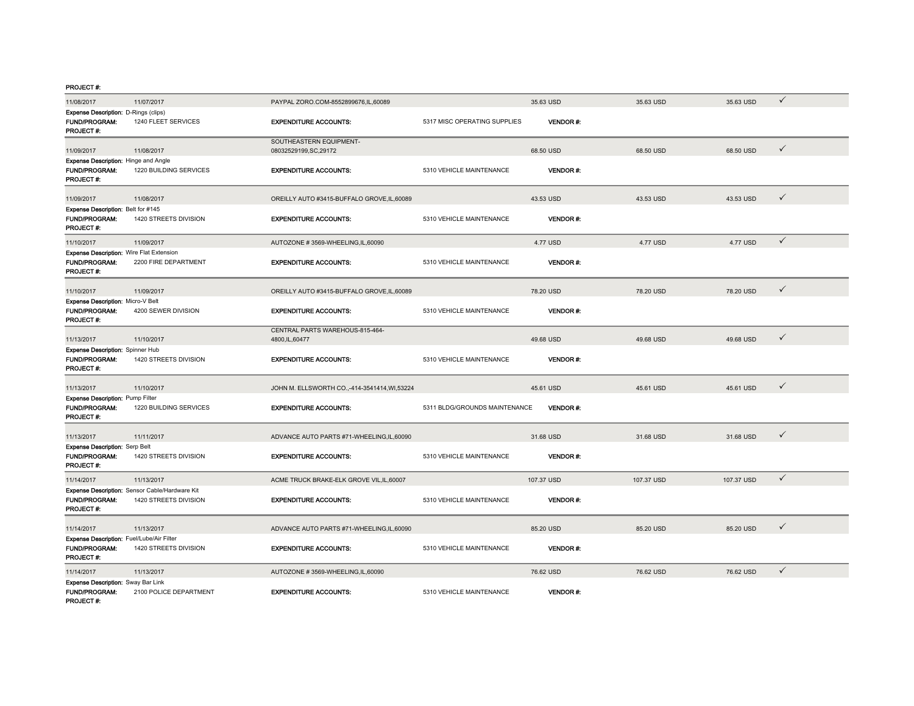PROJECT #:

| | | | | | | | |
|---|---|---|---|---|---|---|---|
| 11/08/2017 | 11/07/2017 | PAYPAL ZORO.COM-8552899676,IL,60089 | | 35.63 USD | 35.63 USD | 35.63 USD | ✓ |

**Expense Description:** D-Rings (clips)
**FUND/PROGRAM:** 1240 FLEET SERVICES **EXPENDITURE ACCOUNTS:** 5317 MISC OPERATING SUPPLIES **VENDOR #:**
**PROJECT #:**

| | | | | | | | |
|---|---|---|---|---|---|---|---|
| 11/09/2017 | 11/08/2017 | SOUTHEASTERN EQUIPMENT-08032529199,SC,29172 | | 68.50 USD | 68.50 USD | 68.50 USD | ✓ |

**Expense Description:** Hinge and Angle
**FUND/PROGRAM:** 1220 BUILDING SERVICES **EXPENDITURE ACCOUNTS:** 5310 VEHICLE MAINTENANCE **VENDOR #:**
**PROJECT #:**

| | | | | | | | |
|---|---|---|---|---|---|---|---|
| 11/09/2017 | 11/08/2017 | OREILLY AUTO #3415-BUFFALO GROVE,IL,60089 | | 43.53 USD | 43.53 USD | 43.53 USD | ✓ |

**Expense Description:** Belt for #145
**FUND/PROGRAM:** 1420 STREETS DIVISION **EXPENDITURE ACCOUNTS:** 5310 VEHICLE MAINTENANCE **VENDOR #:**
**PROJECT #:**

| | | | | | | | |
|---|---|---|---|---|---|---|---|
| 11/10/2017 | 11/09/2017 | AUTOZONE # 3569-WHEELING,IL,60090 | | 4.77 USD | 4.77 USD | 4.77 USD | ✓ |

**Expense Description:** Wire Flat Extension
**FUND/PROGRAM:** 2200 FIRE DEPARTMENT **EXPENDITURE ACCOUNTS:** 5310 VEHICLE MAINTENANCE **VENDOR #:**
**PROJECT #:**

| | | | | | | | |
|---|---|---|---|---|---|---|---|
| 11/10/2017 | 11/09/2017 | OREILLY AUTO #3415-BUFFALO GROVE,IL,60089 | | 78.20 USD | 78.20 USD | 78.20 USD | ✓ |

**Expense Description:** Micro-V Belt
**FUND/PROGRAM:** 4200 SEWER DIVISION **EXPENDITURE ACCOUNTS:** 5310 VEHICLE MAINTENANCE **VENDOR #:**
**PROJECT #:**

| | | | | | | | |
|---|---|---|---|---|---|---|---|
| 11/13/2017 | 11/10/2017 | CENTRAL PARTS WAREHOUS-815-464-4800,IL,60477 | | 49.68 USD | 49.68 USD | 49.68 USD | ✓ |

**Expense Description:** Spinner Hub
**FUND/PROGRAM:** 1420 STREETS DIVISION **EXPENDITURE ACCOUNTS:** 5310 VEHICLE MAINTENANCE **VENDOR #:**
**PROJECT #:**

| | | | | | | | |
|---|---|---|---|---|---|---|---|
| 11/13/2017 | 11/10/2017 | JOHN M. ELLSWORTH CO.,-414-3541414,WI,53224 | | 45.61 USD | 45.61 USD | 45.61 USD | ✓ |

**Expense Description:** Pump Filter
**FUND/PROGRAM:** 1220 BUILDING SERVICES **EXPENDITURE ACCOUNTS:** 5311 BLDG/GROUNDS MAINTENANCE **VENDOR #:**
**PROJECT #:**

| | | | | | | | |
|---|---|---|---|---|---|---|---|
| 11/13/2017 | 11/11/2017 | ADVANCE AUTO PARTS #71-WHEELING,IL,60090 | | 31.68 USD | 31.68 USD | 31.68 USD | ✓ |

**Expense Description:** Serp Belt
**FUND/PROGRAM:** 1420 STREETS DIVISION **EXPENDITURE ACCOUNTS:** 5310 VEHICLE MAINTENANCE **VENDOR #:**
**PROJECT #:**

| | | | | | | | |
|---|---|---|---|---|---|---|---|
| 11/14/2017 | 11/13/2017 | ACME TRUCK BRAKE-ELK GROVE VIL,IL,60007 | | 107.37 USD | 107.37 USD | 107.37 USD | ✓ |

**Expense Description:** Sensor Cable/Hardware Kit
**FUND/PROGRAM:** 1420 STREETS DIVISION **EXPENDITURE ACCOUNTS:** 5310 VEHICLE MAINTENANCE **VENDOR #:**
**PROJECT #:**

| | | | | | | | |
|---|---|---|---|---|---|---|---|
| 11/14/2017 | 11/13/2017 | ADVANCE AUTO PARTS #71-WHEELING,IL,60090 | | 85.20 USD | 85.20 USD | 85.20 USD | ✓ |

**Expense Description:** Fuel/Lube/Air Filter
**FUND/PROGRAM:** 1420 STREETS DIVISION **EXPENDITURE ACCOUNTS:** 5310 VEHICLE MAINTENANCE **VENDOR #:**
**PROJECT #:**

| | | | | | | | |
|---|---|---|---|---|---|---|---|
| 11/14/2017 | 11/13/2017 | AUTOZONE # 3569-WHEELING,IL,60090 | | 76.62 USD | 76.62 USD | 76.62 USD | ✓ |

**Expense Description:** Sway Bar Link
**FUND/PROGRAM:** 2100 POLICE DEPARTMENT **EXPENDITURE ACCOUNTS:** 5310 VEHICLE MAINTENANCE **VENDOR #:**
**PROJECT #:**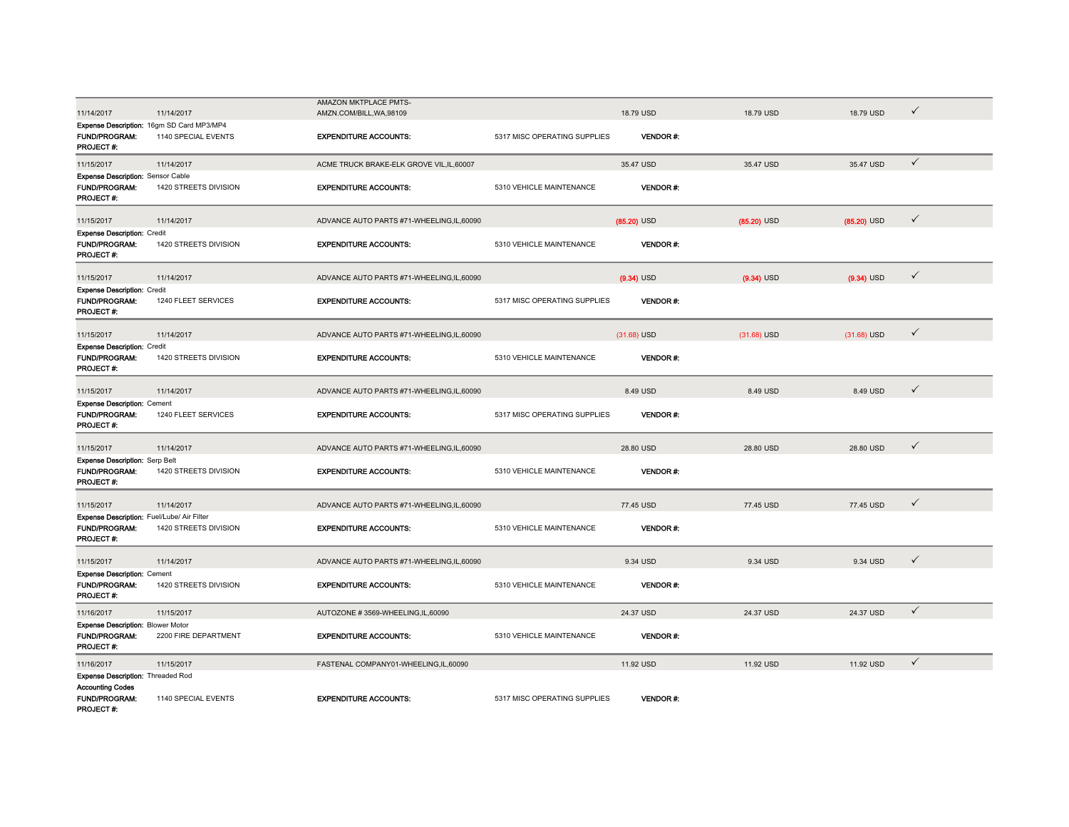| Transaction Date | Posting Date | Merchant | Amount | | | |
|---|---|---|---|---|---|---|
| 11/14/2017 | 11/14/2017 | AMAZON MKTPLACE PMTS-AMZN.COM/BILL,WA,98109 | 18.79 USD | 18.79 USD | 18.79 USD | ✓ |

Expense Description: 16gm SD Card MP3/MP4
**FUND/PROGRAM:** 1140 SPECIAL EVENTS **EXPENDITURE ACCOUNTS:** 5317 MISC OPERATING SUPPLIES **VENDOR #:**
**PROJECT #:**

| | | | | | | |
|---|---|---|---|---|---|---|
| 11/15/2017 | 11/14/2017 | ACME TRUCK BRAKE-ELK GROVE VIL,IL,60007 | 35.47 USD | 35.47 USD | 35.47 USD | ✓ |

Expense Description: Sensor Cable
**FUND/PROGRAM:** 1420 STREETS DIVISION **EXPENDITURE ACCOUNTS:** 5310 VEHICLE MAINTENANCE **VENDOR #:**
**PROJECT #:**

| | | | | | | |
|---|---|---|---|---|---|---|
| 11/15/2017 | 11/14/2017 | ADVANCE AUTO PARTS #71-WHEELING,IL,60090 | (85.20) USD | (85.20) USD | (85.20) USD | ✓ |

Expense Description: Credit
**FUND/PROGRAM:** 1420 STREETS DIVISION **EXPENDITURE ACCOUNTS:** 5310 VEHICLE MAINTENANCE **VENDOR #:**
**PROJECT #:**

| | | | | | | |
|---|---|---|---|---|---|---|
| 11/15/2017 | 11/14/2017 | ADVANCE AUTO PARTS #71-WHEELING,IL,60090 | (9.34) USD | (9.34) USD | (9.34) USD | ✓ |

Expense Description: Credit
**FUND/PROGRAM:** 1240 FLEET SERVICES **EXPENDITURE ACCOUNTS:** 5317 MISC OPERATING SUPPLIES **VENDOR #:**
**PROJECT #:**

| | | | | | | |
|---|---|---|---|---|---|---|
| 11/15/2017 | 11/14/2017 | ADVANCE AUTO PARTS #71-WHEELING,IL,60090 | (31.68) USD | (31.68) USD | (31.68) USD | ✓ |

Expense Description: Credit
**FUND/PROGRAM:** 1420 STREETS DIVISION **EXPENDITURE ACCOUNTS:** 5310 VEHICLE MAINTENANCE **VENDOR #:**
**PROJECT #:**

| | | | | | | |
|---|---|---|---|---|---|---|
| 11/15/2017 | 11/14/2017 | ADVANCE AUTO PARTS #71-WHEELING,IL,60090 | 8.49 USD | 8.49 USD | 8.49 USD | ✓ |

Expense Description: Cement
**FUND/PROGRAM:** 1240 FLEET SERVICES **EXPENDITURE ACCOUNTS:** 5317 MISC OPERATING SUPPLIES **VENDOR #:**
**PROJECT #:**

| | | | | | | |
|---|---|---|---|---|---|---|
| 11/15/2017 | 11/14/2017 | ADVANCE AUTO PARTS #71-WHEELING,IL,60090 | 28.80 USD | 28.80 USD | 28.80 USD | ✓ |

Expense Description: Serp Belt
**FUND/PROGRAM:** 1420 STREETS DIVISION **EXPENDITURE ACCOUNTS:** 5310 VEHICLE MAINTENANCE **VENDOR #:**
**PROJECT #:**

| | | | | | | |
|---|---|---|---|---|---|---|
| 11/15/2017 | 11/14/2017 | ADVANCE AUTO PARTS #71-WHEELING,IL,60090 | 77.45 USD | 77.45 USD | 77.45 USD | ✓ |

Expense Description: Fuel/Lube/ Air Filter
**FUND/PROGRAM:** 1420 STREETS DIVISION **EXPENDITURE ACCOUNTS:** 5310 VEHICLE MAINTENANCE **VENDOR #:**
**PROJECT #:**

| | | | | | | |
|---|---|---|---|---|---|---|
| 11/15/2017 | 11/14/2017 | ADVANCE AUTO PARTS #71-WHEELING,IL,60090 | 9.34 USD | 9.34 USD | 9.34 USD | ✓ |

Expense Description: Cement
**FUND/PROGRAM:** 1420 STREETS DIVISION **EXPENDITURE ACCOUNTS:** 5310 VEHICLE MAINTENANCE **VENDOR #:**
**PROJECT #:**

| | | | | | | |
|---|---|---|---|---|---|---|
| 11/16/2017 | 11/15/2017 | AUTOZONE # 3569-WHEELING,IL,60090 | 24.37 USD | 24.37 USD | 24.37 USD | ✓ |

Expense Description: Blower Motor
**FUND/PROGRAM:** 2200 FIRE DEPARTMENT **EXPENDITURE ACCOUNTS:** 5310 VEHICLE MAINTENANCE **VENDOR #:**
**PROJECT #:**

| | | | | | | |
|---|---|---|---|---|---|---|
| 11/16/2017 | 11/15/2017 | FASTENAL COMPANY01-WHEELING,IL,60090 | 11.92 USD | 11.92 USD | 11.92 USD | ✓ |

Expense Description: Threaded Rod
**Accounting Codes**
**FUND/PROGRAM:** 1140 SPECIAL EVENTS **EXPENDITURE ACCOUNTS:** 5317 MISC OPERATING SUPPLIES **VENDOR #:**
**PROJECT #:**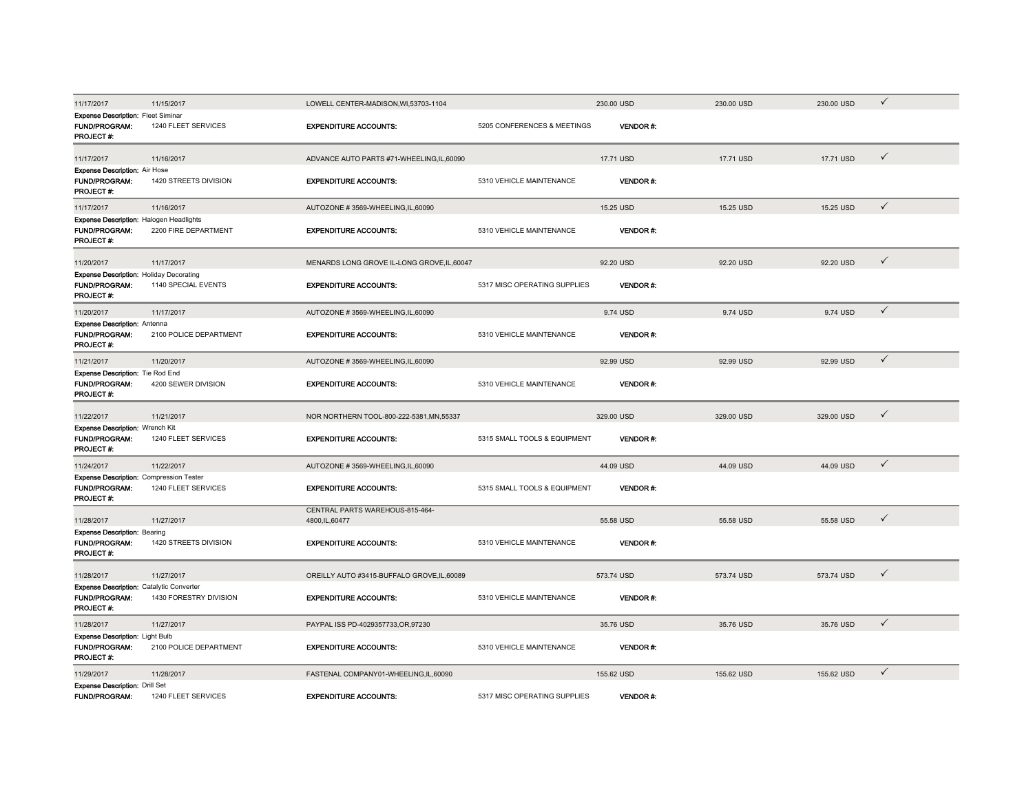| Post Date | Trans Date | Merchant | Amount | Amount | Amount | Approved |
|---|---|---|---|---|---|---|
| 11/17/2017 | 11/15/2017 | LOWELL CENTER-MADISON,WI,53703-1104 | 230.00 USD | 230.00 USD | 230.00 USD | ✓ |

**Expense Description:** Fleet Siminar
**FUND/PROGRAM:** 1240 FLEET SERVICES **EXPENDITURE ACCOUNTS:** 5205 CONFERENCES & MEETINGS **VENDOR #:**
**PROJECT #:**

| | | | | | | |
|---|---|---|---|---|---|---|
| 11/17/2017 | 11/16/2017 | ADVANCE AUTO PARTS #71-WHEELING,IL,60090 | 17.71 USD | 17.71 USD | 17.71 USD | ✓ |

**Expense Description:** Air Hose
**FUND/PROGRAM:** 1420 STREETS DIVISION **EXPENDITURE ACCOUNTS:** 5310 VEHICLE MAINTENANCE **VENDOR #:**
**PROJECT #:**

| | | | | | | |
|---|---|---|---|---|---|---|
| 11/17/2017 | 11/16/2017 | AUTOZONE # 3569-WHEELING,IL,60090 | 15.25 USD | 15.25 USD | 15.25 USD | ✓ |

**Expense Description:** Halogen Headlights
**FUND/PROGRAM:** 2200 FIRE DEPARTMENT **EXPENDITURE ACCOUNTS:** 5310 VEHICLE MAINTENANCE **VENDOR #:**
**PROJECT #:**

| | | | | | | |
|---|---|---|---|---|---|---|
| 11/20/2017 | 11/17/2017 | MENARDS LONG GROVE IL-LONG GROVE,IL,60047 | 92.20 USD | 92.20 USD | 92.20 USD | ✓ |

**Expense Description:** Holiday Decorating
**FUND/PROGRAM:** 1140 SPECIAL EVENTS **EXPENDITURE ACCOUNTS:** 5317 MISC OPERATING SUPPLIES **VENDOR #:**
**PROJECT #:**

| | | | | | | |
|---|---|---|---|---|---|---|
| 11/20/2017 | 11/17/2017 | AUTOZONE # 3569-WHEELING,IL,60090 | 9.74 USD | 9.74 USD | 9.74 USD | ✓ |

**Expense Description:** Antenna
**FUND/PROGRAM:** 2100 POLICE DEPARTMENT **EXPENDITURE ACCOUNTS:** 5310 VEHICLE MAINTENANCE **VENDOR #:**
**PROJECT #:**

| | | | | | | |
|---|---|---|---|---|---|---|
| 11/21/2017 | 11/20/2017 | AUTOZONE # 3569-WHEELING,IL,60090 | 92.99 USD | 92.99 USD | 92.99 USD | ✓ |

**Expense Description:** Tie Rod End
**FUND/PROGRAM:** 4200 SEWER DIVISION **EXPENDITURE ACCOUNTS:** 5310 VEHICLE MAINTENANCE **VENDOR #:**
**PROJECT #:**

| | | | | | | |
|---|---|---|---|---|---|---|
| 11/22/2017 | 11/21/2017 | NOR NORTHERN TOOL-800-222-5381,MN,55337 | 329.00 USD | 329.00 USD | 329.00 USD | ✓ |

**Expense Description:** Wrench Kit
**FUND/PROGRAM:** 1240 FLEET SERVICES **EXPENDITURE ACCOUNTS:** 5315 SMALL TOOLS & EQUIPMENT **VENDOR #:**
**PROJECT #:**

| | | | | | | |
|---|---|---|---|---|---|---|
| 11/24/2017 | 11/22/2017 | AUTOZONE # 3569-WHEELING,IL,60090 | 44.09 USD | 44.09 USD | 44.09 USD | ✓ |

**Expense Description:** Compression Tester
**FUND/PROGRAM:** 1240 FLEET SERVICES **EXPENDITURE ACCOUNTS:** 5315 SMALL TOOLS & EQUIPMENT **VENDOR #:**
**PROJECT #:**

| | | | | | | |
|---|---|---|---|---|---|---|
| 11/28/2017 | 11/27/2017 | CENTRAL PARTS WAREHOUS-815-464-4800,IL,60477 | 55.58 USD | 55.58 USD | 55.58 USD | ✓ |

**Expense Description:** Bearing
**FUND/PROGRAM:** 1420 STREETS DIVISION **EXPENDITURE ACCOUNTS:** 5310 VEHICLE MAINTENANCE **VENDOR #:**
**PROJECT #:**

| | | | | | | |
|---|---|---|---|---|---|---|
| 11/28/2017 | 11/27/2017 | OREILLY AUTO #3415-BUFFALO GROVE,IL,60089 | 573.74 USD | 573.74 USD | 573.74 USD | ✓ |

**Expense Description:** Catalytic Converter
**FUND/PROGRAM:** 1430 FORESTRY DIVISION **EXPENDITURE ACCOUNTS:** 5310 VEHICLE MAINTENANCE **VENDOR #:**
**PROJECT #:**

| | | | | | | |
|---|---|---|---|---|---|---|
| 11/28/2017 | 11/27/2017 | PAYPAL ISS PD-4029357733,OR,97230 | 35.76 USD | 35.76 USD | 35.76 USD | ✓ |

**Expense Description:** Light Bulb
**FUND/PROGRAM:** 2100 POLICE DEPARTMENT **EXPENDITURE ACCOUNTS:** 5310 VEHICLE MAINTENANCE **VENDOR #:**
**PROJECT #:**

| | | | | | | |
|---|---|---|---|---|---|---|
| 11/29/2017 | 11/28/2017 | FASTENAL COMPANY01-WHEELING,IL,60090 | 155.62 USD | 155.62 USD | 155.62 USD | ✓ |

**Expense Description:** Drill Set
**FUND/PROGRAM:** 1240 FLEET SERVICES **EXPENDITURE ACCOUNTS:** 5317 MISC OPERATING SUPPLIES **VENDOR #:**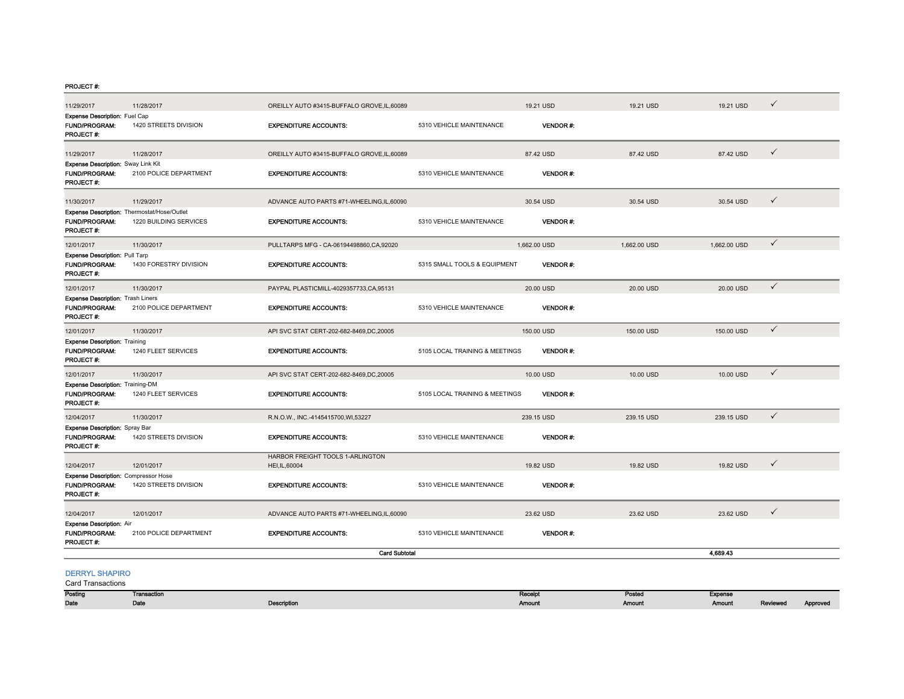**PROJECT #:**

| Posting Date | Transaction Date | Description | | Receipt Amount | Posted Amount | Expense Amount | Reviewed | Approved |
|---|---|---|---|---|---|---|---|---|
| 11/29/2017 | 11/28/2017 | OREILLY AUTO #3415-BUFFALO GROVE,IL,60089 | | 19.21 USD | 19.21 USD | 19.21 USD | ✓ | |
| **Expense Description:** Fuel Cap | | | | | | | | |
| **FUND/PROGRAM:** | 1420 STREETS DIVISION | **EXPENDITURE ACCOUNTS:** | 5310 VEHICLE MAINTENANCE | **VENDOR #:** | | | | |
| **PROJECT #:** | | | | | | | | |
| 11/29/2017 | 11/28/2017 | OREILLY AUTO #3415-BUFFALO GROVE,IL,60089 | | 87.42 USD | 87.42 USD | 87.42 USD | ✓ | |
| **Expense Description:** Sway Link Kit | | | | | | | | |
| **FUND/PROGRAM:** | 2100 POLICE DEPARTMENT | **EXPENDITURE ACCOUNTS:** | 5310 VEHICLE MAINTENANCE | **VENDOR #:** | | | | |
| **PROJECT #:** | | | | | | | | |
| 11/30/2017 | 11/29/2017 | ADVANCE AUTO PARTS #71-WHEELING,IL,60090 | | 30.54 USD | 30.54 USD | 30.54 USD | ✓ | |
| **Expense Description:** Thermostat/Hose/Outlet | | | | | | | | |
| **FUND/PROGRAM:** | 1220 BUILDING SERVICES | **EXPENDITURE ACCOUNTS:** | 5310 VEHICLE MAINTENANCE | **VENDOR #:** | | | | |
| **PROJECT #:** | | | | | | | | |
| 12/01/2017 | 11/30/2017 | PULLTARPS MFG - CA-06194498860,CA,92020 | | 1,662.00 USD | 1,662.00 USD | 1,662.00 USD | ✓ | |
| **Expense Description:** Pull Tarp | | | | | | | | |
| **FUND/PROGRAM:** | 1430 FORESTRY DIVISION | **EXPENDITURE ACCOUNTS:** | 5315 SMALL TOOLS & EQUIPMENT | **VENDOR #:** | | | | |
| **PROJECT #:** | | | | | | | | |
| 12/01/2017 | 11/30/2017 | PAYPAL PLASTICMILL-4029357733,CA,95131 | | 20.00 USD | 20.00 USD | 20.00 USD | ✓ | |
| **Expense Description:** Trash Liners | | | | | | | | |
| **FUND/PROGRAM:** | 2100 POLICE DEPARTMENT | **EXPENDITURE ACCOUNTS:** | 5310 VEHICLE MAINTENANCE | **VENDOR #:** | | | | |
| **PROJECT #:** | | | | | | | | |
| 12/01/2017 | 11/30/2017 | API SVC STAT CERT-202-682-8469,DC,20005 | | 150.00 USD | 150.00 USD | 150.00 USD | ✓ | |
| **Expense Description:** Training | | | | | | | | |
| **FUND/PROGRAM:** | 1240 FLEET SERVICES | **EXPENDITURE ACCOUNTS:** | 5105 LOCAL TRAINING & MEETINGS | **VENDOR #:** | | | | |
| **PROJECT #:** | | | | | | | | |
| 12/01/2017 | 11/30/2017 | API SVC STAT CERT-202-682-8469,DC,20005 | | 10.00 USD | 10.00 USD | 10.00 USD | ✓ | |
| **Expense Description:** Training-DM | | | | | | | | |
| **FUND/PROGRAM:** | 1240 FLEET SERVICES | **EXPENDITURE ACCOUNTS:** | 5105 LOCAL TRAINING & MEETINGS | **VENDOR #:** | | | | |
| **PROJECT #:** | | | | | | | | |
| 12/04/2017 | 11/30/2017 | R.N.O.W., INC.-4145415700,WI,53227 | | 239.15 USD | 239.15 USD | 239.15 USD | ✓ | |
| **Expense Description:** Spray Bar | | | | | | | | |
| **FUND/PROGRAM:** | 1420 STREETS DIVISION | **EXPENDITURE ACCOUNTS:** | 5310 VEHICLE MAINTENANCE | **VENDOR #:** | | | | |
| **PROJECT #:** | | | | | | | | |
| 12/04/2017 | 12/01/2017 | HARBOR FREIGHT TOOLS 1-ARLINGTON HEI,IL,60004 | | 19.82 USD | 19.82 USD | 19.82 USD | ✓ | |
| **Expense Description:** Compressor Hose | | | | | | | | |
| **FUND/PROGRAM:** | 1420 STREETS DIVISION | **EXPENDITURE ACCOUNTS:** | 5310 VEHICLE MAINTENANCE | **VENDOR #:** | | | | |
| **PROJECT #:** | | | | | | | | |
| 12/04/2017 | 12/01/2017 | ADVANCE AUTO PARTS #71-WHEELING,IL,60090 | | 23.62 USD | 23.62 USD | 23.62 USD | ✓ | |
| **Expense Description:** Air | | | | | | | | |
| **FUND/PROGRAM:** | 2100 POLICE DEPARTMENT | **EXPENDITURE ACCOUNTS:** | 5310 VEHICLE MAINTENANCE | **VENDOR #:** | | | | |
| **PROJECT #:** | | | | | | | | |
| | | **Card Subtotal** | | | | **4,689.43** | | |

## DERRYL SHAPIRO

Card Transactions

| Posting Date | Transaction Date | Description | Receipt Amount | Posted Amount | Expense Amount | Reviewed | Approved |
|---|---|---|---|---|---|---|---|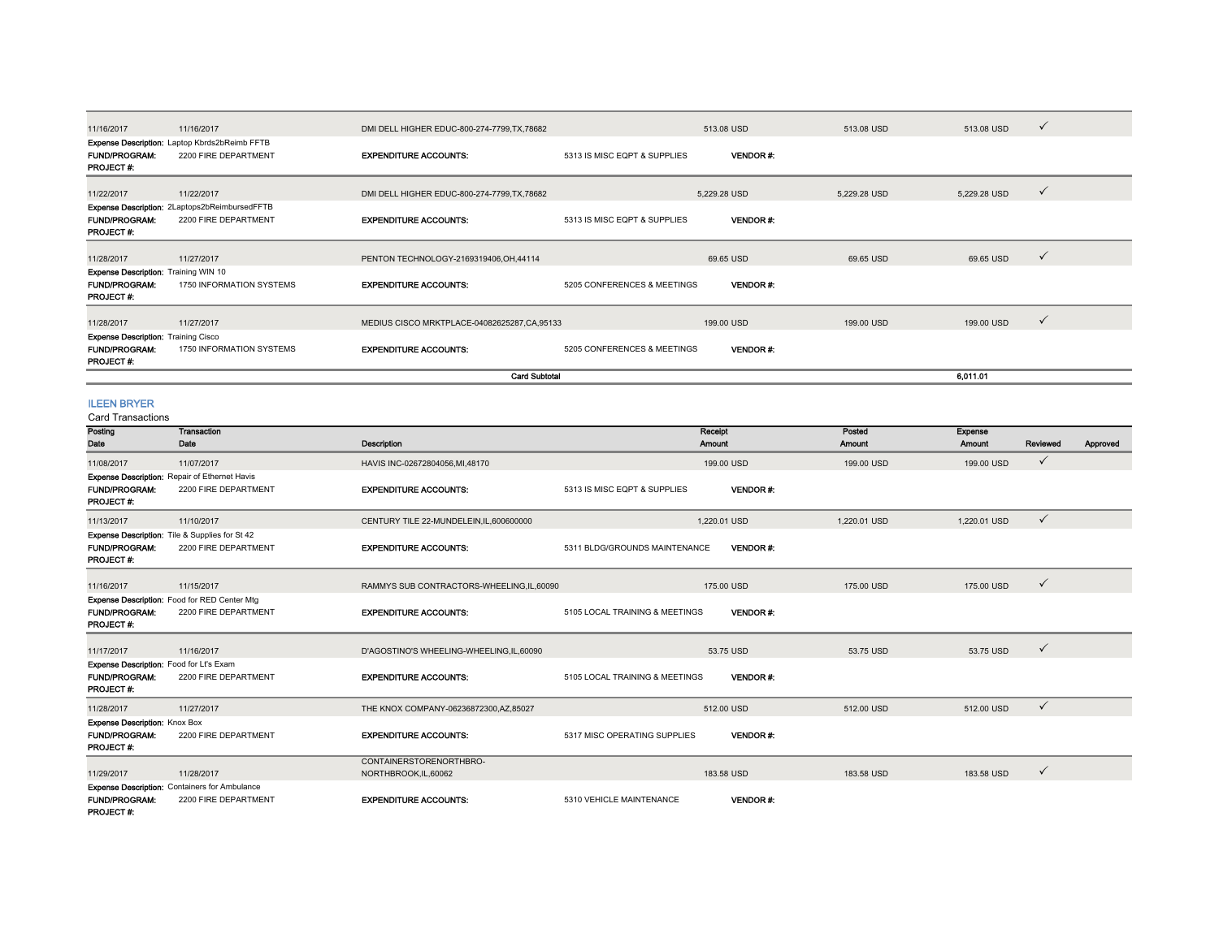| Posting Date | Transaction Date | Description | Receipt Amount | Posted Amount | Expense Amount | Reviewed | Approved |
|---|---|---|---|---|---|---|---|
| 11/16/2017 | 11/16/2017 | DMI DELL HIGHER EDUC-800-274-7799,TX,78682 | 513.08 USD | 513.08 USD | 513.08 USD | ✓ | |
| Expense Description: Laptop Kbrds2bReimb FFTB | | | | | | | |
| FUND/PROGRAM: 2200 FIRE DEPARTMENT | | EXPENDITURE ACCOUNTS: 5313 IS MISC EQPT & SUPPLIES | VENDOR #: | | | | |
| PROJECT #: | | | | | | | |
| 11/22/2017 | 11/22/2017 | DMI DELL HIGHER EDUC-800-274-7799,TX,78682 | 5,229.28 USD | 5,229.28 USD | 5,229.28 USD | ✓ | |
| Expense Description: 2Laptops2bReimbursedFFTB | | | | | | | |
| FUND/PROGRAM: 2200 FIRE DEPARTMENT | | EXPENDITURE ACCOUNTS: 5313 IS MISC EQPT & SUPPLIES | VENDOR #: | | | | |
| PROJECT #: | | | | | | | |
| 11/28/2017 | 11/27/2017 | PENTON TECHNOLOGY-2169319406,OH,44114 | 69.65 USD | 69.65 USD | 69.65 USD | ✓ | |
| Expense Description: Training WIN 10 | | | | | | | |
| FUND/PROGRAM: 1750 INFORMATION SYSTEMS | | EXPENDITURE ACCOUNTS: 5205 CONFERENCES & MEETINGS | VENDOR #: | | | | |
| PROJECT #: | | | | | | | |
| 11/28/2017 | 11/27/2017 | MEDIUS CISCO MRKTPLACE-04082625287,CA,95133 | 199.00 USD | 199.00 USD | 199.00 USD | ✓ | |
| Expense Description: Training Cisco | | | | | | | |
| FUND/PROGRAM: 1750 INFORMATION SYSTEMS | | EXPENDITURE ACCOUNTS: 5205 CONFERENCES & MEETINGS | VENDOR #: | | | | |
| PROJECT #: | | | | | | | |
| | | Card Subtotal | | | 6,011.01 | | |

## ILEEN BRYER

Card Transactions

| Posting Date | Transaction Date | Description | Receipt Amount | Posted Amount | Expense Amount | Reviewed | Approved |
|---|---|---|---|---|---|---|---|
| 11/08/2017 | 11/07/2017 | HAVIS INC-02672804056,MI,48170 | 199.00 USD | 199.00 USD | 199.00 USD | ✓ | |
| Expense Description: Repair of Ethernet Havis | | | | | | | |
| FUND/PROGRAM: 2200 FIRE DEPARTMENT | | EXPENDITURE ACCOUNTS: 5313 IS MISC EQPT & SUPPLIES | VENDOR #: | | | | |
| PROJECT #: | | | | | | | |
| 11/13/2017 | 11/10/2017 | CENTURY TILE 22-MUNDELEIN,IL,600600000 | 1,220.01 USD | 1,220.01 USD | 1,220.01 USD | ✓ | |
| Expense Description: Tile & Supplies for St 42 | | | | | | | |
| FUND/PROGRAM: 2200 FIRE DEPARTMENT | | EXPENDITURE ACCOUNTS: 5311 BLDG/GROUNDS MAINTENANCE | VENDOR #: | | | | |
| PROJECT #: | | | | | | | |
| 11/16/2017 | 11/15/2017 | RAMMYS SUB CONTRACTORS-WHEELING,IL,60090 | 175.00 USD | 175.00 USD | 175.00 USD | ✓ | |
| Expense Description: Food for RED Center Mtg | | | | | | | |
| FUND/PROGRAM: 2200 FIRE DEPARTMENT | | EXPENDITURE ACCOUNTS: 5105 LOCAL TRAINING & MEETINGS | VENDOR #: | | | | |
| PROJECT #: | | | | | | | |
| 11/17/2017 | 11/16/2017 | D'AGOSTINO'S WHEELING-WHEELING,IL,60090 | 53.75 USD | 53.75 USD | 53.75 USD | ✓ | |
| Expense Description: Food for Lt's Exam | | | | | | | |
| FUND/PROGRAM: 2200 FIRE DEPARTMENT | | EXPENDITURE ACCOUNTS: 5105 LOCAL TRAINING & MEETINGS | VENDOR #: | | | | |
| PROJECT #: | | | | | | | |
| 11/28/2017 | 11/27/2017 | THE KNOX COMPANY-06236872300,AZ,85027 | 512.00 USD | 512.00 USD | 512.00 USD | ✓ | |
| Expense Description: Knox Box | | | | | | | |
| FUND/PROGRAM: 2200 FIRE DEPARTMENT | | EXPENDITURE ACCOUNTS: 5317 MISC OPERATING SUPPLIES | VENDOR #: | | | | |
| PROJECT #: | | | | | | | |
| 11/29/2017 | 11/28/2017 | CONTAINERSTORENORTHBRO-NORTHBROOK,IL,60062 | 183.58 USD | 183.58 USD | 183.58 USD | ✓ | |
| Expense Description: Containers for Ambulance | | | | | | | |
| FUND/PROGRAM: 2200 FIRE DEPARTMENT | | EXPENDITURE ACCOUNTS: 5310 VEHICLE MAINTENANCE | VENDOR #: | | | | |
| PROJECT #: | | | | | | | |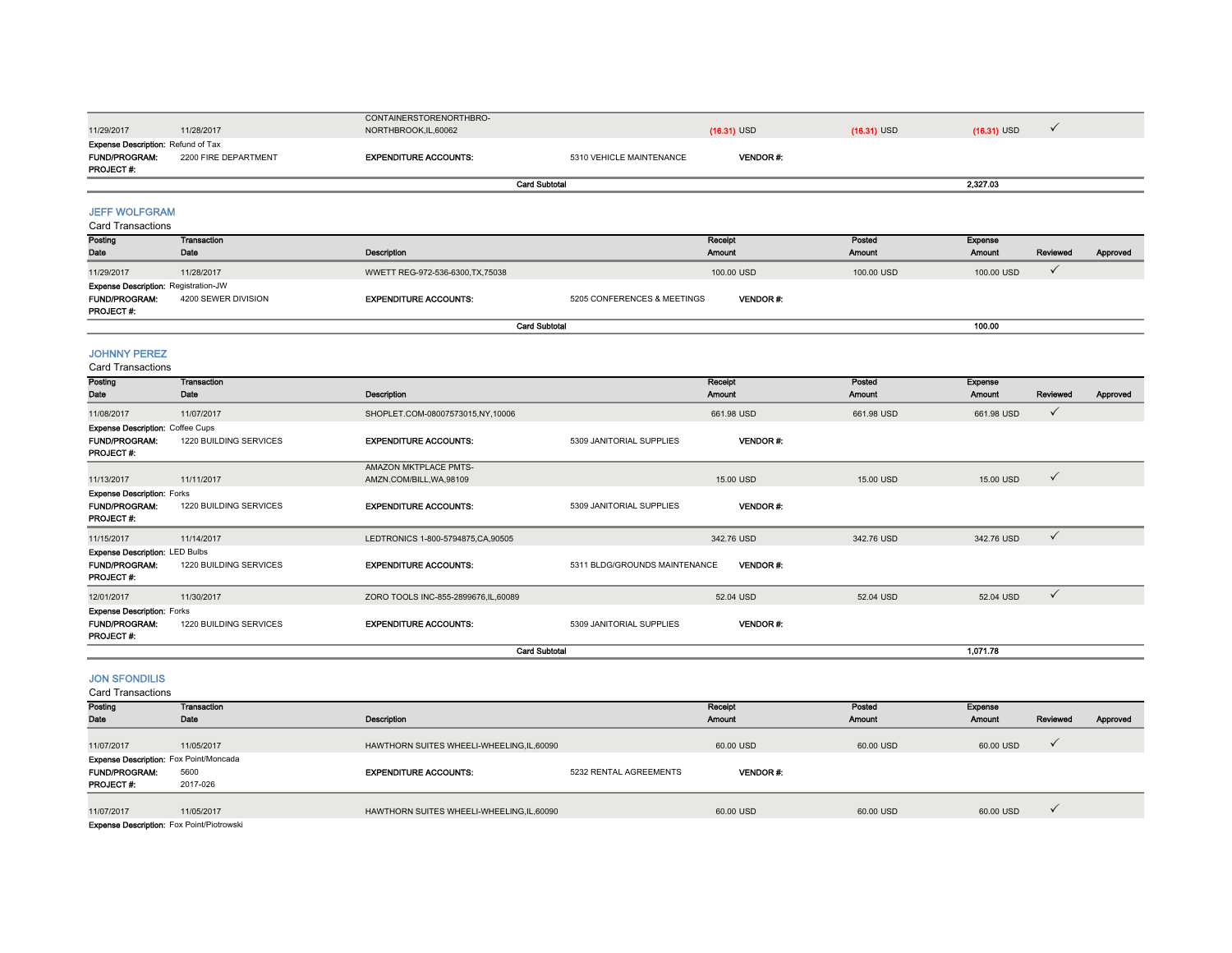| Posting Date | Transaction Date | Description | Receipt Amount | Posted Amount | Expense Amount | Reviewed | Approved |
|---|---|---|---|---|---|---|---|
| 11/29/2017 | 11/28/2017 | CONTAINERSTORENORTHBRO-NORTHBROOK,IL,60062 | (16.31) USD | (16.31) USD | (16.31) USD | ✓ | |

**Expense Description:** Refund of Tax
**FUND/PROGRAM:** 2200 FIRE DEPARTMENT **EXPENDITURE ACCOUNTS:** 5310 VEHICLE MAINTENANCE **VENDOR #:**
**PROJECT #:**

**Card Subtotal** 2,327.03

## JEFF WOLFGRAM

Card Transactions

| Posting Date | Transaction Date | Description | Receipt Amount | Posted Amount | Expense Amount | Reviewed | Approved |
|---|---|---|---|---|---|---|---|
| 11/29/2017 | 11/28/2017 | WWETT REG-972-536-6300,TX,75038 | 100.00 USD | 100.00 USD | 100.00 USD | ✓ | |

**Expense Description:** Registration-JW
**FUND/PROGRAM:** 4200 SEWER DIVISION **EXPENDITURE ACCOUNTS:** 5205 CONFERENCES & MEETINGS **VENDOR #:**
**PROJECT #:**

**Card Subtotal** 100.00

## JOHNNY PEREZ

Card Transactions

| Posting Date | Transaction Date | Description | Receipt Amount | Posted Amount | Expense Amount | Reviewed | Approved |
|---|---|---|---|---|---|---|---|
| 11/08/2017 | 11/07/2017 | SHOPLET.COM-08007573015,NY,10006 | 661.98 USD | 661.98 USD | 661.98 USD | ✓ | |

**Expense Description:** Coffee Cups
**FUND/PROGRAM:** 1220 BUILDING SERVICES **EXPENDITURE ACCOUNTS:** 5309 JANITORIAL SUPPLIES **VENDOR #:**
**PROJECT #:**

| Posting Date | Transaction Date | Description | Receipt Amount | Posted Amount | Expense Amount | Reviewed | Approved |
|---|---|---|---|---|---|---|---|
| 11/13/2017 | 11/11/2017 | AMAZON MKTPLACE PMTS-AMZN.COM/BILL,WA,98109 | 15.00 USD | 15.00 USD | 15.00 USD | ✓ | |

**Expense Description:** Forks
**FUND/PROGRAM:** 1220 BUILDING SERVICES **EXPENDITURE ACCOUNTS:** 5309 JANITORIAL SUPPLIES **VENDOR #:**
**PROJECT #:**

| Posting Date | Transaction Date | Description | Receipt Amount | Posted Amount | Expense Amount | Reviewed | Approved |
|---|---|---|---|---|---|---|---|
| 11/15/2017 | 11/14/2017 | LEDTRONICS 1-800-5794875,CA,90505 | 342.76 USD | 342.76 USD | 342.76 USD | ✓ | |

**Expense Description:** LED Bulbs
**FUND/PROGRAM:** 1220 BUILDING SERVICES **EXPENDITURE ACCOUNTS:** 5311 BLDG/GROUNDS MAINTENANCE **VENDOR #:**
**PROJECT #:**

| Posting Date | Transaction Date | Description | Receipt Amount | Posted Amount | Expense Amount | Reviewed | Approved |
|---|---|---|---|---|---|---|---|
| 12/01/2017 | 11/30/2017 | ZORO TOOLS INC-855-2899676,IL,60089 | 52.04 USD | 52.04 USD | 52.04 USD | ✓ | |

**Expense Description:** Forks
**FUND/PROGRAM:** 1220 BUILDING SERVICES **EXPENDITURE ACCOUNTS:** 5309 JANITORIAL SUPPLIES **VENDOR #:**
**PROJECT #:**

**Card Subtotal** 1,071.78

## JON SFONDILIS

Card Transactions

| Posting Date | Transaction Date | Description | Receipt Amount | Posted Amount | Expense Amount | Reviewed | Approved |
|---|---|---|---|---|---|---|---|
| 11/07/2017 | 11/05/2017 | HAWTHORN SUITES WHEELI-WHEELING,IL,60090 | 60.00 USD | 60.00 USD | 60.00 USD | ✓ | |

**Expense Description:** Fox Point/Moncada
**FUND/PROGRAM:** 5600 **EXPENDITURE ACCOUNTS:** 5232 RENTAL AGREEMENTS **VENDOR #:**
**PROJECT #:** 2017-026

| Posting Date | Transaction Date | Description | Receipt Amount | Posted Amount | Expense Amount | Reviewed | Approved |
|---|---|---|---|---|---|---|---|
| 11/07/2017 | 11/05/2017 | HAWTHORN SUITES WHEELI-WHEELING,IL,60090 | 60.00 USD | 60.00 USD | 60.00 USD | ✓ | |

**Expense Description:** Fox Point/Piotrowski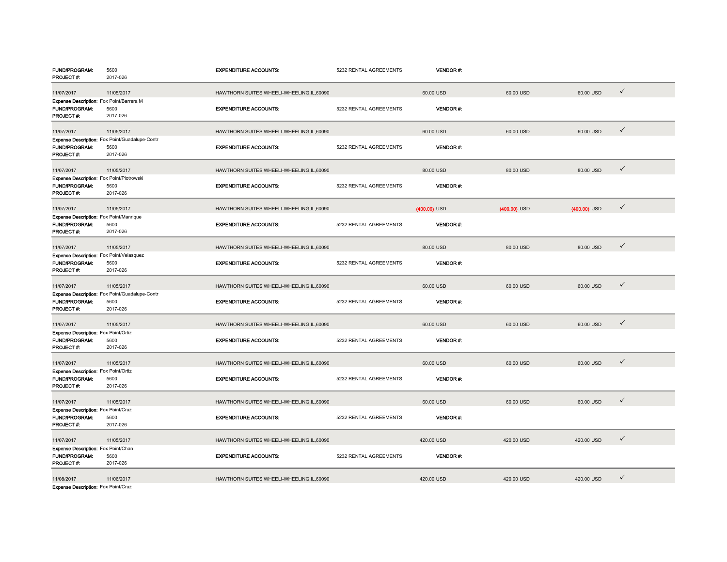**FUNDING/PROGRAM:** 5600 **EXPENDITURE ACCOUNTS:** 5232 RENTAL AGREEMENTS **VENDOR #:**
**PROJECT #:** 2017-026

| | | | | | | |
|---|---|---|---|---|---|---|
| 11/07/2017 | 11/05/2017 | HAWTHORN SUITES WHEELI-WHEELING,IL,60090 | 60.00 USD | 60.00 USD | 60.00 USD | ✓ |

**Expense Description:** Fox Point/Barrera M
**FUND/PROGRAM:** 5600 **EXPENDITURE ACCOUNTS:** 5232 RENTAL AGREEMENTS **VENDOR #:**
**PROJECT #:** 2017-026

| | | | | | | |
|---|---|---|---|---|---|---|
| 11/07/2017 | 11/05/2017 | HAWTHORN SUITES WHEELI-WHEELING,IL,60090 | 60.00 USD | 60.00 USD | 60.00 USD | ✓ |

**Expense Description:** Fox Point/Guadalupe-Contr
**FUND/PROGRAM:** 5600 **EXPENDITURE ACCOUNTS:** 5232 RENTAL AGREEMENTS **VENDOR #:**
**PROJECT #:** 2017-026

| | | | | | | |
|---|---|---|---|---|---|---|
| 11/07/2017 | 11/05/2017 | HAWTHORN SUITES WHEELI-WHEELING,IL,60090 | 80.00 USD | 80.00 USD | 80.00 USD | ✓ |

**Expense Description:** Fox Point/Piotrowski
**FUND/PROGRAM:** 5600 **EXPENDITURE ACCOUNTS:** 5232 RENTAL AGREEMENTS **VENDOR #:**
**PROJECT #:** 2017-026

| | | | | | | |
|---|---|---|---|---|---|---|
| 11/07/2017 | 11/05/2017 | HAWTHORN SUITES WHEELI-WHEELING,IL,60090 | (400.00) USD | (400.00) USD | (400.00) USD | ✓ |

**Expense Description:** Fox Point/Manrique
**FUND/PROGRAM:** 5600 **EXPENDITURE ACCOUNTS:** 5232 RENTAL AGREEMENTS **VENDOR #:**
**PROJECT #:** 2017-026

| | | | | | | |
|---|---|---|---|---|---|---|
| 11/07/2017 | 11/05/2017 | HAWTHORN SUITES WHEELI-WHEELING,IL,60090 | 80.00 USD | 80.00 USD | 80.00 USD | ✓ |

**Expense Description:** Fox Point/Velasquez
**FUND/PROGRAM:** 5600 **EXPENDITURE ACCOUNTS:** 5232 RENTAL AGREEMENTS **VENDOR #:**
**PROJECT #:** 2017-026

| | | | | | | |
|---|---|---|---|---|---|---|
| 11/07/2017 | 11/05/2017 | HAWTHORN SUITES WHEELI-WHEELING,IL,60090 | 60.00 USD | 60.00 USD | 60.00 USD | ✓ |

**Expense Description:** Fox Point/Guadalupe-Contr
**FUND/PROGRAM:** 5600 **EXPENDITURE ACCOUNTS:** 5232 RENTAL AGREEMENTS **VENDOR #:**
**PROJECT #:** 2017-026

| | | | | | | |
|---|---|---|---|---|---|---|
| 11/07/2017 | 11/05/2017 | HAWTHORN SUITES WHEELI-WHEELING,IL,60090 | 60.00 USD | 60.00 USD | 60.00 USD | ✓ |

**Expense Description:** Fox Point/Ortiz
**FUND/PROGRAM:** 5600 **EXPENDITURE ACCOUNTS:** 5232 RENTAL AGREEMENTS **VENDOR #:**
**PROJECT #:** 2017-026

| | | | | | | |
|---|---|---|---|---|---|---|
| 11/07/2017 | 11/05/2017 | HAWTHORN SUITES WHEELI-WHEELING,IL,60090 | 60.00 USD | 60.00 USD | 60.00 USD | ✓ |

**Expense Description:** Fox Point/Ortiz
**FUND/PROGRAM:** 5600 **EXPENDITURE ACCOUNTS:** 5232 RENTAL AGREEMENTS **VENDOR #:**
**PROJECT #:** 2017-026

| | | | | | | |
|---|---|---|---|---|---|---|
| 11/07/2017 | 11/05/2017 | HAWTHORN SUITES WHEELI-WHEELING,IL,60090 | 60.00 USD | 60.00 USD | 60.00 USD | ✓ |

**Expense Description:** Fox Point/Cruz
**FUND/PROGRAM:** 5600 **EXPENDITURE ACCOUNTS:** 5232 RENTAL AGREEMENTS **VENDOR #:**
**PROJECT #:** 2017-026

| | | | | | | |
|---|---|---|---|---|---|---|
| 11/07/2017 | 11/05/2017 | HAWTHORN SUITES WHEELI-WHEELING,IL,60090 | 420.00 USD | 420.00 USD | 420.00 USD | ✓ |

**Expense Description:** Fox Point/Chan
**FUND/PROGRAM:** 5600 **EXPENDITURE ACCOUNTS:** 5232 RENTAL AGREEMENTS **VENDOR #:**
**PROJECT #:** 2017-026

| | | | | | | |
|---|---|---|---|---|---|---|
| 11/08/2017 | 11/06/2017 | HAWTHORN SUITES WHEELI-WHEELING,IL,60090 | 420.00 USD | 420.00 USD | 420.00 USD | ✓ |

**Expense Description:** Fox Point/Cruz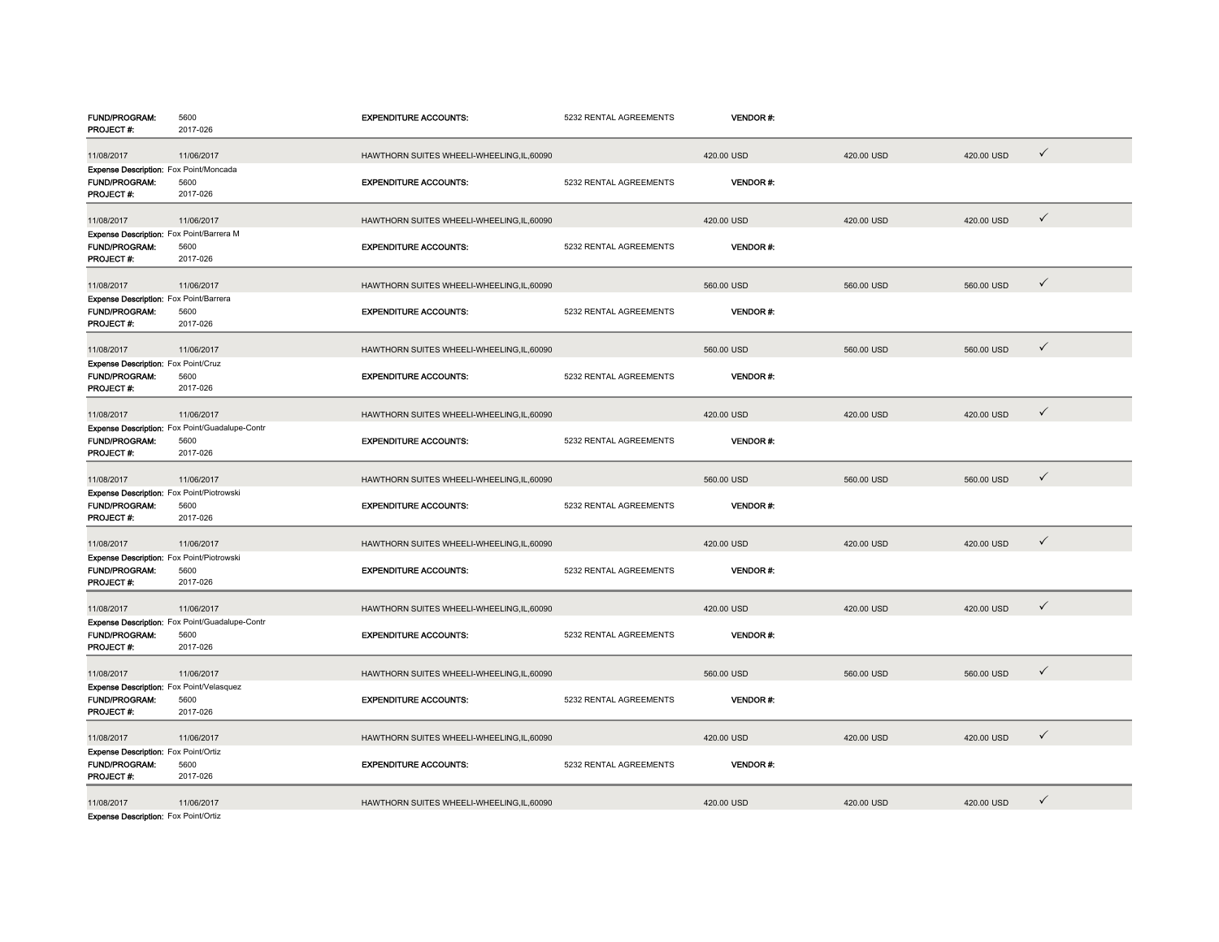FUND/PROGRAM: 5600 | EXPENDITURE ACCOUNTS: 5232 RENTAL AGREEMENTS | VENDOR #:
PROJECT #: 2017-026

| | | | | | | |
|---|---|---|---|---|---|---|
| 11/08/2017 | 11/06/2017 | HAWTHORN SUITES WHEELI-WHEELING,IL,60090 | 420.00 USD | 420.00 USD | 420.00 USD | ✓ |

**Expense Description:** Fox Point/Moncada
**FUND/PROGRAM:** 5600 **EXPENDITURE ACCOUNTS:** 5232 RENTAL AGREEMENTS **VENDOR #:**
**PROJECT #:** 2017-026

| | | | | | | |
|---|---|---|---|---|---|---|
| 11/08/2017 | 11/06/2017 | HAWTHORN SUITES WHEELI-WHEELING,IL,60090 | 420.00 USD | 420.00 USD | 420.00 USD | ✓ |

**Expense Description:** Fox Point/Barrera M
**FUND/PROGRAM:** 5600 **EXPENDITURE ACCOUNTS:** 5232 RENTAL AGREEMENTS **VENDOR #:**
**PROJECT #:** 2017-026

| | | | | | | |
|---|---|---|---|---|---|---|
| 11/08/2017 | 11/06/2017 | HAWTHORN SUITES WHEELI-WHEELING,IL,60090 | 560.00 USD | 560.00 USD | 560.00 USD | ✓ |

**Expense Description:** Fox Point/Barrera
**FUND/PROGRAM:** 5600 **EXPENDITURE ACCOUNTS:** 5232 RENTAL AGREEMENTS **VENDOR #:**
**PROJECT #:** 2017-026

| | | | | | | |
|---|---|---|---|---|---|---|
| 11/08/2017 | 11/06/2017 | HAWTHORN SUITES WHEELI-WHEELING,IL,60090 | 560.00 USD | 560.00 USD | 560.00 USD | ✓ |

**Expense Description:** Fox Point/Cruz
**FUND/PROGRAM:** 5600 **EXPENDITURE ACCOUNTS:** 5232 RENTAL AGREEMENTS **VENDOR #:**
**PROJECT #:** 2017-026

| | | | | | | |
|---|---|---|---|---|---|---|
| 11/08/2017 | 11/06/2017 | HAWTHORN SUITES WHEELI-WHEELING,IL,60090 | 420.00 USD | 420.00 USD | 420.00 USD | ✓ |

**Expense Description:** Fox Point/Guadalupe-Contr
**FUND/PROGRAM:** 5600 **EXPENDITURE ACCOUNTS:** 5232 RENTAL AGREEMENTS **VENDOR #:**
**PROJECT #:** 2017-026

| | | | | | | |
|---|---|---|---|---|---|---|
| 11/08/2017 | 11/06/2017 | HAWTHORN SUITES WHEELI-WHEELING,IL,60090 | 560.00 USD | 560.00 USD | 560.00 USD | ✓ |

**Expense Description:** Fox Point/Piotrowski
**FUND/PROGRAM:** 5600 **EXPENDITURE ACCOUNTS:** 5232 RENTAL AGREEMENTS **VENDOR #:**
**PROJECT #:** 2017-026

| | | | | | | |
|---|---|---|---|---|---|---|
| 11/08/2017 | 11/06/2017 | HAWTHORN SUITES WHEELI-WHEELING,IL,60090 | 420.00 USD | 420.00 USD | 420.00 USD | ✓ |

**Expense Description:** Fox Point/Piotrowski
**FUND/PROGRAM:** 5600 **EXPENDITURE ACCOUNTS:** 5232 RENTAL AGREEMENTS **VENDOR #:**
**PROJECT #:** 2017-026

| | | | | | | |
|---|---|---|---|---|---|---|
| 11/08/2017 | 11/06/2017 | HAWTHORN SUITES WHEELI-WHEELING,IL,60090 | 420.00 USD | 420.00 USD | 420.00 USD | ✓ |

**Expense Description:** Fox Point/Guadalupe-Contr
**FUND/PROGRAM:** 5600 **EXPENDITURE ACCOUNTS:** 5232 RENTAL AGREEMENTS **VENDOR #:**
**PROJECT #:** 2017-026

| | | | | | | |
|---|---|---|---|---|---|---|
| 11/08/2017 | 11/06/2017 | HAWTHORN SUITES WHEELI-WHEELING,IL,60090 | 560.00 USD | 560.00 USD | 560.00 USD | ✓ |

**Expense Description:** Fox Point/Velasquez
**FUND/PROGRAM:** 5600 **EXPENDITURE ACCOUNTS:** 5232 RENTAL AGREEMENTS **VENDOR #:**
**PROJECT #:** 2017-026

| | | | | | | |
|---|---|---|---|---|---|---|
| 11/08/2017 | 11/06/2017 | HAWTHORN SUITES WHEELI-WHEELING,IL,60090 | 420.00 USD | 420.00 USD | 420.00 USD | ✓ |

**Expense Description:** Fox Point/Ortiz
**FUND/PROGRAM:** 5600 **EXPENDITURE ACCOUNTS:** 5232 RENTAL AGREEMENTS **VENDOR #:**
**PROJECT #:** 2017-026

| | | | | | | |
|---|---|---|---|---|---|---|
| 11/08/2017 | 11/06/2017 | HAWTHORN SUITES WHEELI-WHEELING,IL,60090 | 420.00 USD | 420.00 USD | 420.00 USD | ✓ |

**Expense Description:** Fox Point/Ortiz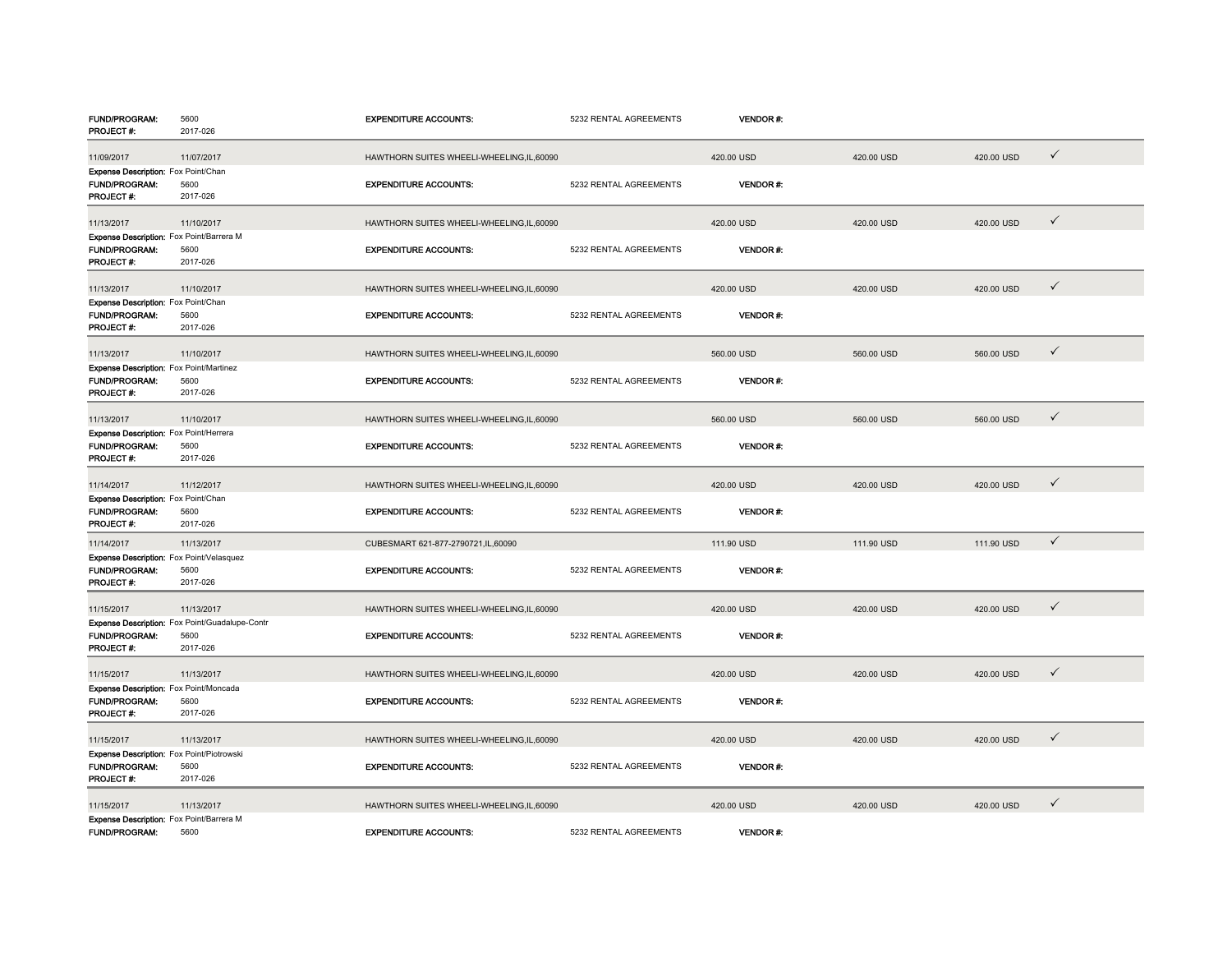**FUND/PROGRAM:** 5600 **EXPENDITURE ACCOUNTS:** 5232 RENTAL AGREEMENTS **VENDOR #:**
**PROJECT #:** 2017-026

| | | | | | | |
|---|---|---|---|---|---|---|
| 11/09/2017 | 11/07/2017 | HAWTHORN SUITES WHEELI-WHEELING,IL,60090 | 420.00 USD | 420.00 USD | 420.00 USD | ✓ |

**Expense Description:** Fox Point/Chan
**FUND/PROGRAM:** 5600 **EXPENDITURE ACCOUNTS:** 5232 RENTAL AGREEMENTS **VENDOR #:**
**PROJECT #:** 2017-026

| | | | | | | |
|---|---|---|---|---|---|---|
| 11/13/2017 | 11/10/2017 | HAWTHORN SUITES WHEELI-WHEELING,IL,60090 | 420.00 USD | 420.00 USD | 420.00 USD | ✓ |

**Expense Description:** Fox Point/Barrera M
**FUND/PROGRAM:** 5600 **EXPENDITURE ACCOUNTS:** 5232 RENTAL AGREEMENTS **VENDOR #:**
**PROJECT #:** 2017-026

| | | | | | | |
|---|---|---|---|---|---|---|
| 11/13/2017 | 11/10/2017 | HAWTHORN SUITES WHEELI-WHEELING,IL,60090 | 420.00 USD | 420.00 USD | 420.00 USD | ✓ |

**Expense Description:** Fox Point/Chan
**FUND/PROGRAM:** 5600 **EXPENDITURE ACCOUNTS:** 5232 RENTAL AGREEMENTS **VENDOR #:**
**PROJECT #:** 2017-026

| | | | | | | |
|---|---|---|---|---|---|---|
| 11/13/2017 | 11/10/2017 | HAWTHORN SUITES WHEELI-WHEELING,IL,60090 | 560.00 USD | 560.00 USD | 560.00 USD | ✓ |

**Expense Description:** Fox Point/Martinez
**FUND/PROGRAM:** 5600 **EXPENDITURE ACCOUNTS:** 5232 RENTAL AGREEMENTS **VENDOR #:**
**PROJECT #:** 2017-026

| | | | | | | |
|---|---|---|---|---|---|---|
| 11/13/2017 | 11/10/2017 | HAWTHORN SUITES WHEELI-WHEELING,IL,60090 | 560.00 USD | 560.00 USD | 560.00 USD | ✓ |

**Expense Description:** Fox Point/Herrera
**FUND/PROGRAM:** 5600 **EXPENDITURE ACCOUNTS:** 5232 RENTAL AGREEMENTS **VENDOR #:**
**PROJECT #:** 2017-026

| | | | | | | |
|---|---|---|---|---|---|---|
| 11/14/2017 | 11/12/2017 | HAWTHORN SUITES WHEELI-WHEELING,IL,60090 | 420.00 USD | 420.00 USD | 420.00 USD | ✓ |

**Expense Description:** Fox Point/Chan
**FUND/PROGRAM:** 5600 **EXPENDITURE ACCOUNTS:** 5232 RENTAL AGREEMENTS **VENDOR #:**
**PROJECT #:** 2017-026

| | | | | | | |
|---|---|---|---|---|---|---|
| 11/14/2017 | 11/13/2017 | CUBESMART 621-877-2790721,IL,60090 | 111.90 USD | 111.90 USD | 111.90 USD | ✓ |

**Expense Description:** Fox Point/Velasquez
**FUND/PROGRAM:** 5600 **EXPENDITURE ACCOUNTS:** 5232 RENTAL AGREEMENTS **VENDOR #:**
**PROJECT #:** 2017-026

| | | | | | | |
|---|---|---|---|---|---|---|
| 11/15/2017 | 11/13/2017 | HAWTHORN SUITES WHEELI-WHEELING,IL,60090 | 420.00 USD | 420.00 USD | 420.00 USD | ✓ |

**Expense Description:** Fox Point/Guadalupe-Contr
**FUND/PROGRAM:** 5600 **EXPENDITURE ACCOUNTS:** 5232 RENTAL AGREEMENTS **VENDOR #:**
**PROJECT #:** 2017-026

| | | | | | | |
|---|---|---|---|---|---|---|
| 11/15/2017 | 11/13/2017 | HAWTHORN SUITES WHEELI-WHEELING,IL,60090 | 420.00 USD | 420.00 USD | 420.00 USD | ✓ |

**Expense Description:** Fox Point/Moncada
**FUND/PROGRAM:** 5600 **EXPENDITURE ACCOUNTS:** 5232 RENTAL AGREEMENTS **VENDOR #:**
**PROJECT #:** 2017-026

| | | | | | | |
|---|---|---|---|---|---|---|
| 11/15/2017 | 11/13/2017 | HAWTHORN SUITES WHEELI-WHEELING,IL,60090 | 420.00 USD | 420.00 USD | 420.00 USD | ✓ |

**Expense Description:** Fox Point/Piotrowski
**FUND/PROGRAM:** 5600 **EXPENDITURE ACCOUNTS:** 5232 RENTAL AGREEMENTS **VENDOR #:**
**PROJECT #:** 2017-026

| | | | | | | |
|---|---|---|---|---|---|---|
| 11/15/2017 | 11/13/2017 | HAWTHORN SUITES WHEELI-WHEELING,IL,60090 | 420.00 USD | 420.00 USD | 420.00 USD | ✓ |

**Expense Description:** Fox Point/Barrera M
**FUND/PROGRAM:** 5600 **EXPENDITURE ACCOUNTS:** 5232 RENTAL AGREEMENTS **VENDOR #:**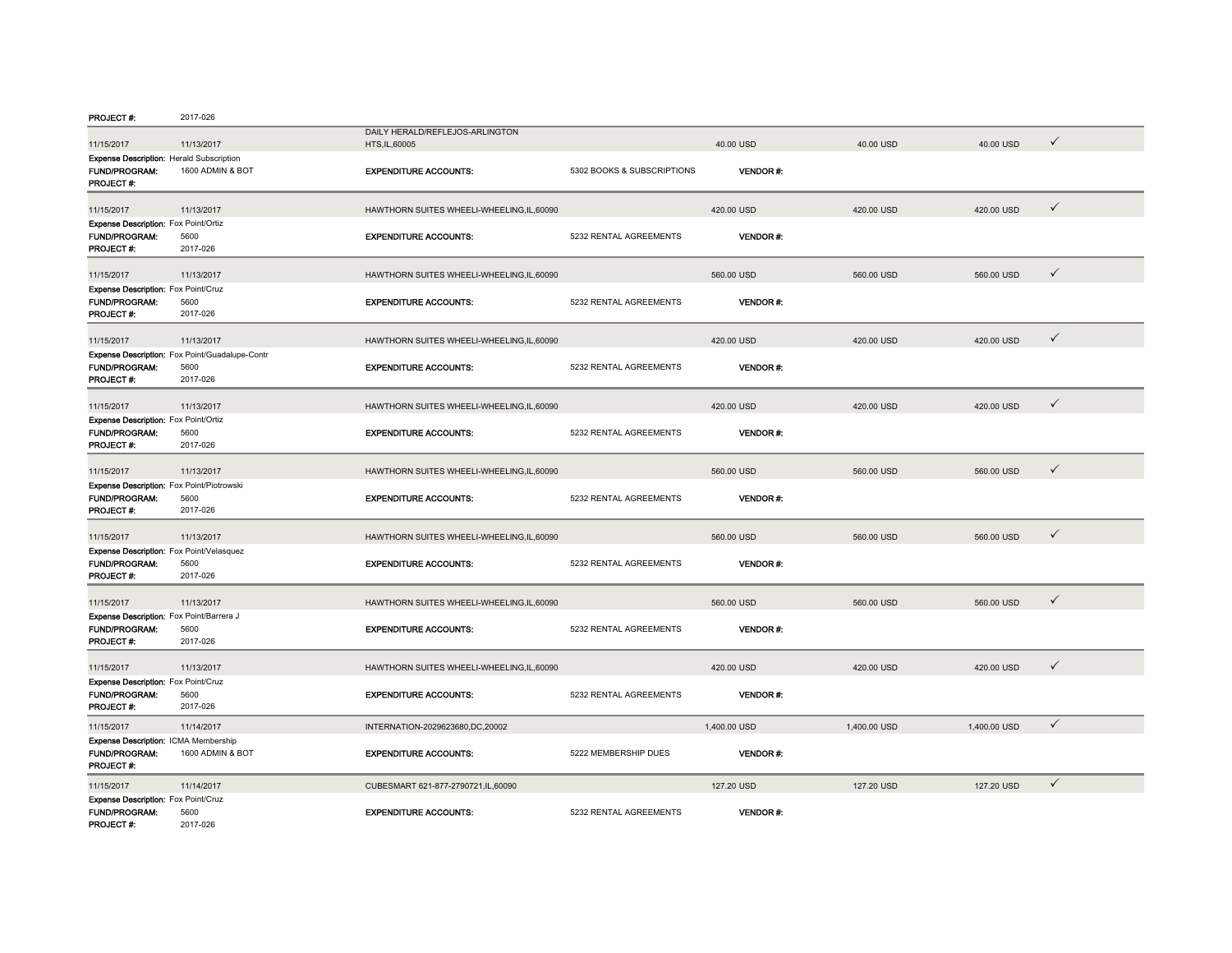PROJECT #: 2017-026

| | | | | | | | |
|---|---|---|---|---|---|---|---|
| 11/15/2017 | 11/13/2017 | DAILY HERALD/REFLEJOS-ARLINGTON HTS,IL,60005 | | 40.00 USD | 40.00 USD | 40.00 USD | ✓ |

**Expense Description:** Herald Subscription
**FUND/PROGRAM:** 1600 ADMIN & BOT **EXPENDITURE ACCOUNTS:** 5302 BOOKS & SUBSCRIPTIONS **VENDOR #:**
**PROJECT #:**

| | | | | | | | |
|---|---|---|---|---|---|---|---|
| 11/15/2017 | 11/13/2017 | HAWTHORN SUITES WHEELI-WHEELING,IL,60090 | | 420.00 USD | 420.00 USD | 420.00 USD | ✓ |

**Expense Description:** Fox Point/Ortiz
**FUND/PROGRAM:** 5600 **EXPENDITURE ACCOUNTS:** 5232 RENTAL AGREEMENTS **VENDOR #:**
**PROJECT #:** 2017-026

| | | | | | | | |
|---|---|---|---|---|---|---|---|
| 11/15/2017 | 11/13/2017 | HAWTHORN SUITES WHEELI-WHEELING,IL,60090 | | 560.00 USD | 560.00 USD | 560.00 USD | ✓ |

**Expense Description:** Fox Point/Cruz
**FUND/PROGRAM:** 5600 **EXPENDITURE ACCOUNTS:** 5232 RENTAL AGREEMENTS **VENDOR #:**
**PROJECT #:** 2017-026

| | | | | | | | |
|---|---|---|---|---|---|---|---|
| 11/15/2017 | 11/13/2017 | HAWTHORN SUITES WHEELI-WHEELING,IL,60090 | | 420.00 USD | 420.00 USD | 420.00 USD | ✓ |

**Expense Description:** Fox Point/Guadalupe-Contr
**FUND/PROGRAM:** 5600 **EXPENDITURE ACCOUNTS:** 5232 RENTAL AGREEMENTS **VENDOR #:**
**PROJECT #:** 2017-026

| | | | | | | | |
|---|---|---|---|---|---|---|---|
| 11/15/2017 | 11/13/2017 | HAWTHORN SUITES WHEELI-WHEELING,IL,60090 | | 420.00 USD | 420.00 USD | 420.00 USD | ✓ |

**Expense Description:** Fox Point/Ortiz
**FUND/PROGRAM:** 5600 **EXPENDITURE ACCOUNTS:** 5232 RENTAL AGREEMENTS **VENDOR #:**
**PROJECT #:** 2017-026

| | | | | | | | |
|---|---|---|---|---|---|---|---|
| 11/15/2017 | 11/13/2017 | HAWTHORN SUITES WHEELI-WHEELING,IL,60090 | | 560.00 USD | 560.00 USD | 560.00 USD | ✓ |

**Expense Description:** Fox Point/Piotrowski
**FUND/PROGRAM:** 5600 **EXPENDITURE ACCOUNTS:** 5232 RENTAL AGREEMENTS **VENDOR #:**
**PROJECT #:** 2017-026

| | | | | | | | |
|---|---|---|---|---|---|---|---|
| 11/15/2017 | 11/13/2017 | HAWTHORN SUITES WHEELI-WHEELING,IL,60090 | | 560.00 USD | 560.00 USD | 560.00 USD | ✓ |

**Expense Description:** Fox Point/Velasquez
**FUND/PROGRAM:** 5600 **EXPENDITURE ACCOUNTS:** 5232 RENTAL AGREEMENTS **VENDOR #:**
**PROJECT #:** 2017-026

| | | | | | | | |
|---|---|---|---|---|---|---|---|
| 11/15/2017 | 11/13/2017 | HAWTHORN SUITES WHEELI-WHEELING,IL,60090 | | 560.00 USD | 560.00 USD | 560.00 USD | ✓ |

**Expense Description:** Fox Point/Barrera J
**FUND/PROGRAM:** 5600 **EXPENDITURE ACCOUNTS:** 5232 RENTAL AGREEMENTS **VENDOR #:**
**PROJECT #:** 2017-026

| | | | | | | | |
|---|---|---|---|---|---|---|---|
| 11/15/2017 | 11/13/2017 | HAWTHORN SUITES WHEELI-WHEELING,IL,60090 | | 420.00 USD | 420.00 USD | 420.00 USD | ✓ |

**Expense Description:** Fox Point/Cruz
**FUND/PROGRAM:** 5600 **EXPENDITURE ACCOUNTS:** 5232 RENTAL AGREEMENTS **VENDOR #:**
**PROJECT #:** 2017-026

| | | | | | | | |
|---|---|---|---|---|---|---|---|
| 11/15/2017 | 11/14/2017 | INTERNATION-2029623680,DC,20002 | | 1,400.00 USD | 1,400.00 USD | 1,400.00 USD | ✓ |

**Expense Description:** ICMA Membership
**FUND/PROGRAM:** 1600 ADMIN & BOT **EXPENDITURE ACCOUNTS:** 5222 MEMBERSHIP DUES **VENDOR #:**
**PROJECT #:**

| | | | | | | | |
|---|---|---|---|---|---|---|---|
| 11/15/2017 | 11/14/2017 | CUBESMART 621-877-2790721,IL,60090 | | 127.20 USD | 127.20 USD | 127.20 USD | ✓ |

**Expense Description:** Fox Point/Cruz
**FUND/PROGRAM:** 5600 **EXPENDITURE ACCOUNTS:** 5232 RENTAL AGREEMENTS **VENDOR #:**
**PROJECT #:** 2017-026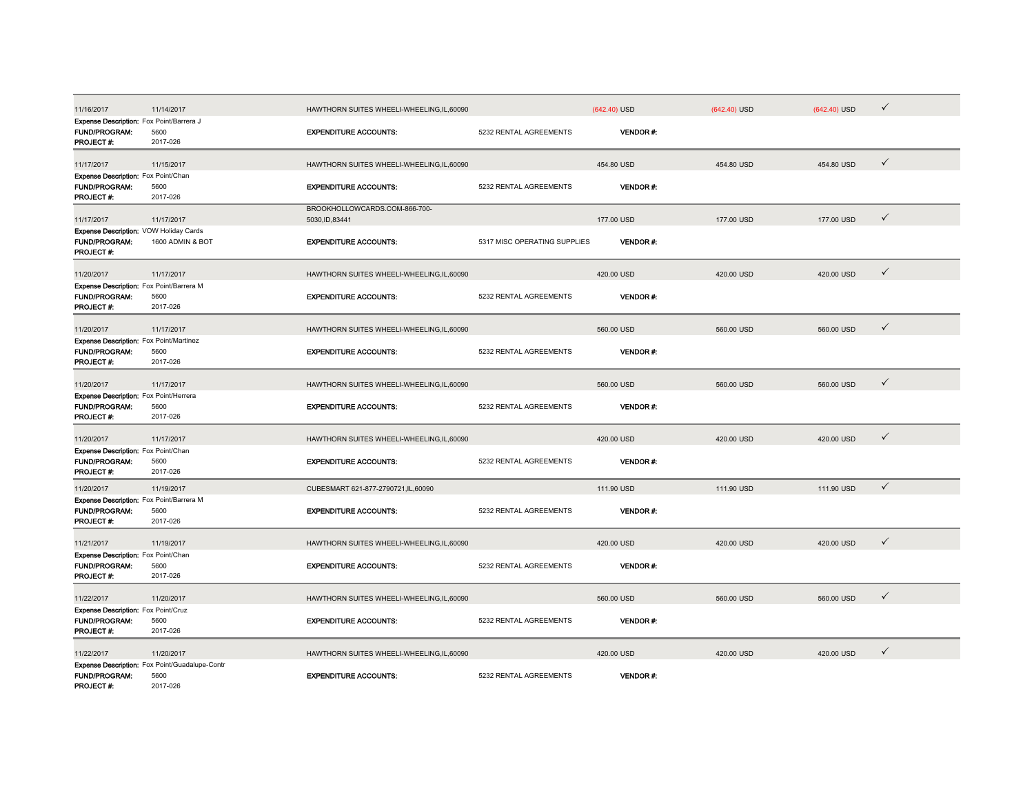| | | | | | | | |
|---|---|---|---|---|---|---|---|
| 11/16/2017 | 11/14/2017 | HAWTHORN SUITES WHEELI-WHEELING,IL,60090 | | (642.40) USD | (642.40) USD | (642.40) USD | ✓ |
| Expense Description: Fox Point/Barrera J | | | | | | | |
| FUND/PROGRAM: | 5600 | EXPENDITURE ACCOUNTS: | 5232 RENTAL AGREEMENTS | VENDOR #: | | | |
| PROJECT #: | 2017-026 | | | | | | |
| 11/17/2017 | 11/15/2017 | HAWTHORN SUITES WHEELI-WHEELING,IL,60090 | | 454.80 USD | 454.80 USD | 454.80 USD | ✓ |
| Expense Description: Fox Point/Chan | | | | | | | |
| FUND/PROGRAM: | 5600 | EXPENDITURE ACCOUNTS: | 5232 RENTAL AGREEMENTS | VENDOR #: | | | |
| PROJECT #: | 2017-026 | | | | | | |
| 11/17/2017 | 11/17/2017 | BROOKHOLLOWCARDS.COM-866-700-5030,ID,83441 | | 177.00 USD | 177.00 USD | 177.00 USD | ✓ |
| Expense Description: VOW Holiday Cards | | | | | | | |
| FUND/PROGRAM: | 1600 ADMIN & BOT | EXPENDITURE ACCOUNTS: | 5317 MISC OPERATING SUPPLIES | VENDOR #: | | | |
| PROJECT #: | | | | | | | |
| 11/20/2017 | 11/17/2017 | HAWTHORN SUITES WHEELI-WHEELING,IL,60090 | | 420.00 USD | 420.00 USD | 420.00 USD | ✓ |
| Expense Description: Fox Point/Barrera M | | | | | | | |
| FUND/PROGRAM: | 5600 | EXPENDITURE ACCOUNTS: | 5232 RENTAL AGREEMENTS | VENDOR #: | | | |
| PROJECT #: | 2017-026 | | | | | | |
| 11/20/2017 | 11/17/2017 | HAWTHORN SUITES WHEELI-WHEELING,IL,60090 | | 560.00 USD | 560.00 USD | 560.00 USD | ✓ |
| Expense Description: Fox Point/Martinez | | | | | | | |
| FUND/PROGRAM: | 5600 | EXPENDITURE ACCOUNTS: | 5232 RENTAL AGREEMENTS | VENDOR #: | | | |
| PROJECT #: | 2017-026 | | | | | | |
| 11/20/2017 | 11/17/2017 | HAWTHORN SUITES WHEELI-WHEELING,IL,60090 | | 560.00 USD | 560.00 USD | 560.00 USD | ✓ |
| Expense Description: Fox Point/Herrera | | | | | | | |
| FUND/PROGRAM: | 5600 | EXPENDITURE ACCOUNTS: | 5232 RENTAL AGREEMENTS | VENDOR #: | | | |
| PROJECT #: | 2017-026 | | | | | | |
| 11/20/2017 | 11/17/2017 | HAWTHORN SUITES WHEELI-WHEELING,IL,60090 | | 420.00 USD | 420.00 USD | 420.00 USD | ✓ |
| Expense Description: Fox Point/Chan | | | | | | | |
| FUND/PROGRAM: | 5600 | EXPENDITURE ACCOUNTS: | 5232 RENTAL AGREEMENTS | VENDOR #: | | | |
| PROJECT #: | 2017-026 | | | | | | |
| 11/20/2017 | 11/19/2017 | CUBESMART 621-877-2790721,IL,60090 | | 111.90 USD | 111.90 USD | 111.90 USD | ✓ |
| Expense Description: Fox Point/Barrera M | | | | | | | |
| FUND/PROGRAM: | 5600 | EXPENDITURE ACCOUNTS: | 5232 RENTAL AGREEMENTS | VENDOR #: | | | |
| PROJECT #: | 2017-026 | | | | | | |
| 11/21/2017 | 11/19/2017 | HAWTHORN SUITES WHEELI-WHEELING,IL,60090 | | 420.00 USD | 420.00 USD | 420.00 USD | ✓ |
| Expense Description: Fox Point/Chan | | | | | | | |
| FUND/PROGRAM: | 5600 | EXPENDITURE ACCOUNTS: | 5232 RENTAL AGREEMENTS | VENDOR #: | | | |
| PROJECT #: | 2017-026 | | | | | | |
| 11/22/2017 | 11/20/2017 | HAWTHORN SUITES WHEELI-WHEELING,IL,60090 | | 560.00 USD | 560.00 USD | 560.00 USD | ✓ |
| Expense Description: Fox Point/Cruz | | | | | | | |
| FUND/PROGRAM: | 5600 | EXPENDITURE ACCOUNTS: | 5232 RENTAL AGREEMENTS | VENDOR #: | | | |
| PROJECT #: | 2017-026 | | | | | | |
| 11/22/2017 | 11/20/2017 | HAWTHORN SUITES WHEELI-WHEELING,IL,60090 | | 420.00 USD | 420.00 USD | 420.00 USD | ✓ |
| Expense Description: Fox Point/Guadalupe-Contr | | | | | | | |
| FUND/PROGRAM: | 5600 | EXPENDITURE ACCOUNTS: | 5232 RENTAL AGREEMENTS | VENDOR #: | | | |
| PROJECT #: | 2017-026 | | | | | | |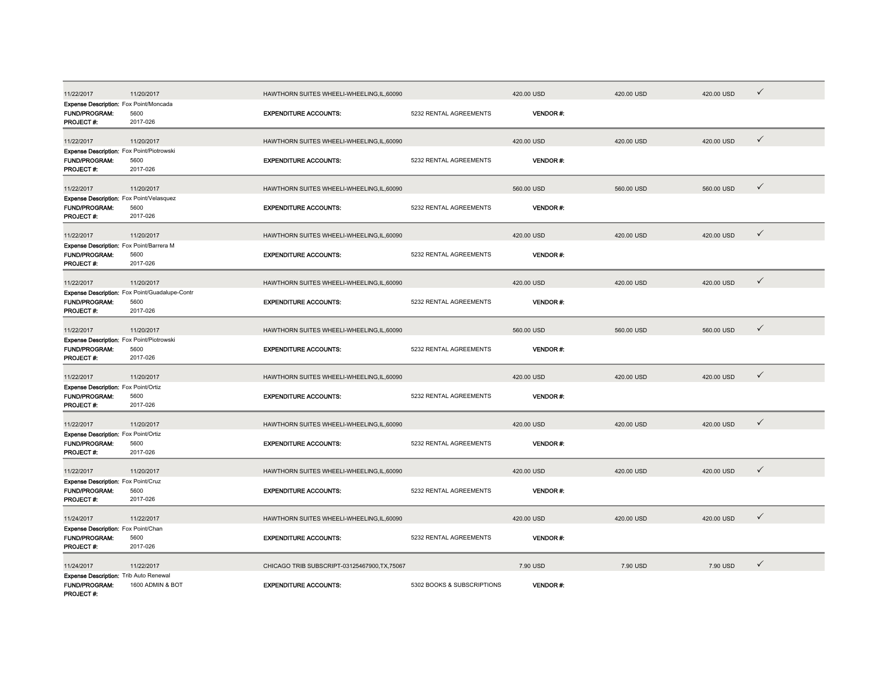| | | | | | | | |
|---|---|---|---|---|---|---|---|
| 11/22/2017 | 11/20/2017 | HAWTHORN SUITES WHEELI-WHEELING,IL,60090 | | 420.00 USD | 420.00 USD | 420.00 USD | ✓ |
| **Expense Description:** | Fox Point/Moncada | | | | | | |
| **FUND/PROGRAM:** | 5600 | **EXPENDITURE ACCOUNTS:** | 5232 RENTAL AGREEMENTS | **VENDOR #:** | | | |
| **PROJECT #:** | 2017-026 | | | | | | |
| 11/22/2017 | 11/20/2017 | HAWTHORN SUITES WHEELI-WHEELING,IL,60090 | | 420.00 USD | 420.00 USD | 420.00 USD | ✓ |
| **Expense Description:** | Fox Point/Piotrowski | | | | | | |
| **FUND/PROGRAM:** | 5600 | **EXPENDITURE ACCOUNTS:** | 5232 RENTAL AGREEMENTS | **VENDOR #:** | | | |
| **PROJECT #:** | 2017-026 | | | | | | |
| 11/22/2017 | 11/20/2017 | HAWTHORN SUITES WHEELI-WHEELING,IL,60090 | | 560.00 USD | 560.00 USD | 560.00 USD | ✓ |
| **Expense Description:** | Fox Point/Velasquez | | | | | | |
| **FUND/PROGRAM:** | 5600 | **EXPENDITURE ACCOUNTS:** | 5232 RENTAL AGREEMENTS | **VENDOR #:** | | | |
| **PROJECT #:** | 2017-026 | | | | | | |
| 11/22/2017 | 11/20/2017 | HAWTHORN SUITES WHEELI-WHEELING,IL,60090 | | 420.00 USD | 420.00 USD | 420.00 USD | ✓ |
| **Expense Description:** | Fox Point/Barrera M | | | | | | |
| **FUND/PROGRAM:** | 5600 | **EXPENDITURE ACCOUNTS:** | 5232 RENTAL AGREEMENTS | **VENDOR #:** | | | |
| **PROJECT #:** | 2017-026 | | | | | | |
| 11/22/2017 | 11/20/2017 | HAWTHORN SUITES WHEELI-WHEELING,IL,60090 | | 420.00 USD | 420.00 USD | 420.00 USD | ✓ |
| **Expense Description:** | Fox Point/Guadalupe-Contr | | | | | | |
| **FUND/PROGRAM:** | 5600 | **EXPENDITURE ACCOUNTS:** | 5232 RENTAL AGREEMENTS | **VENDOR #:** | | | |
| **PROJECT #:** | 2017-026 | | | | | | |
| 11/22/2017 | 11/20/2017 | HAWTHORN SUITES WHEELI-WHEELING,IL,60090 | | 560.00 USD | 560.00 USD | 560.00 USD | ✓ |
| **Expense Description:** | Fox Point/Piotrowski | | | | | | |
| **FUND/PROGRAM:** | 5600 | **EXPENDITURE ACCOUNTS:** | 5232 RENTAL AGREEMENTS | **VENDOR #:** | | | |
| **PROJECT #:** | 2017-026 | | | | | | |
| 11/22/2017 | 11/20/2017 | HAWTHORN SUITES WHEELI-WHEELING,IL,60090 | | 420.00 USD | 420.00 USD | 420.00 USD | ✓ |
| **Expense Description:** | Fox Point/Ortiz | | | | | | |
| **FUND/PROGRAM:** | 5600 | **EXPENDITURE ACCOUNTS:** | 5232 RENTAL AGREEMENTS | **VENDOR #:** | | | |
| **PROJECT #:** | 2017-026 | | | | | | |
| 11/22/2017 | 11/20/2017 | HAWTHORN SUITES WHEELI-WHEELING,IL,60090 | | 420.00 USD | 420.00 USD | 420.00 USD | ✓ |
| **Expense Description:** | Fox Point/Ortiz | | | | | | |
| **FUND/PROGRAM:** | 5600 | **EXPENDITURE ACCOUNTS:** | 5232 RENTAL AGREEMENTS | **VENDOR #:** | | | |
| **PROJECT #:** | 2017-026 | | | | | | |
| 11/22/2017 | 11/20/2017 | HAWTHORN SUITES WHEELI-WHEELING,IL,60090 | | 420.00 USD | 420.00 USD | 420.00 USD | ✓ |
| **Expense Description:** | Fox Point/Cruz | | | | | | |
| **FUND/PROGRAM:** | 5600 | **EXPENDITURE ACCOUNTS:** | 5232 RENTAL AGREEMENTS | **VENDOR #:** | | | |
| **PROJECT #:** | 2017-026 | | | | | | |
| 11/24/2017 | 11/22/2017 | HAWTHORN SUITES WHEELI-WHEELING,IL,60090 | | 420.00 USD | 420.00 USD | 420.00 USD | ✓ |
| **Expense Description:** | Fox Point/Chan | | | | | | |
| **FUND/PROGRAM:** | 5600 | **EXPENDITURE ACCOUNTS:** | 5232 RENTAL AGREEMENTS | **VENDOR #:** | | | |
| **PROJECT #:** | 2017-026 | | | | | | |
| 11/24/2017 | 11/22/2017 | CHICAGO TRIB SUBSCRIPT-03125467900,TX,75067 | | 7.90 USD | 7.90 USD | 7.90 USD | ✓ |
| **Expense Description:** | Trib Auto Renewal | | | | | | |
| **FUND/PROGRAM:** | 1600 ADMIN & BOT | **EXPENDITURE ACCOUNTS:** | 5302 BOOKS & SUBSCRIPTIONS | **VENDOR #:** | | | |
| **PROJECT #:** | | | | | | | |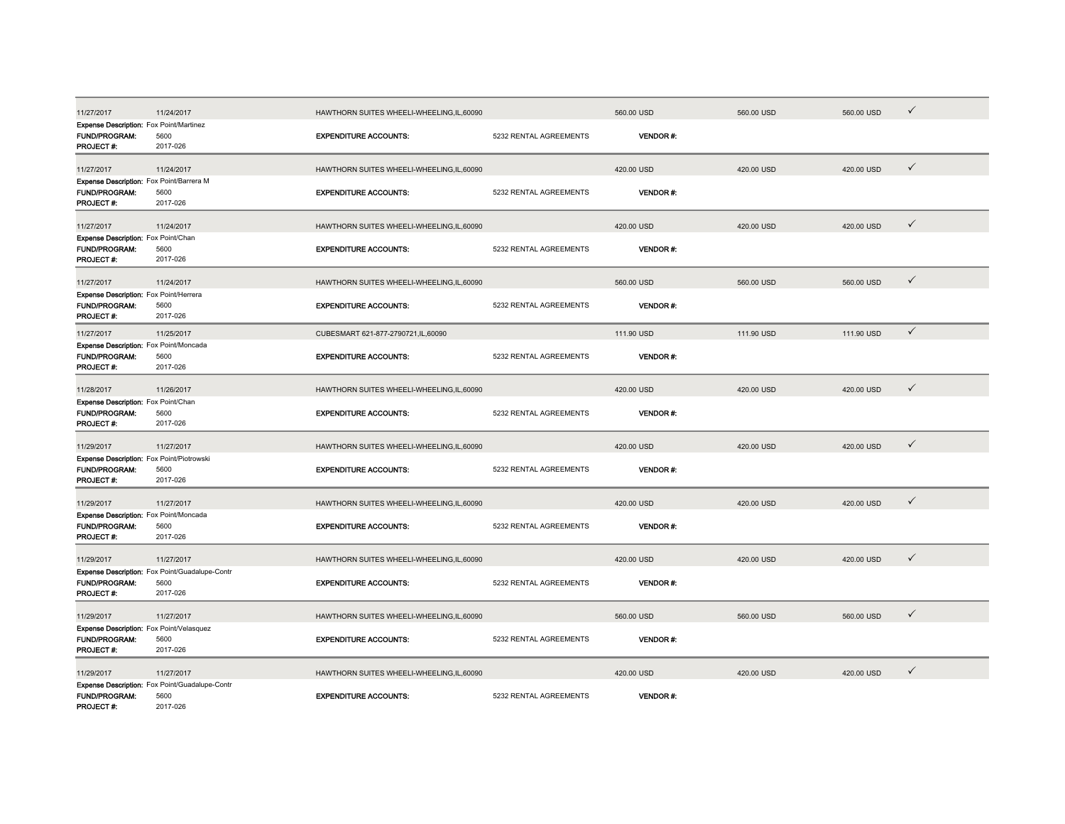| | | | | | | | |
|---|---|---|---|---|---|---|---|
| 11/27/2017 | 11/24/2017 | HAWTHORN SUITES WHEELI-WHEELING,IL,60090 | | 560.00 USD | 560.00 USD | 560.00 USD | ✓ |
| **Expense Description:** Fox Point/Martinez | | | | | | | |
| **FUND/PROGRAM:** | 5600 | **EXPENDITURE ACCOUNTS:** | 5232 RENTAL AGREEMENTS | **VENDOR #:** | | | |
| **PROJECT #:** | 2017-026 | | | | | | |
| 11/27/2017 | 11/24/2017 | HAWTHORN SUITES WHEELI-WHEELING,IL,60090 | | 420.00 USD | 420.00 USD | 420.00 USD | ✓ |
| **Expense Description:** Fox Point/Barrera M | | | | | | | |
| **FUND/PROGRAM:** | 5600 | **EXPENDITURE ACCOUNTS:** | 5232 RENTAL AGREEMENTS | **VENDOR #:** | | | |
| **PROJECT #:** | 2017-026 | | | | | | |
| 11/27/2017 | 11/24/2017 | HAWTHORN SUITES WHEELI-WHEELING,IL,60090 | | 420.00 USD | 420.00 USD | 420.00 USD | ✓ |
| **Expense Description:** Fox Point/Chan | | | | | | | |
| **FUND/PROGRAM:** | 5600 | **EXPENDITURE ACCOUNTS:** | 5232 RENTAL AGREEMENTS | **VENDOR #:** | | | |
| **PROJECT #:** | 2017-026 | | | | | | |
| 11/27/2017 | 11/24/2017 | HAWTHORN SUITES WHEELI-WHEELING,IL,60090 | | 560.00 USD | 560.00 USD | 560.00 USD | ✓ |
| **Expense Description:** Fox Point/Herrera | | | | | | | |
| **FUND/PROGRAM:** | 5600 | **EXPENDITURE ACCOUNTS:** | 5232 RENTAL AGREEMENTS | **VENDOR #:** | | | |
| **PROJECT #:** | 2017-026 | | | | | | |
| 11/27/2017 | 11/25/2017 | CUBESMART 621-877-2790721,IL,60090 | | 111.90 USD | 111.90 USD | 111.90 USD | ✓ |
| **Expense Description:** Fox Point/Moncada | | | | | | | |
| **FUND/PROGRAM:** | 5600 | **EXPENDITURE ACCOUNTS:** | 5232 RENTAL AGREEMENTS | **VENDOR #:** | | | |
| **PROJECT #:** | 2017-026 | | | | | | |
| 11/28/2017 | 11/26/2017 | HAWTHORN SUITES WHEELI-WHEELING,IL,60090 | | 420.00 USD | 420.00 USD | 420.00 USD | ✓ |
| **Expense Description:** Fox Point/Chan | | | | | | | |
| **FUND/PROGRAM:** | 5600 | **EXPENDITURE ACCOUNTS:** | 5232 RENTAL AGREEMENTS | **VENDOR #:** | | | |
| **PROJECT #:** | 2017-026 | | | | | | |
| 11/29/2017 | 11/27/2017 | HAWTHORN SUITES WHEELI-WHEELING,IL,60090 | | 420.00 USD | 420.00 USD | 420.00 USD | ✓ |
| **Expense Description:** Fox Point/Piotrowski | | | | | | | |
| **FUND/PROGRAM:** | 5600 | **EXPENDITURE ACCOUNTS:** | 5232 RENTAL AGREEMENTS | **VENDOR #:** | | | |
| **PROJECT #:** | 2017-026 | | | | | | |
| 11/29/2017 | 11/27/2017 | HAWTHORN SUITES WHEELI-WHEELING,IL,60090 | | 420.00 USD | 420.00 USD | 420.00 USD | ✓ |
| **Expense Description:** Fox Point/Moncada | | | | | | | |
| **FUND/PROGRAM:** | 5600 | **EXPENDITURE ACCOUNTS:** | 5232 RENTAL AGREEMENTS | **VENDOR #:** | | | |
| **PROJECT #:** | 2017-026 | | | | | | |
| 11/29/2017 | 11/27/2017 | HAWTHORN SUITES WHEELI-WHEELING,IL,60090 | | 420.00 USD | 420.00 USD | 420.00 USD | ✓ |
| **Expense Description:** Fox Point/Guadalupe-Contr | | | | | | | |
| **FUND/PROGRAM:** | 5600 | **EXPENDITURE ACCOUNTS:** | 5232 RENTAL AGREEMENTS | **VENDOR #:** | | | |
| **PROJECT #:** | 2017-026 | | | | | | |
| 11/29/2017 | 11/27/2017 | HAWTHORN SUITES WHEELI-WHEELING,IL,60090 | | 560.00 USD | 560.00 USD | 560.00 USD | ✓ |
| **Expense Description:** Fox Point/Velasquez | | | | | | | |
| **FUND/PROGRAM:** | 5600 | **EXPENDITURE ACCOUNTS:** | 5232 RENTAL AGREEMENTS | **VENDOR #:** | | | |
| **PROJECT #:** | 2017-026 | | | | | | |
| 11/29/2017 | 11/27/2017 | HAWTHORN SUITES WHEELI-WHEELING,IL,60090 | | 420.00 USD | 420.00 USD | 420.00 USD | ✓ |
| **Expense Description:** Fox Point/Guadalupe-Contr | | | | | | | |
| **FUND/PROGRAM:** | 5600 | **EXPENDITURE ACCOUNTS:** | 5232 RENTAL AGREEMENTS | **VENDOR #:** | | | |
| **PROJECT #:** | 2017-026 | | | | | | |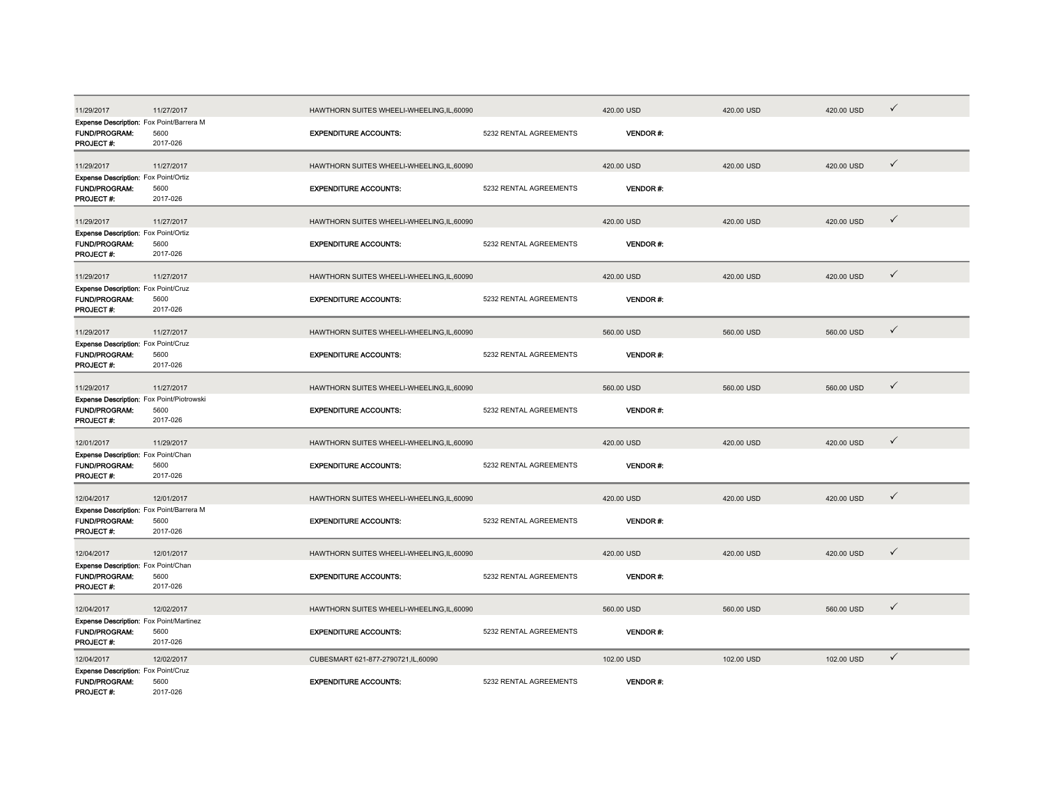| | | | | | | | |
|---|---|---|---|---|---|---|---|
| 11/29/2017 | 11/27/2017 | HAWTHORN SUITES WHEELI-WHEELING,IL,60090 | | 420.00 USD | 420.00 USD | 420.00 USD | ✓ |
| **Expense Description:** Fox Point/Barrera M | | | | | | | |
| **FUND/PROGRAM:** | 5600 | **EXPENDITURE ACCOUNTS:** | 5232 RENTAL AGREEMENTS | **VENDOR #:** | | | |
| **PROJECT #:** | 2017-026 | | | | | | |
| 11/29/2017 | 11/27/2017 | HAWTHORN SUITES WHEELI-WHEELING,IL,60090 | | 420.00 USD | 420.00 USD | 420.00 USD | ✓ |
| **Expense Description:** Fox Point/Ortiz | | | | | | | |
| **FUND/PROGRAM:** | 5600 | **EXPENDITURE ACCOUNTS:** | 5232 RENTAL AGREEMENTS | **VENDOR #:** | | | |
| **PROJECT #:** | 2017-026 | | | | | | |
| 11/29/2017 | 11/27/2017 | HAWTHORN SUITES WHEELI-WHEELING,IL,60090 | | 420.00 USD | 420.00 USD | 420.00 USD | ✓ |
| **Expense Description:** Fox Point/Ortiz | | | | | | | |
| **FUND/PROGRAM:** | 5600 | **EXPENDITURE ACCOUNTS:** | 5232 RENTAL AGREEMENTS | **VENDOR #:** | | | |
| **PROJECT #:** | 2017-026 | | | | | | |
| 11/29/2017 | 11/27/2017 | HAWTHORN SUITES WHEELI-WHEELING,IL,60090 | | 420.00 USD | 420.00 USD | 420.00 USD | ✓ |
| **Expense Description:** Fox Point/Cruz | | | | | | | |
| **FUND/PROGRAM:** | 5600 | **EXPENDITURE ACCOUNTS:** | 5232 RENTAL AGREEMENTS | **VENDOR #:** | | | |
| **PROJECT #:** | 2017-026 | | | | | | |
| 11/29/2017 | 11/27/2017 | HAWTHORN SUITES WHEELI-WHEELING,IL,60090 | | 560.00 USD | 560.00 USD | 560.00 USD | ✓ |
| **Expense Description:** Fox Point/Cruz | | | | | | | |
| **FUND/PROGRAM:** | 5600 | **EXPENDITURE ACCOUNTS:** | 5232 RENTAL AGREEMENTS | **VENDOR #:** | | | |
| **PROJECT #:** | 2017-026 | | | | | | |
| 11/29/2017 | 11/27/2017 | HAWTHORN SUITES WHEELI-WHEELING,IL,60090 | | 560.00 USD | 560.00 USD | 560.00 USD | ✓ |
| **Expense Description:** Fox Point/Piotrowski | | | | | | | |
| **FUND/PROGRAM:** | 5600 | **EXPENDITURE ACCOUNTS:** | 5232 RENTAL AGREEMENTS | **VENDOR #:** | | | |
| **PROJECT #:** | 2017-026 | | | | | | |
| 12/01/2017 | 11/29/2017 | HAWTHORN SUITES WHEELI-WHEELING,IL,60090 | | 420.00 USD | 420.00 USD | 420.00 USD | ✓ |
| **Expense Description:** Fox Point/Chan | | | | | | | |
| **FUND/PROGRAM:** | 5600 | **EXPENDITURE ACCOUNTS:** | 5232 RENTAL AGREEMENTS | **VENDOR #:** | | | |
| **PROJECT #:** | 2017-026 | | | | | | |
| 12/04/2017 | 12/01/2017 | HAWTHORN SUITES WHEELI-WHEELING,IL,60090 | | 420.00 USD | 420.00 USD | 420.00 USD | ✓ |
| **Expense Description:** Fox Point/Barrera M | | | | | | | |
| **FUND/PROGRAM:** | 5600 | **EXPENDITURE ACCOUNTS:** | 5232 RENTAL AGREEMENTS | **VENDOR #:** | | | |
| **PROJECT #:** | 2017-026 | | | | | | |
| 12/04/2017 | 12/01/2017 | HAWTHORN SUITES WHEELI-WHEELING,IL,60090 | | 420.00 USD | 420.00 USD | 420.00 USD | ✓ |
| **Expense Description:** Fox Point/Chan | | | | | | | |
| **FUND/PROGRAM:** | 5600 | **EXPENDITURE ACCOUNTS:** | 5232 RENTAL AGREEMENTS | **VENDOR #:** | | | |
| **PROJECT #:** | 2017-026 | | | | | | |
| 12/04/2017 | 12/02/2017 | HAWTHORN SUITES WHEELI-WHEELING,IL,60090 | | 560.00 USD | 560.00 USD | 560.00 USD | ✓ |
| **Expense Description:** Fox Point/Martinez | | | | | | | |
| **FUND/PROGRAM:** | 5600 | **EXPENDITURE ACCOUNTS:** | 5232 RENTAL AGREEMENTS | **VENDOR #:** | | | |
| **PROJECT #:** | 2017-026 | | | | | | |
| 12/04/2017 | 12/02/2017 | CUBESMART 621-877-2790721,IL,60090 | | 102.00 USD | 102.00 USD | 102.00 USD | ✓ |
| **Expense Description:** Fox Point/Cruz | | | | | | | |
| **FUND/PROGRAM:** | 5600 | **EXPENDITURE ACCOUNTS:** | 5232 RENTAL AGREEMENTS | **VENDOR #:** | | | |
| **PROJECT #:** | 2017-026 | | | | | | |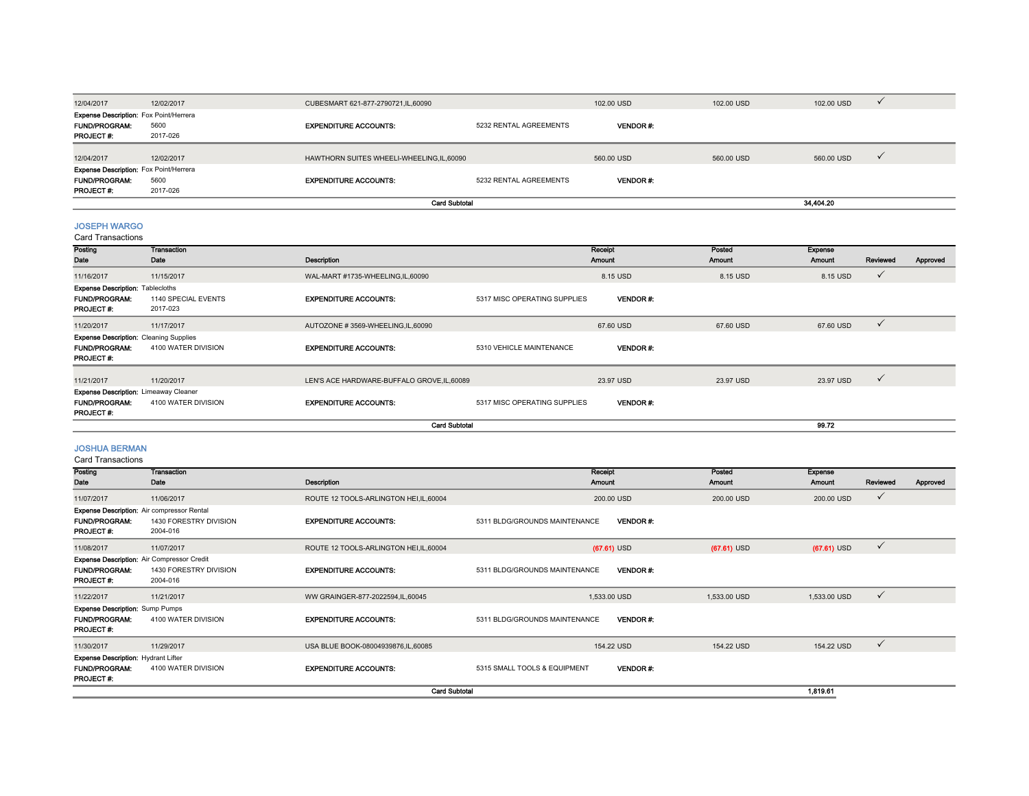| Posting Date | Transaction Date | Description | Receipt Amount | Posted Amount | Expense Amount | Reviewed | Approved |
|---|---|---|---|---|---|---|---|
| 12/04/2017 | 12/02/2017 | CUBESMART 621-877-2790721,IL,60090 | 102.00 USD | 102.00 USD | 102.00 USD | ✓ | |
| Expense Description: Fox Point/Herrera | | | | | | | |
| FUND/PROGRAM: 5600 | | EXPENDITURE ACCOUNTS: 5232 RENTAL AGREEMENTS | VENDOR #: | | | | |
| PROJECT #: 2017-026 | | | | | | | |
| 12/04/2017 | 12/02/2017 | HAWTHORN SUITES WHEELI-WHEELING,IL,60090 | 560.00 USD | 560.00 USD | 560.00 USD | ✓ | |
| Expense Description: Fox Point/Herrera | | | | | | | |
| FUND/PROGRAM: 5600 | | EXPENDITURE ACCOUNTS: 5232 RENTAL AGREEMENTS | VENDOR #: | | | | |
| PROJECT #: 2017-026 | | | | | | | |
| | | **Card Subtotal** | | | **34,404.20** | | |

## JOSEPH WARGO

Card Transactions

| Posting Date | Transaction Date | Description | Receipt Amount | Posted Amount | Expense Amount | Reviewed | Approved |
|---|---|---|---|---|---|---|---|
| 11/16/2017 | 11/15/2017 | WAL-MART #1735-WHEELING,IL,60090 | 8.15 USD | 8.15 USD | 8.15 USD | ✓ | |
| Expense Description: Tablecloths | | | | | | | |
| FUND/PROGRAM: 1140 SPECIAL EVENTS | | EXPENDITURE ACCOUNTS: 5317 MISC OPERATING SUPPLIES | VENDOR #: | | | | |
| PROJECT #: 2017-023 | | | | | | | |
| 11/20/2017 | 11/17/2017 | AUTOZONE # 3569-WHEELING,IL,60090 | 67.60 USD | 67.60 USD | 67.60 USD | ✓ | |
| Expense Description: Cleaning Supplies | | | | | | | |
| FUND/PROGRAM: 4100 WATER DIVISION | | EXPENDITURE ACCOUNTS: 5310 VEHICLE MAINTENANCE | VENDOR #: | | | | |
| PROJECT #: | | | | | | | |
| 11/21/2017 | 11/20/2017 | LEN'S ACE HARDWARE-BUFFALO GROVE,IL,60089 | 23.97 USD | 23.97 USD | 23.97 USD | ✓ | |
| Expense Description: Limeaway Cleaner | | | | | | | |
| FUND/PROGRAM: 4100 WATER DIVISION | | EXPENDITURE ACCOUNTS: 5317 MISC OPERATING SUPPLIES | VENDOR #: | | | | |
| PROJECT #: | | | | | | | |
| | | **Card Subtotal** | | | **99.72** | | |

## JOSHUA BERMAN

Card Transactions

| Posting Date | Transaction Date | Description | Receipt Amount | Posted Amount | Expense Amount | Reviewed | Approved |
|---|---|---|---|---|---|---|---|
| 11/07/2017 | 11/06/2017 | ROUTE 12 TOOLS-ARLINGTON HEI,IL,60004 | 200.00 USD | 200.00 USD | 200.00 USD | ✓ | |
| Expense Description: Air compressor Rental | | | | | | | |
| FUND/PROGRAM: 1430 FORESTRY DIVISION | | EXPENDITURE ACCOUNTS: 5311 BLDG/GROUNDS MAINTENANCE | VENDOR #: | | | | |
| PROJECT #: 2004-016 | | | | | | | |
| 11/08/2017 | 11/07/2017 | ROUTE 12 TOOLS-ARLINGTON HEI,IL,60004 | (67.61) USD | (67.61) USD | (67.61) USD | ✓ | |
| Expense Description: Air Compressor Credit | | | | | | | |
| FUND/PROGRAM: 1430 FORESTRY DIVISION | | EXPENDITURE ACCOUNTS: 5311 BLDG/GROUNDS MAINTENANCE | VENDOR #: | | | | |
| PROJECT #: 2004-016 | | | | | | | |
| 11/22/2017 | 11/21/2017 | WW GRAINGER-877-2022594,IL,60045 | 1,533.00 USD | 1,533.00 USD | 1,533.00 USD | ✓ | |
| Expense Description: Sump Pumps | | | | | | | |
| FUND/PROGRAM: 4100 WATER DIVISION | | EXPENDITURE ACCOUNTS: 5311 BLDG/GROUNDS MAINTENANCE | VENDOR #: | | | | |
| PROJECT #: | | | | | | | |
| 11/30/2017 | 11/29/2017 | USA BLUE BOOK-08004939876,IL,60085 | 154.22 USD | 154.22 USD | 154.22 USD | ✓ | |
| Expense Description: Hydrant Lifter | | | | | | | |
| FUND/PROGRAM: 4100 WATER DIVISION | | EXPENDITURE ACCOUNTS: 5315 SMALL TOOLS & EQUIPMENT | VENDOR #: | | | | |
| PROJECT #: | | | | | | | |
| | | **Card Subtotal** | | | **1,819.61** | | |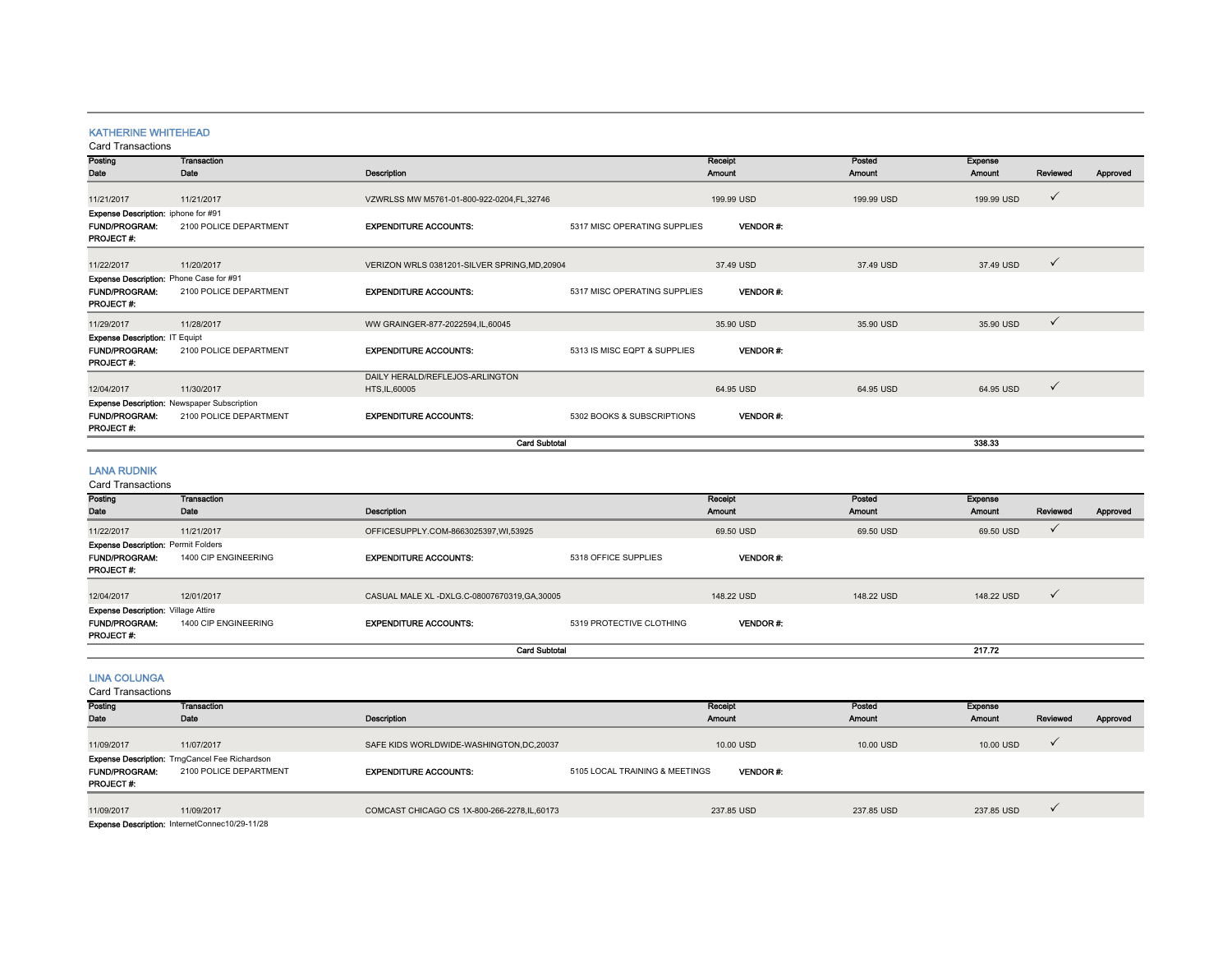## KATHERINE WHITEHEAD

Card Transactions

| Posting Date | Transaction Date | Description | Receipt Amount | Posted Amount | Expense Amount | Reviewed | Approved |
|---|---|---|---|---|---|---|---|
| 11/21/2017 | 11/21/2017 | VZWRLSS MW M5761-01-800-922-0204,FL,32746 | 199.99 USD | 199.99 USD | 199.99 USD | ✓ | |
| **Expense Description:** iphone for #91 | | | | | | | |
| **FUND/PROGRAM:** 2100 POLICE DEPARTMENT | | **EXPENDITURE ACCOUNTS:** 5317 MISC OPERATING SUPPLIES | **VENDOR #:** | | | | |
| **PROJECT #:** | | | | | | | |
| 11/22/2017 | 11/20/2017 | VERIZON WRLS 0381201-SILVER SPRING,MD,20904 | 37.49 USD | 37.49 USD | 37.49 USD | ✓ | |
| **Expense Description:** Phone Case for #91 | | | | | | | |
| **FUND/PROGRAM:** 2100 POLICE DEPARTMENT | | **EXPENDITURE ACCOUNTS:** 5317 MISC OPERATING SUPPLIES | **VENDOR #:** | | | | |
| **PROJECT #:** | | | | | | | |
| 11/29/2017 | 11/28/2017 | WW GRAINGER-877-2022594,IL,60045 | 35.90 USD | 35.90 USD | 35.90 USD | ✓ | |
| **Expense Description:** IT Equipt | | | | | | | |
| **FUND/PROGRAM:** 2100 POLICE DEPARTMENT | | **EXPENDITURE ACCOUNTS:** 5313 IS MISC EQPT & SUPPLIES | **VENDOR #:** | | | | |
| **PROJECT #:** | | | | | | | |
| 12/04/2017 | 11/30/2017 | DAILY HERALD/REFLEJOS-ARLINGTON HTS,IL,60005 | 64.95 USD | 64.95 USD | 64.95 USD | ✓ | |
| **Expense Description:** Newspaper Subscription | | | | | | | |
| **FUND/PROGRAM:** 2100 POLICE DEPARTMENT | | **EXPENDITURE ACCOUNTS:** 5302 BOOKS & SUBSCRIPTIONS | **VENDOR #:** | | | | |
| **PROJECT #:** | | | | | | | |
| | | **Card Subtotal** | | | **338.33** | | |

## LANA RUDNIK

Card Transactions

| Posting Date | Transaction Date | Description | Receipt Amount | Posted Amount | Expense Amount | Reviewed | Approved |
|---|---|---|---|---|---|---|---|
| 11/22/2017 | 11/21/2017 | OFFICESUPPLY.COM-8663025397,WI,53925 | 69.50 USD | 69.50 USD | 69.50 USD | ✓ | |
| **Expense Description:** Permit Folders | | | | | | | |
| **FUND/PROGRAM:** 1400 CIP ENGINEERING | | **EXPENDITURE ACCOUNTS:** 5318 OFFICE SUPPLIES | **VENDOR #:** | | | | |
| **PROJECT #:** | | | | | | | |
| 12/04/2017 | 12/01/2017 | CASUAL MALE XL -DXLG.C-08007670319,GA,30005 | 148.22 USD | 148.22 USD | 148.22 USD | ✓ | |
| **Expense Description:** Village Attire | | | | | | | |
| **FUND/PROGRAM:** 1400 CIP ENGINEERING | | **EXPENDITURE ACCOUNTS:** 5319 PROTECTIVE CLOTHING | **VENDOR #:** | | | | |
| **PROJECT #:** | | | | | | | |
| | | **Card Subtotal** | | | **217.72** | | |

## LINA COLUNGA

Card Transactions

| Posting Date | Transaction Date | Description | Receipt Amount | Posted Amount | Expense Amount | Reviewed | Approved |
|---|---|---|---|---|---|---|---|
| 11/09/2017 | 11/07/2017 | SAFE KIDS WORLDWIDE-WASHINGTON,DC,20037 | 10.00 USD | 10.00 USD | 10.00 USD | ✓ | |
| **Expense Description:** TrngCancel Fee Richardson | | | | | | | |
| **FUND/PROGRAM:** 2100 POLICE DEPARTMENT | | **EXPENDITURE ACCOUNTS:** 5105 LOCAL TRAINING & MEETINGS | **VENDOR #:** | | | | |
| **PROJECT #:** | | | | | | | |
| 11/09/2017 | 11/09/2017 | COMCAST CHICAGO CS 1X-800-266-2278,IL,60173 | 237.85 USD | 237.85 USD | 237.85 USD | ✓ | |
| **Expense Description:** InternetConnec10/29-11/28 | | | | | | | |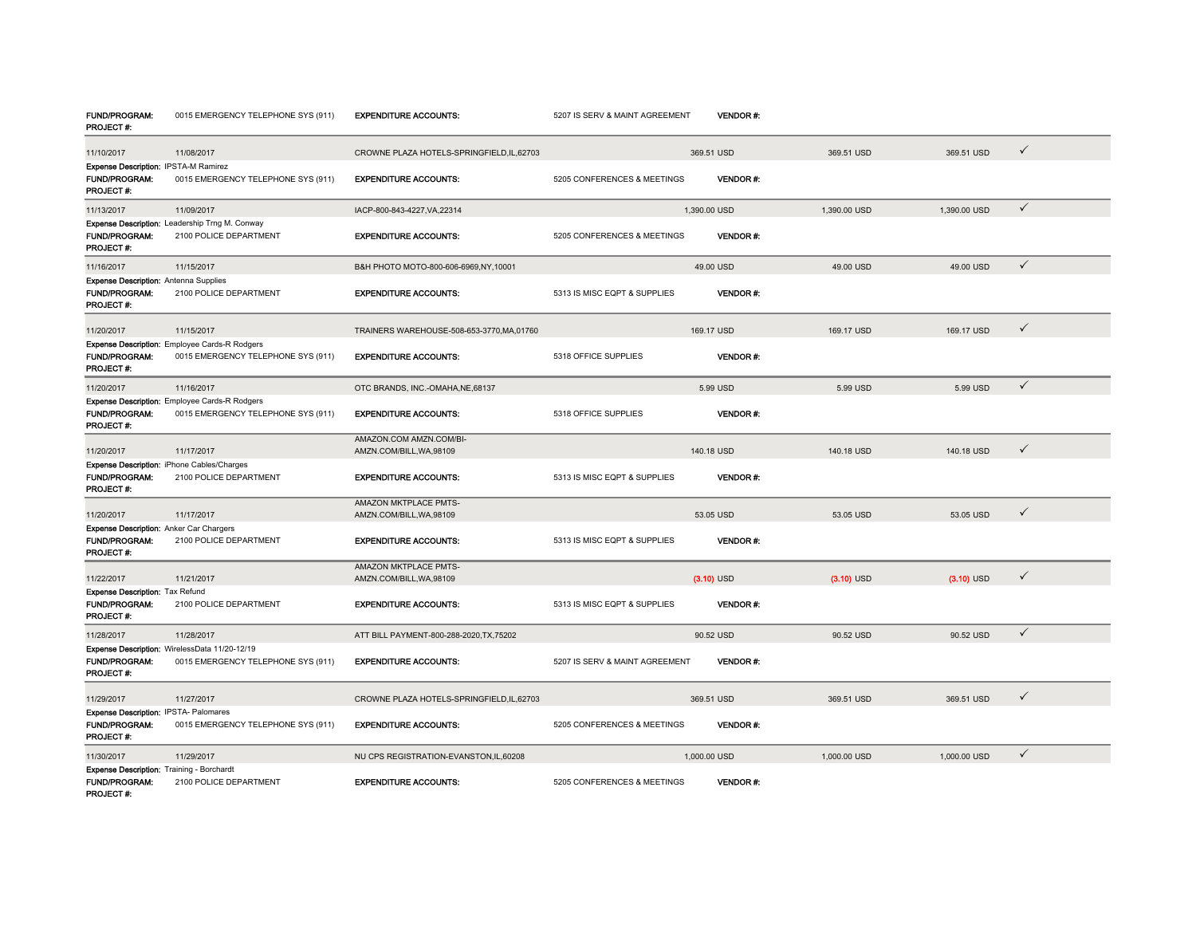**FUND/PROGRAM:** 0015 EMERGENCY TELEPHONE SYS (911) **EXPENDITURE ACCOUNTS:** 5207 IS SERV & MAINT AGREEMENT **VENDOR #:**
**PROJECT #:**

| | | | | | | |
|---|---|---|---|---|---|---|
| 11/10/2017 | 11/08/2017 | CROWNE PLAZA HOTELS-SPRINGFIELD,IL,62703 | 369.51 USD | 369.51 USD | 369.51 USD | ✓ |

**Expense Description:** IPSTA-M Ramirez
**FUND/PROGRAM:** 0015 EMERGENCY TELEPHONE SYS (911) **EXPENDITURE ACCOUNTS:** 5205 CONFERENCES & MEETINGS **VENDOR #:**
**PROJECT #:**

| | | | | | | |
|---|---|---|---|---|---|---|
| 11/13/2017 | 11/09/2017 | IACP-800-843-4227,VA,22314 | 1,390.00 USD | 1,390.00 USD | 1,390.00 USD | ✓ |

**Expense Description:** Leadership Trng M. Conway
**FUND/PROGRAM:** 2100 POLICE DEPARTMENT **EXPENDITURE ACCOUNTS:** 5205 CONFERENCES & MEETINGS **VENDOR #:**
**PROJECT #:**

| | | | | | | |
|---|---|---|---|---|---|---|
| 11/16/2017 | 11/15/2017 | B&H PHOTO MOTO-800-606-6969,NY,10001 | 49.00 USD | 49.00 USD | 49.00 USD | ✓ |

**Expense Description:** Antenna Supplies
**FUND/PROGRAM:** 2100 POLICE DEPARTMENT **EXPENDITURE ACCOUNTS:** 5313 IS MISC EQPT & SUPPLIES **VENDOR #:**
**PROJECT #:**

| | | | | | | |
|---|---|---|---|---|---|---|
| 11/20/2017 | 11/15/2017 | TRAINERS WAREHOUSE-508-653-3770,MA,01760 | 169.17 USD | 169.17 USD | 169.17 USD | ✓ |

**Expense Description:** Employee Cards-R Rodgers
**FUND/PROGRAM:** 0015 EMERGENCY TELEPHONE SYS (911) **EXPENDITURE ACCOUNTS:** 5318 OFFICE SUPPLIES **VENDOR #:**
**PROJECT #:**

| | | | | | | |
|---|---|---|---|---|---|---|
| 11/20/2017 | 11/16/2017 | OTC BRANDS, INC.-OMAHA,NE,68137 | 5.99 USD | 5.99 USD | 5.99 USD | ✓ |

**Expense Description:** Employee Cards-R Rodgers
**FUND/PROGRAM:** 0015 EMERGENCY TELEPHONE SYS (911) **EXPENDITURE ACCOUNTS:** 5318 OFFICE SUPPLIES **VENDOR #:**
**PROJECT #:**

| | | | | | | |
|---|---|---|---|---|---|---|
| 11/20/2017 | 11/17/2017 | AMAZON.COM AMZN.COM/BI-AMZN.COM/BILL,WA,98109 | 140.18 USD | 140.18 USD | 140.18 USD | ✓ |

**Expense Description:** iPhone Cables/Charges
**FUND/PROGRAM:** 2100 POLICE DEPARTMENT **EXPENDITURE ACCOUNTS:** 5313 IS MISC EQPT & SUPPLIES **VENDOR #:**
**PROJECT #:**

| | | | | | | |
|---|---|---|---|---|---|---|
| 11/20/2017 | 11/17/2017 | AMAZON MKTPLACE PMTS-AMZN.COM/BILL,WA,98109 | 53.05 USD | 53.05 USD | 53.05 USD | ✓ |

**Expense Description:** Anker Car Chargers
**FUND/PROGRAM:** 2100 POLICE DEPARTMENT **EXPENDITURE ACCOUNTS:** 5313 IS MISC EQPT & SUPPLIES **VENDOR #:**
**PROJECT #:**

| | | | | | | |
|---|---|---|---|---|---|---|
| 11/22/2017 | 11/21/2017 | AMAZON MKTPLACE PMTS-AMZN.COM/BILL,WA,98109 | (3.10) USD | (3.10) USD | (3.10) USD | ✓ |

**Expense Description:** Tax Refund
**FUND/PROGRAM:** 2100 POLICE DEPARTMENT **EXPENDITURE ACCOUNTS:** 5313 IS MISC EQPT & SUPPLIES **VENDOR #:**
**PROJECT #:**

| | | | | | | |
|---|---|---|---|---|---|---|
| 11/28/2017 | 11/28/2017 | ATT BILL PAYMENT-800-288-2020,TX,75202 | 90.52 USD | 90.52 USD | 90.52 USD | ✓ |

**Expense Description:** WirelessData 11/20-12/19
**FUND/PROGRAM:** 0015 EMERGENCY TELEPHONE SYS (911) **EXPENDITURE ACCOUNTS:** 5207 IS SERV & MAINT AGREEMENT **VENDOR #:**
**PROJECT #:**

| | | | | | | |
|---|---|---|---|---|---|---|
| 11/29/2017 | 11/27/2017 | CROWNE PLAZA HOTELS-SPRINGFIELD,IL,62703 | 369.51 USD | 369.51 USD | 369.51 USD | ✓ |

**Expense Description:** IPSTA- Palomares
**FUND/PROGRAM:** 0015 EMERGENCY TELEPHONE SYS (911) **EXPENDITURE ACCOUNTS:** 5205 CONFERENCES & MEETINGS **VENDOR #:**
**PROJECT #:**

| | | | | | | |
|---|---|---|---|---|---|---|
| 11/30/2017 | 11/29/2017 | NU CPS REGISTRATION-EVANSTON,IL,60208 | 1,000.00 USD | 1,000.00 USD | 1,000.00 USD | ✓ |

**Expense Description:** Training - Borchardt
**FUND/PROGRAM:** 2100 POLICE DEPARTMENT **EXPENDITURE ACCOUNTS:** 5205 CONFERENCES & MEETINGS **VENDOR #:**
**PROJECT #:**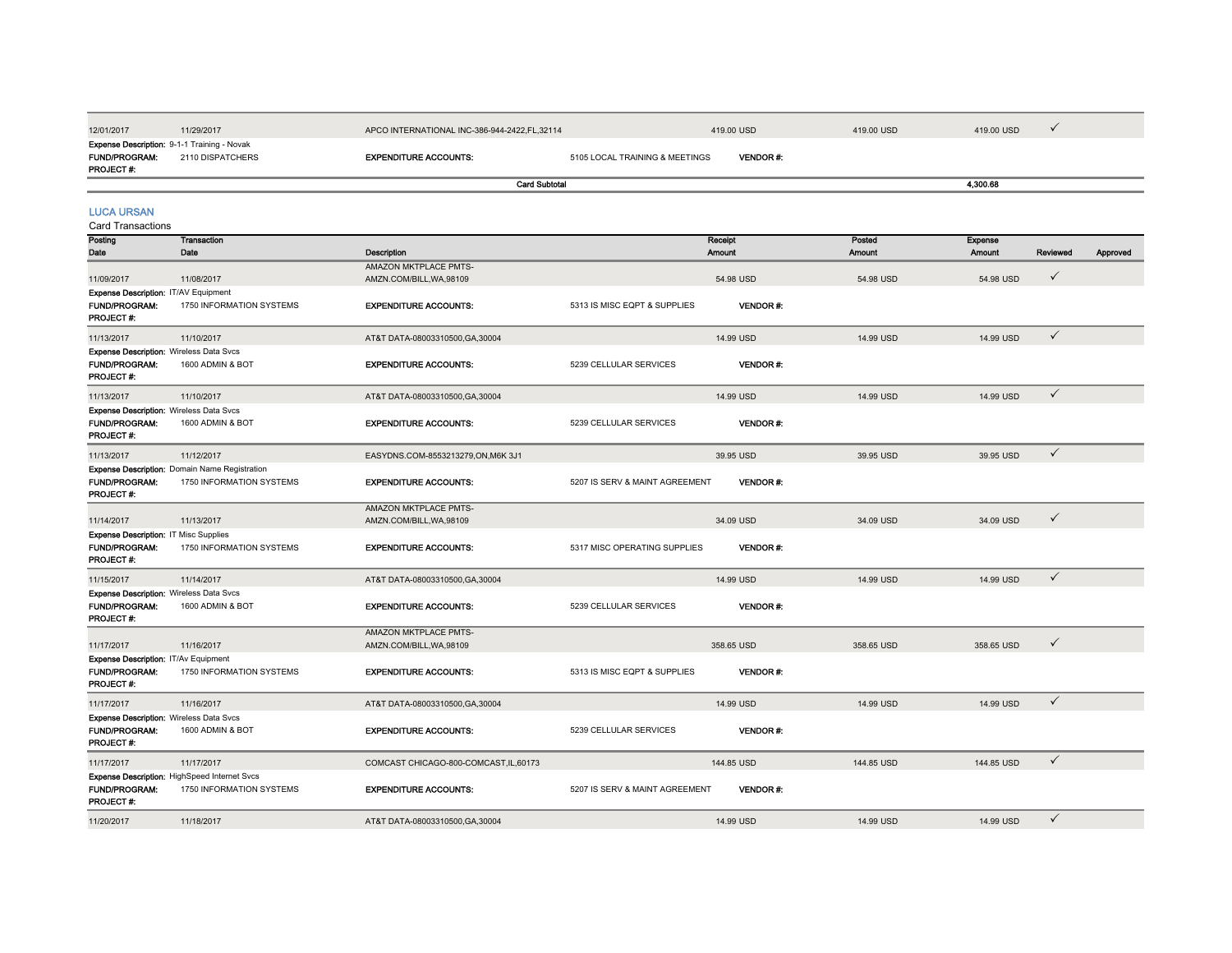| Posting Date | Transaction Date | Description | | Receipt Amount | Posted Amount | Expense Amount | Reviewed | Approved |
|---|---|---|---|---|---|---|---|---|
| 12/01/2017 | 11/29/2017 | APCO INTERNATIONAL INC-386-944-2422,FL,32114 | | 419.00 USD | 419.00 USD | 419.00 USD | ✓ | |
| **Expense Description:** 9-1-1 Training - Novak | | | | | | | | |
| **FUND/PROGRAM:** | 2110 DISPATCHERS | **EXPENDITURE ACCOUNTS:** | 5105 LOCAL TRAINING & MEETINGS | **VENDOR #:** | | | | |
| **PROJECT #:** | | | | | | | | |
| | | | **Card Subtotal** | | | 4,300.68 | | |

## LUCA URSAN

Card Transactions

| Posting Date | Transaction Date | Description | | Receipt Amount | Posted Amount | Expense Amount | Reviewed | Approved |
|---|---|---|---|---|---|---|---|---|
| 11/09/2017 | 11/08/2017 | AMAZON MKTPLACE PMTS-AMZN.COM/BILL,WA,98109 | | 54.98 USD | 54.98 USD | 54.98 USD | ✓ | |
| **Expense Description:** IT/AV Equipment | | | | | | | | |
| **FUND/PROGRAM:** | 1750 INFORMATION SYSTEMS | **EXPENDITURE ACCOUNTS:** | 5313 IS MISC EQPT & SUPPLIES | **VENDOR #:** | | | | |
| **PROJECT #:** | | | | | | | | |
| 11/13/2017 | 11/10/2017 | AT&T DATA-08003310500,GA,30004 | | 14.99 USD | 14.99 USD | 14.99 USD | ✓ | |
| **Expense Description:** Wireless Data Svcs | | | | | | | | |
| **FUND/PROGRAM:** | 1600 ADMIN & BOT | **EXPENDITURE ACCOUNTS:** | 5239 CELLULAR SERVICES | **VENDOR #:** | | | | |
| **PROJECT #:** | | | | | | | | |
| 11/13/2017 | 11/10/2017 | AT&T DATA-08003310500,GA,30004 | | 14.99 USD | 14.99 USD | 14.99 USD | ✓ | |
| **Expense Description:** Wireless Data Svcs | | | | | | | | |
| **FUND/PROGRAM:** | 1600 ADMIN & BOT | **EXPENDITURE ACCOUNTS:** | 5239 CELLULAR SERVICES | **VENDOR #:** | | | | |
| **PROJECT #:** | | | | | | | | |
| 11/13/2017 | 11/12/2017 | EASYDNS.COM-8553213279,ON,M6K 3J1 | | 39.95 USD | 39.95 USD | 39.95 USD | ✓ | |
| **Expense Description:** Domain Name Registration | | | | | | | | |
| **FUND/PROGRAM:** | 1750 INFORMATION SYSTEMS | **EXPENDITURE ACCOUNTS:** | 5207 IS SERV & MAINT AGREEMENT | **VENDOR #:** | | | | |
| **PROJECT #:** | | | | | | | | |
| 11/14/2017 | 11/13/2017 | AMAZON MKTPLACE PMTS-AMZN.COM/BILL,WA,98109 | | 34.09 USD | 34.09 USD | 34.09 USD | ✓ | |
| **Expense Description:** IT Misc Supplies | | | | | | | | |
| **FUND/PROGRAM:** | 1750 INFORMATION SYSTEMS | **EXPENDITURE ACCOUNTS:** | 5317 MISC OPERATING SUPPLIES | **VENDOR #:** | | | | |
| **PROJECT #:** | | | | | | | | |
| 11/15/2017 | 11/14/2017 | AT&T DATA-08003310500,GA,30004 | | 14.99 USD | 14.99 USD | 14.99 USD | ✓ | |
| **Expense Description:** Wireless Data Svcs | | | | | | | | |
| **FUND/PROGRAM:** | 1600 ADMIN & BOT | **EXPENDITURE ACCOUNTS:** | 5239 CELLULAR SERVICES | **VENDOR #:** | | | | |
| **PROJECT #:** | | | | | | | | |
| 11/17/2017 | 11/16/2017 | AMAZON MKTPLACE PMTS-AMZN.COM/BILL,WA,98109 | | 358.65 USD | 358.65 USD | 358.65 USD | ✓ | |
| **Expense Description:** IT/Av Equipment | | | | | | | | |
| **FUND/PROGRAM:** | 1750 INFORMATION SYSTEMS | **EXPENDITURE ACCOUNTS:** | 5313 IS MISC EQPT & SUPPLIES | **VENDOR #:** | | | | |
| **PROJECT #:** | | | | | | | | |
| 11/17/2017 | 11/16/2017 | AT&T DATA-08003310500,GA,30004 | | 14.99 USD | 14.99 USD | 14.99 USD | ✓ | |
| **Expense Description:** Wireless Data Svcs | | | | | | | | |
| **FUND/PROGRAM:** | 1600 ADMIN & BOT | **EXPENDITURE ACCOUNTS:** | 5239 CELLULAR SERVICES | **VENDOR #:** | | | | |
| **PROJECT #:** | | | | | | | | |
| 11/17/2017 | 11/17/2017 | COMCAST CHICAGO-800-COMCAST,IL,60173 | | 144.85 USD | 144.85 USD | 144.85 USD | ✓ | |
| **Expense Description:** HighSpeed Internet Svcs | | | | | | | | |
| **FUND/PROGRAM:** | 1750 INFORMATION SYSTEMS | **EXPENDITURE ACCOUNTS:** | 5207 IS SERV & MAINT AGREEMENT | **VENDOR #:** | | | | |
| **PROJECT #:** | | | | | | | | |
| 11/20/2017 | 11/18/2017 | AT&T DATA-08003310500,GA,30004 | | 14.99 USD | 14.99 USD | 14.99 USD | ✓ | |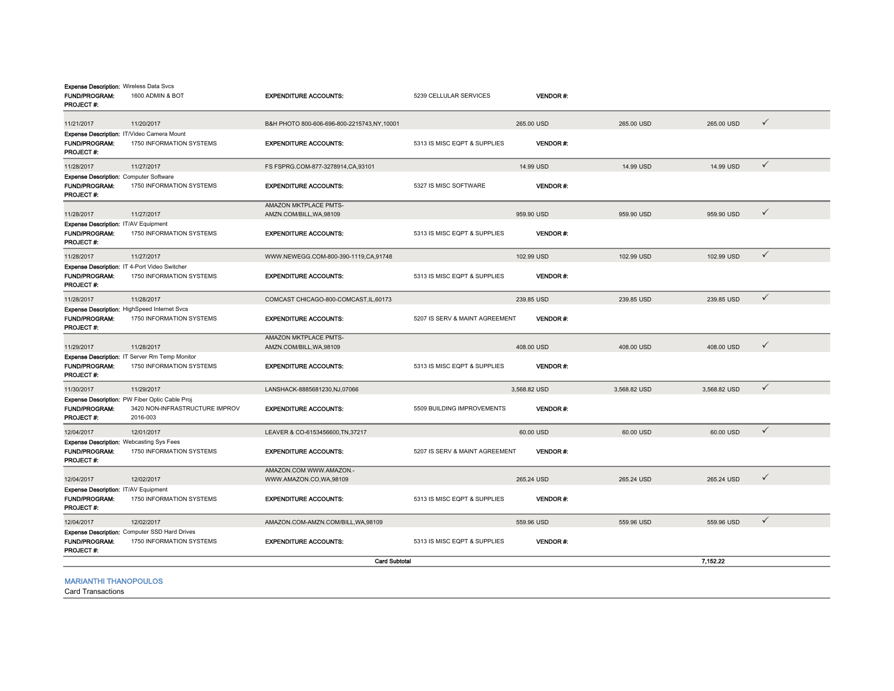**Expense Description:** Wireless Data Svcs
**FUND/PROGRAM:** 1600 ADMIN & BOT **EXPENDITURE ACCOUNTS:** 5239 CELLULAR SERVICES **VENDOR #:**
**PROJECT #:**

| Posting Date | Transaction Date | Merchant | Amount | Amount | Amount | |
|---|---|---|---|---|---|---|
| 11/21/2017 | 11/20/2017 | B&H PHOTO 800-606-696-800-2215743,NY,10001 | 265.00 USD | 265.00 USD | 265.00 USD | ✓ |
| Expense Description: IT/Video Camera Mount | | | | | | |
| FUND/PROGRAM: 1750 INFORMATION SYSTEMS | | EXPENDITURE ACCOUNTS: 5313 IS MISC EQPT & SUPPLIES | VENDOR #: | | | |
| PROJECT #: | | | | | | |
| 11/28/2017 | 11/27/2017 | FS FSPRG.COM-877-3278914,CA,93101 | 14.99 USD | 14.99 USD | 14.99 USD | ✓ |
| Expense Description: Computer Software | | | | | | |
| FUND/PROGRAM: 1750 INFORMATION SYSTEMS | | EXPENDITURE ACCOUNTS: 5327 IS MISC SOFTWARE | VENDOR #: | | | |
| PROJECT #: | | | | | | |
| 11/28/2017 | 11/27/2017 | AMAZON MKTPLACE PMTS-AMZN.COM/BILL,WA,98109 | 959.90 USD | 959.90 USD | 959.90 USD | ✓ |
| Expense Description: IT/AV Equipment | | | | | | |
| FUND/PROGRAM: 1750 INFORMATION SYSTEMS | | EXPENDITURE ACCOUNTS: 5313 IS MISC EQPT & SUPPLIES | VENDOR #: | | | |
| PROJECT #: | | | | | | |
| 11/28/2017 | 11/27/2017 | WWW.NEWEGG.COM-800-390-1119,CA,91748 | 102.99 USD | 102.99 USD | 102.99 USD | ✓ |
| Expense Description: IT 4-Port Video Switcher | | | | | | |
| FUND/PROGRAM: 1750 INFORMATION SYSTEMS | | EXPENDITURE ACCOUNTS: 5313 IS MISC EQPT & SUPPLIES | VENDOR #: | | | |
| PROJECT #: | | | | | | |
| 11/28/2017 | 11/28/2017 | COMCAST CHICAGO-800-COMCAST,IL,60173 | 239.85 USD | 239.85 USD | 239.85 USD | ✓ |
| Expense Description: HighSpeed Internet Svcs | | | | | | |
| FUND/PROGRAM: 1750 INFORMATION SYSTEMS | | EXPENDITURE ACCOUNTS: 5207 IS SERV & MAINT AGREEMENT | VENDOR #: | | | |
| PROJECT #: | | | | | | |
| 11/29/2017 | 11/28/2017 | AMAZON MKTPLACE PMTS-AMZN.COM/BILL,WA,98109 | 408.00 USD | 408.00 USD | 408.00 USD | ✓ |
| Expense Description: IT Server Rm Temp Monitor | | | | | | |
| FUND/PROGRAM: 1750 INFORMATION SYSTEMS | | EXPENDITURE ACCOUNTS: 5313 IS MISC EQPT & SUPPLIES | VENDOR #: | | | |
| PROJECT #: | | | | | | |
| 11/30/2017 | 11/29/2017 | LANSHACK-8885681230,NJ,07066 | 3,568.82 USD | 3,568.82 USD | 3,568.82 USD | ✓ |
| Expense Description: PW Fiber Optic Cable Proj | | | | | | |
| FUND/PROGRAM: 3420 NON-INFRASTRUCTURE IMPROV | | EXPENDITURE ACCOUNTS: 5509 BUILDING IMPROVEMENTS | VENDOR #: | | | |
| PROJECT #: 2016-003 | | | | | | |
| 12/04/2017 | 12/01/2017 | LEAVER & CO-6153456600,TN,37217 | 60.00 USD | 60.00 USD | 60.00 USD | ✓ |
| Expense Description: Webcasting Sys Fees | | | | | | |
| FUND/PROGRAM: 1750 INFORMATION SYSTEMS | | EXPENDITURE ACCOUNTS: 5207 IS SERV & MAINT AGREEMENT | VENDOR #: | | | |
| PROJECT #: | | | | | | |
| 12/04/2017 | 12/02/2017 | AMAZON.COM WWW.AMAZON.-WWW.AMAZON.CO,WA,98109 | 265.24 USD | 265.24 USD | 265.24 USD | ✓ |
| Expense Description: IT/AV Equipment | | | | | | |
| FUND/PROGRAM: 1750 INFORMATION SYSTEMS | | EXPENDITURE ACCOUNTS: 5313 IS MISC EQPT & SUPPLIES | VENDOR #: | | | |
| PROJECT #: | | | | | | |
| 12/04/2017 | 12/02/2017 | AMAZON.COM-AMZN.COM/BILL,WA,98109 | 559.96 USD | 559.96 USD | 559.96 USD | ✓ |
| Expense Description: Computer SSD Hard Drives | | | | | | |
| FUND/PROGRAM: 1750 INFORMATION SYSTEMS | | EXPENDITURE ACCOUNTS: 5313 IS MISC EQPT & SUPPLIES | VENDOR #: | | | |
| PROJECT #: | | | | | | |
| | | **Card Subtotal** | | | **7,152.22** | |

## MARIANTHI THANOPOULOS

Card Transactions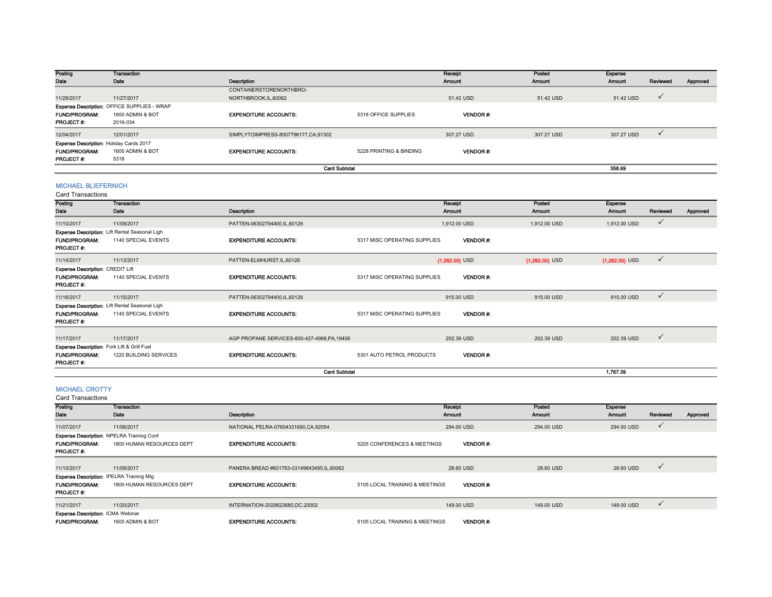| Posting Date | Transaction Date | Description | | Receipt Amount | Posted Amount | Expense Amount | Reviewed | Approved |
|---|---|---|---|---|---|---|---|---|
| 11/28/2017 | 11/27/2017 | CONTAINERSTORENORTHBRO-NORTHBROOK,IL,60062 | | 51.42 USD | 51.42 USD | 51.42 USD | ✓ | |
| **Expense Description:** OFFICE SUPPLIES - WRAP | | | | | | | | |
| **FUND/PROGRAM:** | 1600 ADMIN & BOT | **EXPENDITURE ACCOUNTS:** | 5318 OFFICE SUPPLIES | **VENDOR #:** | | | | |
| **PROJECT #:** | 2016-034 | | | | | | | |
| 12/04/2017 | 12/01/2017 | SIMPLYTOIMPRESS-8007796177,CA,91302 | | 307.27 USD | 307.27 USD | 307.27 USD | ✓ | |
| **Expense Description:** Holiday Cards 2017 | | | | | | | | |
| **FUND/PROGRAM:** | 1600 ADMIN & BOT | **EXPENDITURE ACCOUNTS:** | 5228 PRINTING & BINDING | **VENDOR #:** | | | | |
| **PROJECT #:** | 5318 | | | | | | | |
| | | | **Card Subtotal** | | | **358.69** | | |

## MICHAEL BLIEFERNICH

Card Transactions

| Posting Date | Transaction Date | Description | | Receipt Amount | Posted Amount | Expense Amount | Reviewed | Approved |
|---|---|---|---|---|---|---|---|---|
| 11/10/2017 | 11/09/2017 | PATTEN-06302794400,IL,60126 | | 1,912.00 USD | 1,912.00 USD | 1,912.00 USD | ✓ | |
| **Expense Description:** Lift Rental Seasonal Ligh | | | | | | | | |
| **FUND/PROGRAM:** | 1140 SPECIAL EVENTS | **EXPENDITURE ACCOUNTS:** | 5317 MISC OPERATING SUPPLIES | **VENDOR #:** | | | | |
| **PROJECT #:** | | | | | | | | |
| 11/14/2017 | 11/13/2017 | PATTEN-ELMHURST,IL,60126 | | (1,262.00) USD | (1,262.00) USD | (1,262.00) USD | ✓ | |
| **Expense Description:** CREDIT Lift | | | | | | | | |
| **FUND/PROGRAM:** | 1140 SPECIAL EVENTS | **EXPENDITURE ACCOUNTS:** | 5317 MISC OPERATING SUPPLIES | **VENDOR #:** | | | | |
| **PROJECT #:** | | | | | | | | |
| 11/16/2017 | 11/15/2017 | PATTEN-06302794400,IL,60126 | | 915.00 USD | 915.00 USD | 915.00 USD | ✓ | |
| **Expense Description:** Lift Rental Seasonal Ligh | | | | | | | | |
| **FUND/PROGRAM:** | 1140 SPECIAL EVENTS | **EXPENDITURE ACCOUNTS:** | 5317 MISC OPERATING SUPPLIES | **VENDOR #:** | | | | |
| **PROJECT #:** | | | | | | | | |
| 11/17/2017 | 11/17/2017 | AGP PROPANE SERVICES-800-427-4968,PA,19406 | | 202.39 USD | 202.39 USD | 202.39 USD | ✓ | |
| **Expense Description:** Fork Lift & Grill Fuel | | | | | | | | |
| **FUND/PROGRAM:** | 1220 BUILDING SERVICES | **EXPENDITURE ACCOUNTS:** | 5301 AUTO PETROL PRODUCTS | **VENDOR #:** | | | | |
| **PROJECT #:** | | | | | | | | |
| | | | **Card Subtotal** | | | **1,767.39** | | |

## MICHAEL CROTTY

Card Transactions

| Posting Date | Transaction Date | Description | | Receipt Amount | Posted Amount | Expense Amount | Reviewed | Approved |
|---|---|---|---|---|---|---|---|---|
| 11/07/2017 | 11/06/2017 | NATIONAL PELRA-07604331690,CA,92054 | | 294.00 USD | 294.00 USD | 294.00 USD | ✓ | |
| **Expense Description:** NPELRA Training Conf | | | | | | | | |
| **FUND/PROGRAM:** | 1800 HUMAN RESOURCES DEPT | **EXPENDITURE ACCOUNTS:** | 5205 CONFERENCES & MEETINGS | **VENDOR #:** | | | | |
| **PROJECT #:** | | | | | | | | |
| 11/10/2017 | 11/09/2017 | PANERA BREAD #601763-03149843495,IL,60062 | | 28.60 USD | 28.60 USD | 28.60 USD | ✓ | |
| **Expense Description:** IPELRA Training Mtg | | | | | | | | |
| **FUND/PROGRAM:** | 1800 HUMAN RESOURCES DEPT | **EXPENDITURE ACCOUNTS:** | 5105 LOCAL TRAINING & MEETINGS | **VENDOR #:** | | | | |
| **PROJECT #:** | | | | | | | | |
| 11/21/2017 | 11/20/2017 | INTERNATION-2029623680,DC,20002 | | 149.00 USD | 149.00 USD | 149.00 USD | ✓ | |
| **Expense Description:** ICMA Webinar | | | | | | | | |
| **FUND/PROGRAM:** | 1600 ADMIN & BOT | **EXPENDITURE ACCOUNTS:** | 5105 LOCAL TRAINING & MEETINGS | **VENDOR #:** | | | | |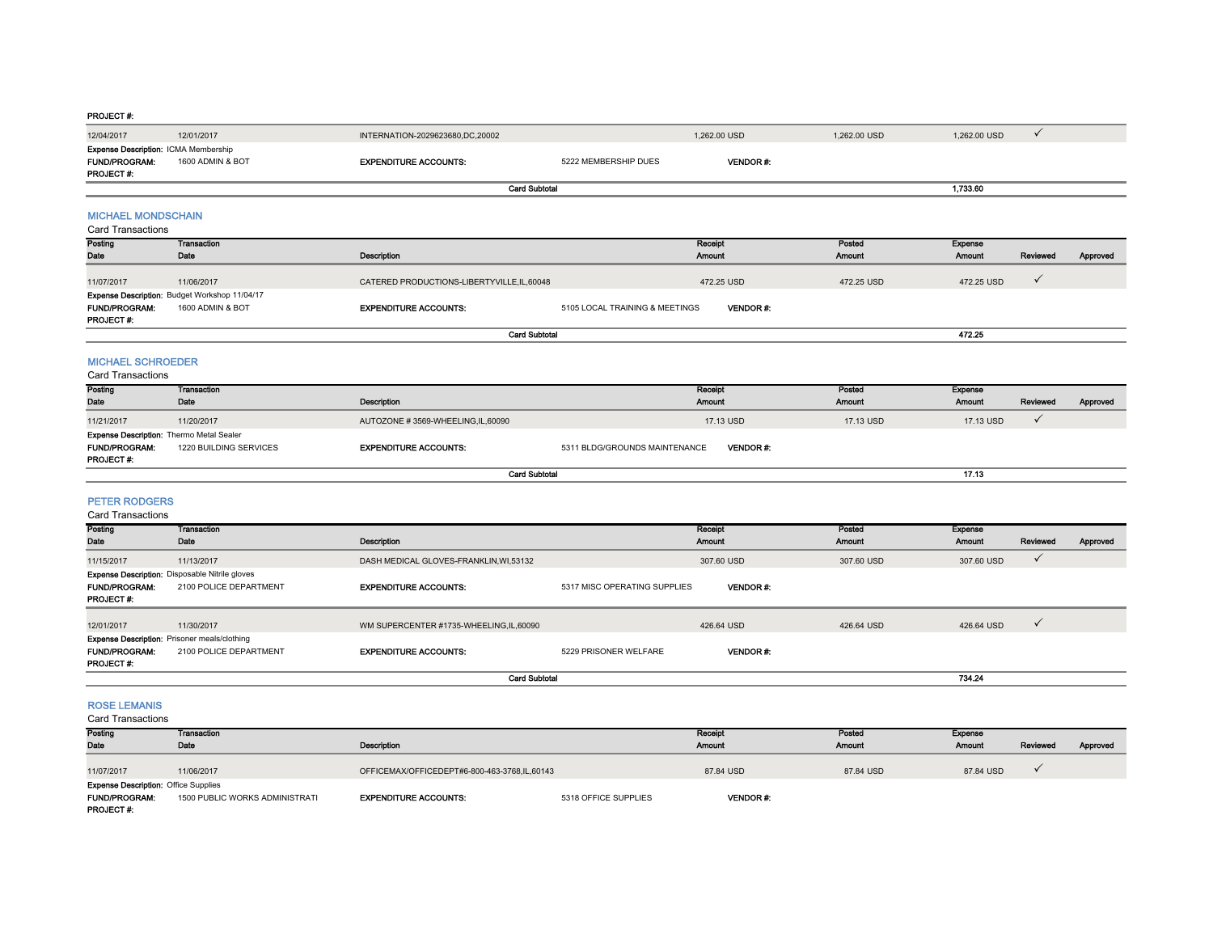PROJECT #:

| Posting Date | Transaction Date | Description | Receipt Amount | Posted Amount | Expense Amount | Reviewed | Approved |
|---|---|---|---|---|---|---|---|
| 12/04/2017 | 12/01/2017 | INTERNATION-2029623680,DC,20002 | 1,262.00 USD | 1,262.00 USD | 1,262.00 USD | ✓ | |

Expense Description: ICMA Membership
FUND/PROGRAM: 1600 ADMIN & BOT | EXPENDITURE ACCOUNTS: 5222 MEMBERSHIP DUES | VENDOR #:
PROJECT #:

Card Subtotal: 1,733.60

## MICHAEL MONDSCHAIN

Card Transactions

| Posting Date | Transaction Date | Description | Receipt Amount | Posted Amount | Expense Amount | Reviewed | Approved |
|---|---|---|---|---|---|---|---|
| 11/07/2017 | 11/06/2017 | CATERED PRODUCTIONS-LIBERTYVILLE,IL,60048 | 472.25 USD | 472.25 USD | 472.25 USD | ✓ | |

Expense Description: Budget Workshop 11/04/17
FUND/PROGRAM: 1600 ADMIN & BOT | EXPENDITURE ACCOUNTS: 5105 LOCAL TRAINING & MEETINGS | VENDOR #:
PROJECT #:

Card Subtotal: 472.25

## MICHAEL SCHROEDER

Card Transactions

| Posting Date | Transaction Date | Description | Receipt Amount | Posted Amount | Expense Amount | Reviewed | Approved |
|---|---|---|---|---|---|---|---|
| 11/21/2017 | 11/20/2017 | AUTOZONE # 3569-WHEELING,IL,60090 | 17.13 USD | 17.13 USD | 17.13 USD | ✓ | |

Expense Description: Thermo Metal Sealer
FUND/PROGRAM: 1220 BUILDING SERVICES | EXPENDITURE ACCOUNTS: 5311 BLDG/GROUNDS MAINTENANCE | VENDOR #:
PROJECT #:

Card Subtotal: 17.13

## PETER RODGERS

Card Transactions

| Posting Date | Transaction Date | Description | Receipt Amount | Posted Amount | Expense Amount | Reviewed | Approved |
|---|---|---|---|---|---|---|---|
| 11/15/2017 | 11/13/2017 | DASH MEDICAL GLOVES-FRANKLIN,WI,53132 | 307.60 USD | 307.60 USD | 307.60 USD | ✓ | |

Expense Description: Disposable Nitrile gloves
FUND/PROGRAM: 2100 POLICE DEPARTMENT | EXPENDITURE ACCOUNTS: 5317 MISC OPERATING SUPPLIES | VENDOR #:
PROJECT #:

| Posting Date | Transaction Date | Description | Receipt Amount | Posted Amount | Expense Amount | Reviewed | Approved |
|---|---|---|---|---|---|---|---|
| 12/01/2017 | 11/30/2017 | WM SUPERCENTER #1735-WHEELING,IL,60090 | 426.64 USD | 426.64 USD | 426.64 USD | ✓ | |

Expense Description: Prisoner meals/clothing
FUND/PROGRAM: 2100 POLICE DEPARTMENT | EXPENDITURE ACCOUNTS: 5229 PRISONER WELFARE | VENDOR #:
PROJECT #:

Card Subtotal: 734.24

## ROSE LEMANIS

Card Transactions

| Posting Date | Transaction Date | Description | Receipt Amount | Posted Amount | Expense Amount | Reviewed | Approved |
|---|---|---|---|---|---|---|---|
| 11/07/2017 | 11/06/2017 | OFFICEMAX/OFFICEDEPT#6-800-463-3768,IL,60143 | 87.84 USD | 87.84 USD | 87.84 USD | ✓ | |

Expense Description: Office Supplies
FUND/PROGRAM: 1500 PUBLIC WORKS ADMINISTRATI | EXPENDITURE ACCOUNTS: 5318 OFFICE SUPPLIES | VENDOR #:
PROJECT #: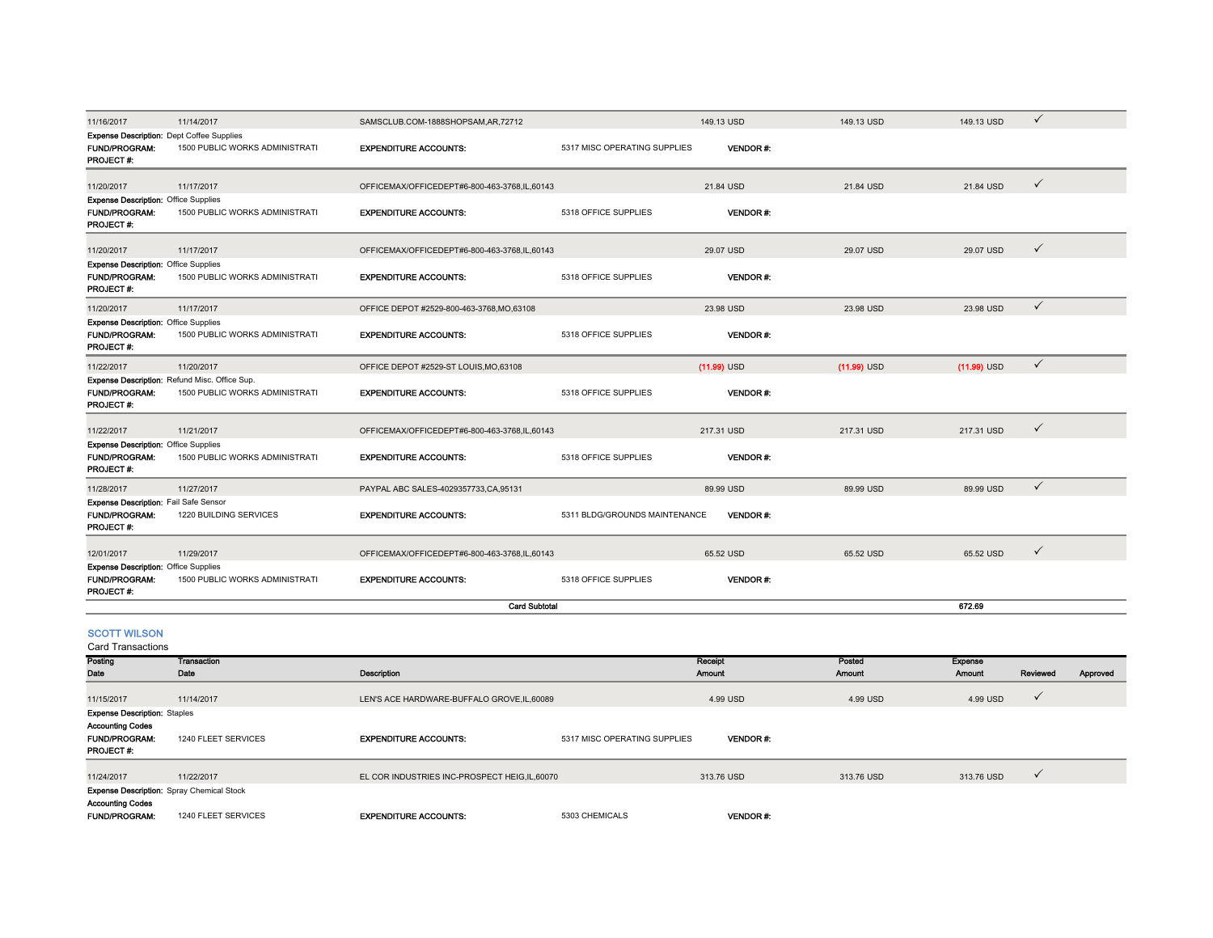| Posting Date | Transaction Date | Description | Receipt Amount | Posted Amount | Expense Amount | Reviewed | Approved |
|---|---|---|---|---|---|---|---|
| 11/16/2017 | 11/14/2017 | SAMSCLUB.COM-1888SHOPSAM,AR,72712 | 149.13 USD | 149.13 USD | 149.13 USD | ✓ | |
| Expense Description: Dept Coffee Supplies | | | | | | | |
| FUND/PROGRAM: 1500 PUBLIC WORKS ADMINISTRATI | | EXPENDITURE ACCOUNTS: 5317 MISC OPERATING SUPPLIES | VENDOR #: | | | | |
| PROJECT #: | | | | | | | |
| 11/20/2017 | 11/17/2017 | OFFICEMAX/OFFICEDEPT#6-800-463-3768,IL,60143 | 21.84 USD | 21.84 USD | 21.84 USD | ✓ | |
| Expense Description: Office Supplies | | | | | | | |
| FUND/PROGRAM: 1500 PUBLIC WORKS ADMINISTRATI | | EXPENDITURE ACCOUNTS: 5318 OFFICE SUPPLIES | VENDOR #: | | | | |
| PROJECT #: | | | | | | | |
| 11/20/2017 | 11/17/2017 | OFFICEMAX/OFFICEDEPT#6-800-463-3768,IL,60143 | 29.07 USD | 29.07 USD | 29.07 USD | ✓ | |
| Expense Description: Office Supplies | | | | | | | |
| FUND/PROGRAM: 1500 PUBLIC WORKS ADMINISTRATI | | EXPENDITURE ACCOUNTS: 5318 OFFICE SUPPLIES | VENDOR #: | | | | |
| PROJECT #: | | | | | | | |
| 11/20/2017 | 11/17/2017 | OFFICE DEPOT #2529-800-463-3768,MO,63108 | 23.98 USD | 23.98 USD | 23.98 USD | ✓ | |
| Expense Description: Office Supplies | | | | | | | |
| FUND/PROGRAM: 1500 PUBLIC WORKS ADMINISTRATI | | EXPENDITURE ACCOUNTS: 5318 OFFICE SUPPLIES | VENDOR #: | | | | |
| PROJECT #: | | | | | | | |
| 11/22/2017 | 11/20/2017 | OFFICE DEPOT #2529-ST LOUIS,MO,63108 | (11.99) USD | (11.99) USD | (11.99) USD | ✓ | |
| Expense Description: Refund Misc. Office Sup. | | | | | | | |
| FUND/PROGRAM: 1500 PUBLIC WORKS ADMINISTRATI | | EXPENDITURE ACCOUNTS: 5318 OFFICE SUPPLIES | VENDOR #: | | | | |
| PROJECT #: | | | | | | | |
| 11/22/2017 | 11/21/2017 | OFFICEMAX/OFFICEDEPT#6-800-463-3768,IL,60143 | 217.31 USD | 217.31 USD | 217.31 USD | ✓ | |
| Expense Description: Office Supplies | | | | | | | |
| FUND/PROGRAM: 1500 PUBLIC WORKS ADMINISTRATI | | EXPENDITURE ACCOUNTS: 5318 OFFICE SUPPLIES | VENDOR #: | | | | |
| PROJECT #: | | | | | | | |
| 11/28/2017 | 11/27/2017 | PAYPAL ABC SALES-4029357733,CA,95131 | 89.99 USD | 89.99 USD | 89.99 USD | ✓ | |
| Expense Description: Fail Safe Sensor | | | | | | | |
| FUND/PROGRAM: 1220 BUILDING SERVICES | | EXPENDITURE ACCOUNTS: 5311 BLDG/GROUNDS MAINTENANCE | VENDOR #: | | | | |
| PROJECT #: | | | | | | | |
| 12/01/2017 | 11/29/2017 | OFFICEMAX/OFFICEDEPT#6-800-463-3768,IL,60143 | 65.52 USD | 65.52 USD | 65.52 USD | ✓ | |
| Expense Description: Office Supplies | | | | | | | |
| FUND/PROGRAM: 1500 PUBLIC WORKS ADMINISTRATI | | EXPENDITURE ACCOUNTS: 5318 OFFICE SUPPLIES | VENDOR #: | | | | |
| PROJECT #: | | | | | | | |
| | | Card Subtotal | | | 672.69 | | |

## SCOTT WILSON

Card Transactions

| Posting Date | Transaction Date | Description | Receipt Amount | Posted Amount | Expense Amount | Reviewed | Approved |
|---|---|---|---|---|---|---|---|
| 11/15/2017 | 11/14/2017 | LEN'S ACE HARDWARE-BUFFALO GROVE,IL,60089 | 4.99 USD | 4.99 USD | 4.99 USD | ✓ | |
| Expense Description: Staples | | | | | | | |
| Accounting Codes | | | | | | | |
| FUND/PROGRAM: 1240 FLEET SERVICES | | EXPENDITURE ACCOUNTS: 5317 MISC OPERATING SUPPLIES | VENDOR #: | | | | |
| PROJECT #: | | | | | | | |
| 11/24/2017 | 11/22/2017 | EL COR INDUSTRIES INC-PROSPECT HEIG,IL,60070 | 313.76 USD | 313.76 USD | 313.76 USD | ✓ | |
| Expense Description: Spray Chemical Stock | | | | | | | |
| Accounting Codes | | | | | | | |
| FUND/PROGRAM: 1240 FLEET SERVICES | | EXPENDITURE ACCOUNTS: 5303 CHEMICALS | VENDOR #: | | | | |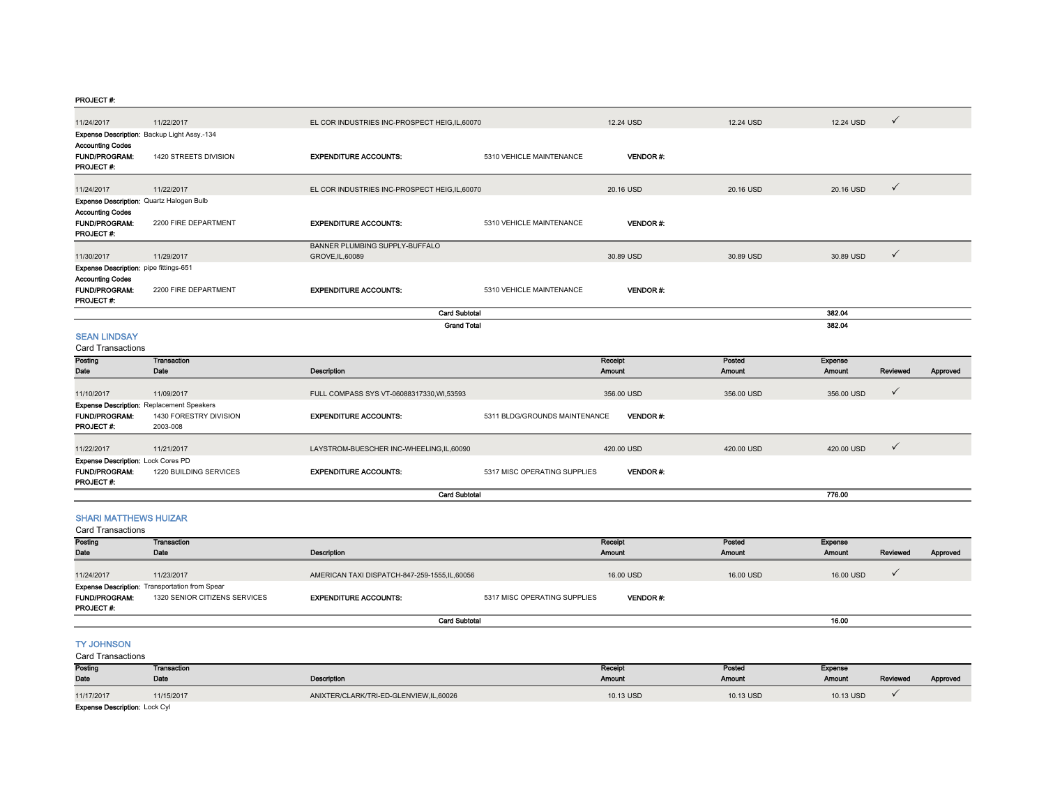PROJECT #:

| Posting Date | Transaction Date | Description | Receipt Amount | Posted Amount | Expense Amount | Reviewed | Approved |
|---|---|---|---|---|---|---|---|
| 11/24/2017 | 11/22/2017 | EL COR INDUSTRIES INC-PROSPECT HEIG,IL,60070 | 12.24 USD | 12.24 USD | 12.24 USD | ✓ | |

Expense Description: Backup Light Assy.-134
Accounting Codes
FUND/PROGRAM: 1420 STREETS DIVISION    EXPENDITURE ACCOUNTS: 5310 VEHICLE MAINTENANCE    VENDOR #:
PROJECT #:

| Posting Date | Transaction Date | Description | Receipt Amount | Posted Amount | Expense Amount | Reviewed | Approved |
|---|---|---|---|---|---|---|---|
| 11/24/2017 | 11/22/2017 | EL COR INDUSTRIES INC-PROSPECT HEIG,IL,60070 | 20.16 USD | 20.16 USD | 20.16 USD | ✓ | |

Expense Description: Quartz Halogen Bulb
Accounting Codes
FUND/PROGRAM: 2200 FIRE DEPARTMENT    EXPENDITURE ACCOUNTS: 5310 VEHICLE MAINTENANCE    VENDOR #:
PROJECT #:

| Posting Date | Transaction Date | Description | Receipt Amount | Posted Amount | Expense Amount | Reviewed | Approved |
|---|---|---|---|---|---|---|---|
| 11/30/2017 | 11/29/2017 | BANNER PLUMBING SUPPLY-BUFFALO GROVE,IL,60089 | 30.89 USD | 30.89 USD | 30.89 USD | ✓ | |

Expense Description: pipe fittings-651
Accounting Codes
FUND/PROGRAM: 2200 FIRE DEPARTMENT    EXPENDITURE ACCOUNTS: 5310 VEHICLE MAINTENANCE    VENDOR #:
PROJECT #:

**Card Subtotal** 382.04

**Grand Total** 382.04

## SEAN LINDSAY

Card Transactions

| Posting Date | Transaction Date | Description | Receipt Amount | Posted Amount | Expense Amount | Reviewed | Approved |
|---|---|---|---|---|---|---|---|
| 11/10/2017 | 11/09/2017 | FULL COMPASS SYS VT-06088317330,WI,53593 | 356.00 USD | 356.00 USD | 356.00 USD | ✓ | |

Expense Description: Replacement Speakers
FUND/PROGRAM: 1430 FORESTRY DIVISION    EXPENDITURE ACCOUNTS: 5311 BLDG/GROUNDS MAINTENANCE    VENDOR #:
PROJECT #: 2003-008

| Posting Date | Transaction Date | Description | Receipt Amount | Posted Amount | Expense Amount | Reviewed | Approved |
|---|---|---|---|---|---|---|---|
| 11/22/2017 | 11/21/2017 | LAYSTROM-BUESCHER INC-WHEELING,IL,60090 | 420.00 USD | 420.00 USD | 420.00 USD | ✓ | |

Expense Description: Lock Cores PD
FUND/PROGRAM: 1220 BUILDING SERVICES    EXPENDITURE ACCOUNTS: 5317 MISC OPERATING SUPPLIES    VENDOR #:
PROJECT #:

**Card Subtotal** 776.00

## SHARI MATTHEWS HUIZAR

Card Transactions

| Posting Date | Transaction Date | Description | Receipt Amount | Posted Amount | Expense Amount | Reviewed | Approved |
|---|---|---|---|---|---|---|---|
| 11/24/2017 | 11/23/2017 | AMERICAN TAXI DISPATCH-847-259-1555,IL,60056 | 16.00 USD | 16.00 USD | 16.00 USD | ✓ | |

Expense Description: Transportation from Spear
FUND/PROGRAM: 1320 SENIOR CITIZENS SERVICES    EXPENDITURE ACCOUNTS: 5317 MISC OPERATING SUPPLIES    VENDOR #:
PROJECT #:

**Card Subtotal** 16.00

## TY JOHNSON

Card Transactions

| Posting Date | Transaction Date | Description | Receipt Amount | Posted Amount | Expense Amount | Reviewed | Approved |
|---|---|---|---|---|---|---|---|
| 11/17/2017 | 11/15/2017 | ANIXTER/CLARK/TRI-ED-GLENVIEW,IL,60026 | 10.13 USD | 10.13 USD | 10.13 USD | ✓ | |

Expense Description: Lock Cyl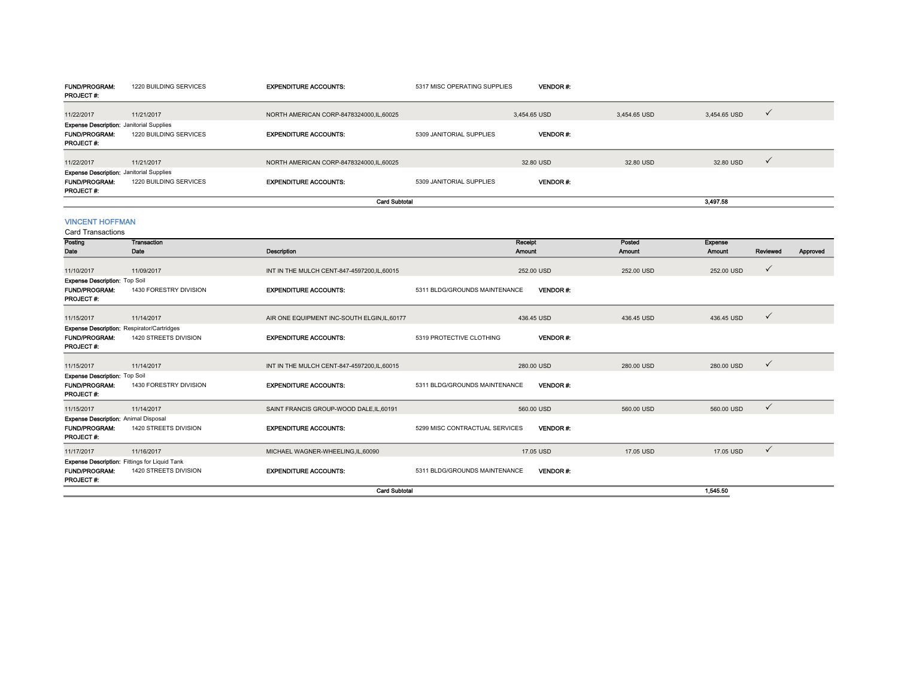**FUND/PROGRAM:** 1220 BUILDING SERVICES **EXPENDITURE ACCOUNTS:** 5317 MISC OPERATING SUPPLIES **VENDOR #:**
**PROJECT #:**

| Posting Date | Transaction Date | Description | Receipt Amount | Posted Amount | Expense Amount | Reviewed | Approved |
|---|---|---|---|---|---|---|---|
| 11/22/2017 | 11/21/2017 | NORTH AMERICAN CORP-8478324000,IL,60025 | 3,454.65 USD | 3,454.65 USD | 3,454.65 USD | ✓ | |

**Expense Description:** Janitorial Supplies
**FUND/PROGRAM:** 1220 BUILDING SERVICES **EXPENDITURE ACCOUNTS:** 5309 JANITORIAL SUPPLIES **VENDOR #:**
**PROJECT #:**

| Posting Date | Transaction Date | Description | Receipt Amount | Posted Amount | Expense Amount | Reviewed | Approved |
|---|---|---|---|---|---|---|---|
| 11/22/2017 | 11/21/2017 | NORTH AMERICAN CORP-8478324000,IL,60025 | 32.80 USD | 32.80 USD | 32.80 USD | ✓ | |

**Expense Description:** Janitorial Supplies
**FUND/PROGRAM:** 1220 BUILDING SERVICES **EXPENDITURE ACCOUNTS:** 5309 JANITORIAL SUPPLIES **VENDOR #:**
**PROJECT #:**

**Card Subtotal** 3,497.58

## VINCENT HOFFMAN

Card Transactions

| Posting Date | Transaction Date | Description | Receipt Amount | Posted Amount | Expense Amount | Reviewed | Approved |
|---|---|---|---|---|---|---|---|
| 11/10/2017 | 11/09/2017 | INT IN THE MULCH CENT-847-4597200,IL,60015 | 252.00 USD | 252.00 USD | 252.00 USD | ✓ | |

**Expense Description:** Top Soil
**FUND/PROGRAM:** 1430 FORESTRY DIVISION **EXPENDITURE ACCOUNTS:** 5311 BLDG/GROUNDS MAINTENANCE **VENDOR #:**
**PROJECT #:**

| Posting Date | Transaction Date | Description | Receipt Amount | Posted Amount | Expense Amount | Reviewed | Approved |
|---|---|---|---|---|---|---|---|
| 11/15/2017 | 11/14/2017 | AIR ONE EQUIPMENT INC-SOUTH ELGIN,IL,60177 | 436.45 USD | 436.45 USD | 436.45 USD | ✓ | |

**Expense Description:** Respirator/Cartridges
**FUND/PROGRAM:** 1420 STREETS DIVISION **EXPENDITURE ACCOUNTS:** 5319 PROTECTIVE CLOTHING **VENDOR #:**
**PROJECT #:**

| Posting Date | Transaction Date | Description | Receipt Amount | Posted Amount | Expense Amount | Reviewed | Approved |
|---|---|---|---|---|---|---|---|
| 11/15/2017 | 11/14/2017 | INT IN THE MULCH CENT-847-4597200,IL,60015 | 280.00 USD | 280.00 USD | 280.00 USD | ✓ | |

**Expense Description:** Top Soil
**FUND/PROGRAM:** 1430 FORESTRY DIVISION **EXPENDITURE ACCOUNTS:** 5311 BLDG/GROUNDS MAINTENANCE **VENDOR #:**
**PROJECT #:**

| Posting Date | Transaction Date | Description | Receipt Amount | Posted Amount | Expense Amount | Reviewed | Approved |
|---|---|---|---|---|---|---|---|
| 11/15/2017 | 11/14/2017 | SAINT FRANCIS GROUP-WOOD DALE,IL,60191 | 560.00 USD | 560.00 USD | 560.00 USD | ✓ | |

**Expense Description:** Animal Disposal
**FUND/PROGRAM:** 1420 STREETS DIVISION **EXPENDITURE ACCOUNTS:** 5299 MISC CONTRACTUAL SERVICES **VENDOR #:**
**PROJECT #:**

| Posting Date | Transaction Date | Description | Receipt Amount | Posted Amount | Expense Amount | Reviewed | Approved |
|---|---|---|---|---|---|---|---|
| 11/17/2017 | 11/16/2017 | MICHAEL WAGNER-WHEELING,IL,60090 | 17.05 USD | 17.05 USD | 17.05 USD | ✓ | |

**Expense Description:** Fittings for Liquid Tank
**FUND/PROGRAM:** 1420 STREETS DIVISION **EXPENDITURE ACCOUNTS:** 5311 BLDG/GROUNDS MAINTENANCE **VENDOR #:**
**PROJECT #:**

**Card Subtotal** 1,545.50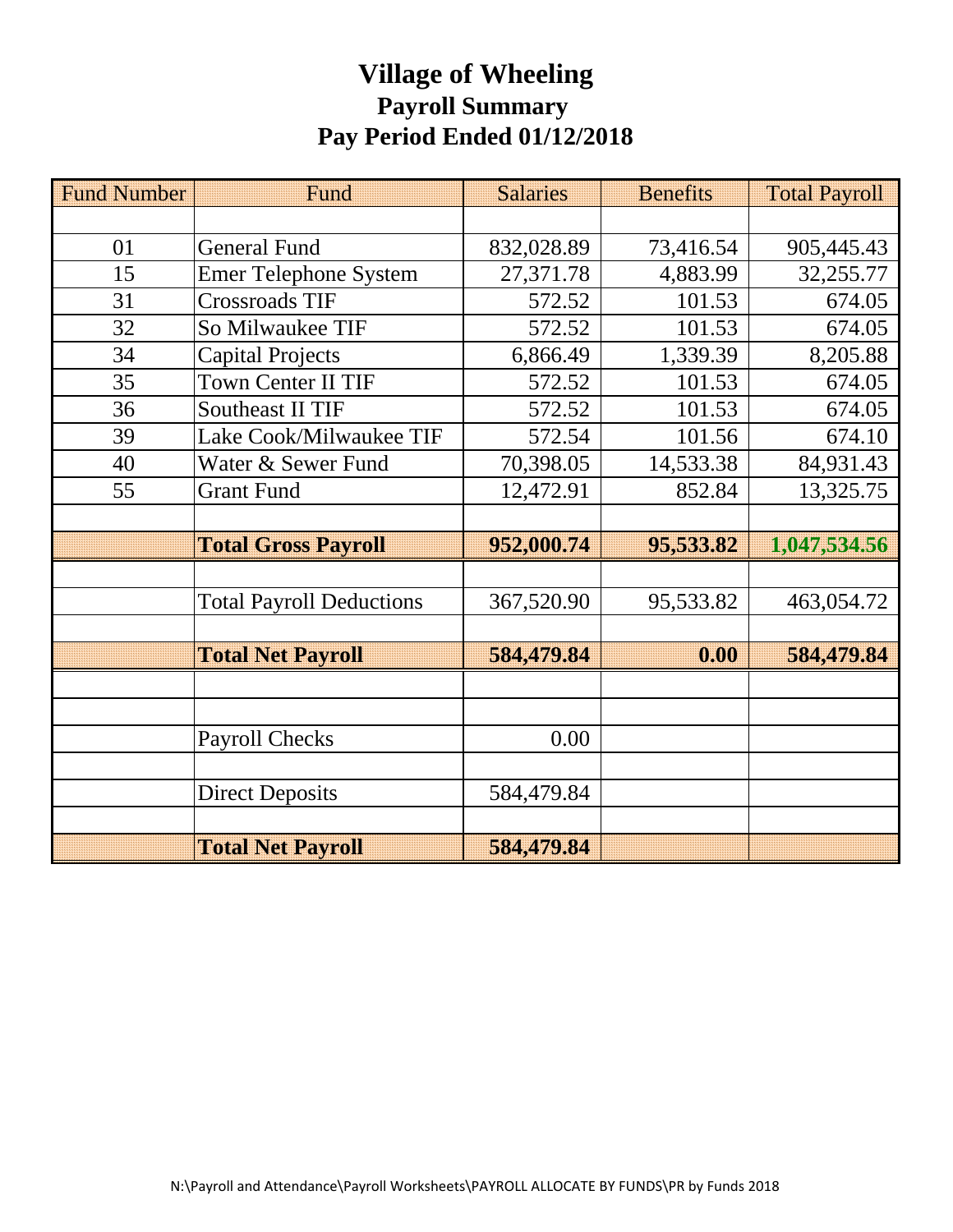# Village of Wheeling
## Payroll Summary
## Pay Period Ended 01/12/2018

| Fund Number | Fund | Salaries | Benefits | Total Payroll |
|---|---|---|---|---|
| | | | | |
| 01 | General Fund | 832,028.89 | 73,416.54 | 905,445.43 |
| 15 | Emer Telephone System | 27,371.78 | 4,883.99 | 32,255.77 |
| 31 | Crossroads TIF | 572.52 | 101.53 | 674.05 |
| 32 | So Milwaukee TIF | 572.52 | 101.53 | 674.05 |
| 34 | Capital Projects | 6,866.49 | 1,339.39 | 8,205.88 |
| 35 | Town Center II TIF | 572.52 | 101.53 | 674.05 |
| 36 | Southeast II TIF | 572.52 | 101.53 | 674.05 |
| 39 | Lake Cook/Milwaukee TIF | 572.54 | 101.56 | 674.10 |
| 40 | Water & Sewer Fund | 70,398.05 | 14,533.38 | 84,931.43 |
| 55 | Grant Fund | 12,472.91 | 852.84 | 13,325.75 |
| | | | | |
| | **Total Gross Payroll** | **952,000.74** | **95,533.82** | **1,047,534.56** |
| | | | | |
| | Total Payroll Deductions | 367,520.90 | 95,533.82 | 463,054.72 |
| | | | | |
| | **Total Net Payroll** | **584,479.84** | **0.00** | **584,479.84** |
| | | | | |
| | | | | |
| | Payroll Checks | 0.00 | | |
| | | | | |
| | Direct Deposits | 584,479.84 | | |
| | | | | |
| | **Total Net Payroll** | **584,479.84** | | |

N:\Payroll and Attendance\Payroll Worksheets\PAYROLL ALLOCATE BY FUNDS\PR by Funds 2018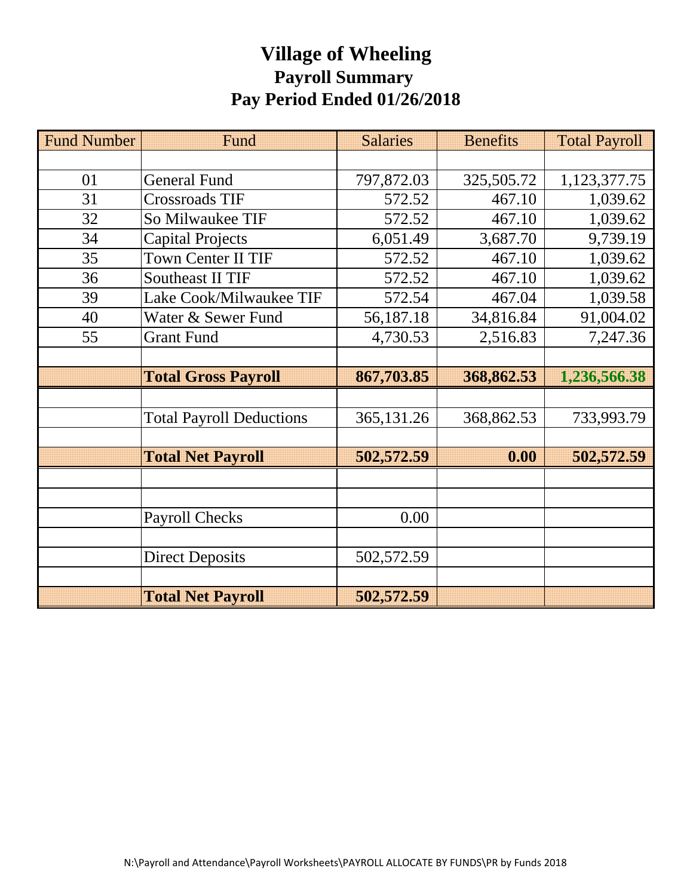# Village of Wheeling

## Payroll Summary

## Pay Period Ended 01/26/2018

| Fund Number | Fund | Salaries | Benefits | Total Payroll |
|---|---|---|---|---|
| | | | | |
| 01 | General Fund | 797,872.03 | 325,505.72 | 1,123,377.75 |
| 31 | Crossroads TIF | 572.52 | 467.10 | 1,039.62 |
| 32 | So Milwaukee TIF | 572.52 | 467.10 | 1,039.62 |
| 34 | Capital Projects | 6,051.49 | 3,687.70 | 9,739.19 |
| 35 | Town Center II TIF | 572.52 | 467.10 | 1,039.62 |
| 36 | Southeast II TIF | 572.52 | 467.10 | 1,039.62 |
| 39 | Lake Cook/Milwaukee TIF | 572.54 | 467.04 | 1,039.58 |
| 40 | Water & Sewer Fund | 56,187.18 | 34,816.84 | 91,004.02 |
| 55 | Grant Fund | 4,730.53 | 2,516.83 | 7,247.36 |
| | | | | |
| | **Total Gross Payroll** | **867,703.85** | **368,862.53** | **1,236,566.38** |
| | | | | |
| | Total Payroll Deductions | 365,131.26 | 368,862.53 | 733,993.79 |
| | | | | |
| | **Total Net Payroll** | **502,572.59** | **0.00** | **502,572.59** |
| | | | | |
| | | | | |
| | Payroll Checks | 0.00 | | |
| | | | | |
| | Direct Deposits | 502,572.59 | | |
| | | | | |
| | **Total Net Payroll** | **502,572.59** | | |

N:\Payroll and Attendance\Payroll Worksheets\PAYROLL ALLOCATE BY FUNDS\PR by Funds 2018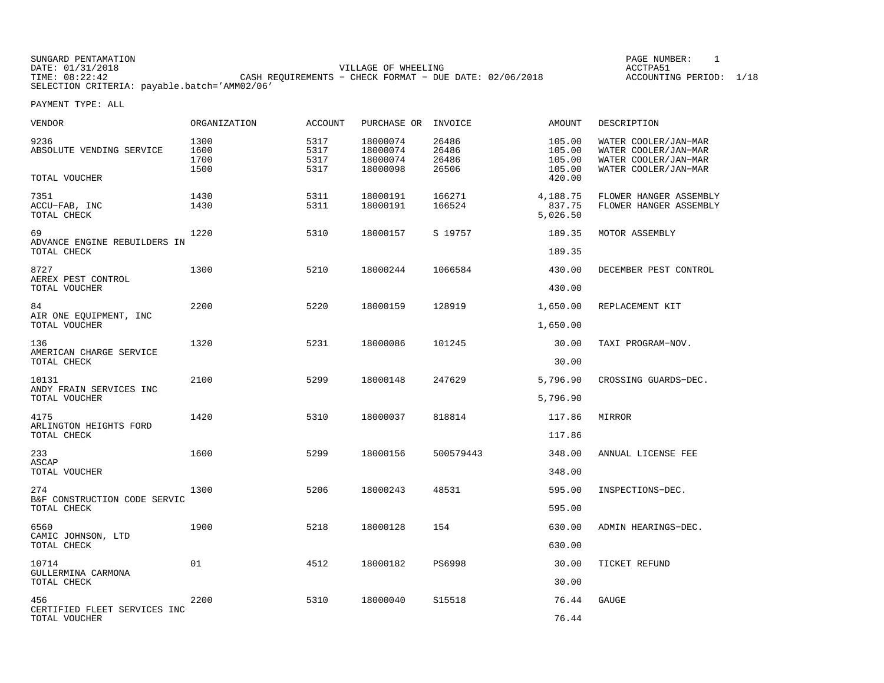SUNGARD PENTAMATION
DATE: 01/31/2018
TIME: 08:22:42
SELECTION CRITERIA: payable.batch='AMM02/06'

VILLAGE OF WHEELING
CASH REQUIREMENTS - CHECK FORMAT - DUE DATE: 02/06/2018

PAGE NUMBER: 1
ACCTPA51
ACCOUNTING PERIOD: 1/18

PAYMENT TYPE: ALL

| VENDOR | ORGANIZATION | ACCOUNT | PURCHASE OR | INVOICE | AMOUNT | DESCRIPTION |
|---|---|---|---|---|---|---|
| 9236 | 1300 | 5317 | 18000074 | 26486 | 105.00 | WATER COOLER/JAN-MAR |
| ABSOLUTE VENDING SERVICE | 1600 | 5317 | 18000074 | 26486 | 105.00 | WATER COOLER/JAN-MAR |
| | 1700 | 5317 | 18000074 | 26486 | 105.00 | WATER COOLER/JAN-MAR |
| | 1500 | 5317 | 18000098 | 26506 | 105.00 | WATER COOLER/JAN-MAR |
| TOTAL VOUCHER | | | | | 420.00 | |
| 7351 | 1430 | 5311 | 18000191 | 166271 | 4,188.75 | FLOWER HANGER ASSEMBLY |
| ACCU-FAB, INC | 1430 | 5311 | 18000191 | 166524 | 837.75 | FLOWER HANGER ASSEMBLY |
| TOTAL CHECK | | | | | 5,026.50 | |
| 69 | 1220 | 5310 | 18000157 | S 19757 | 189.35 | MOTOR ASSEMBLY |
| ADVANCE ENGINE REBUILDERS IN | | | | | | |
| TOTAL CHECK | | | | | 189.35 | |
| 8727 | 1300 | 5210 | 18000244 | 1066584 | 430.00 | DECEMBER PEST CONTROL |
| AEREX PEST CONTROL | | | | | | |
| TOTAL VOUCHER | | | | | 430.00 | |
| 84 | 2200 | 5220 | 18000159 | 128919 | 1,650.00 | REPLACEMENT KIT |
| AIR ONE EQUIPMENT, INC | | | | | | |
| TOTAL VOUCHER | | | | | 1,650.00 | |
| 136 | 1320 | 5231 | 18000086 | 101245 | 30.00 | TAXI PROGRAM-NOV. |
| AMERICAN CHARGE SERVICE | | | | | | |
| TOTAL CHECK | | | | | 30.00 | |
| 10131 | 2100 | 5299 | 18000148 | 247629 | 5,796.90 | CROSSING GUARDS-DEC. |
| ANDY FRAIN SERVICES INC | | | | | | |
| TOTAL VOUCHER | | | | | 5,796.90 | |
| 4175 | 1420 | 5310 | 18000037 | 818814 | 117.86 | MIRROR |
| ARLINGTON HEIGHTS FORD | | | | | | |
| TOTAL CHECK | | | | | 117.86 | |
| 233 | 1600 | 5299 | 18000156 | 500579443 | 348.00 | ANNUAL LICENSE FEE |
| ASCAP | | | | | | |
| TOTAL VOUCHER | | | | | 348.00 | |
| 274 | 1300 | 5206 | 18000243 | 48531 | 595.00 | INSPECTIONS-DEC. |
| B&F CONSTRUCTION CODE SERVIC | | | | | | |
| TOTAL CHECK | | | | | 595.00 | |
| 6560 | 1900 | 5218 | 18000128 | 154 | 630.00 | ADMIN HEARINGS-DEC. |
| CAMIC JOHNSON, LTD | | | | | | |
| TOTAL CHECK | | | | | 630.00 | |
| 10714 | 01 | 4512 | 18000182 | PS6998 | 30.00 | TICKET REFUND |
| GULLERMINA CARMONA | | | | | | |
| TOTAL CHECK | | | | | 30.00 | |
| 456 | 2200 | 5310 | 18000040 | S15518 | 76.44 | GAUGE |
| CERTIFIED FLEET SERVICES INC | | | | | | |
| TOTAL VOUCHER | | | | | 76.44 | |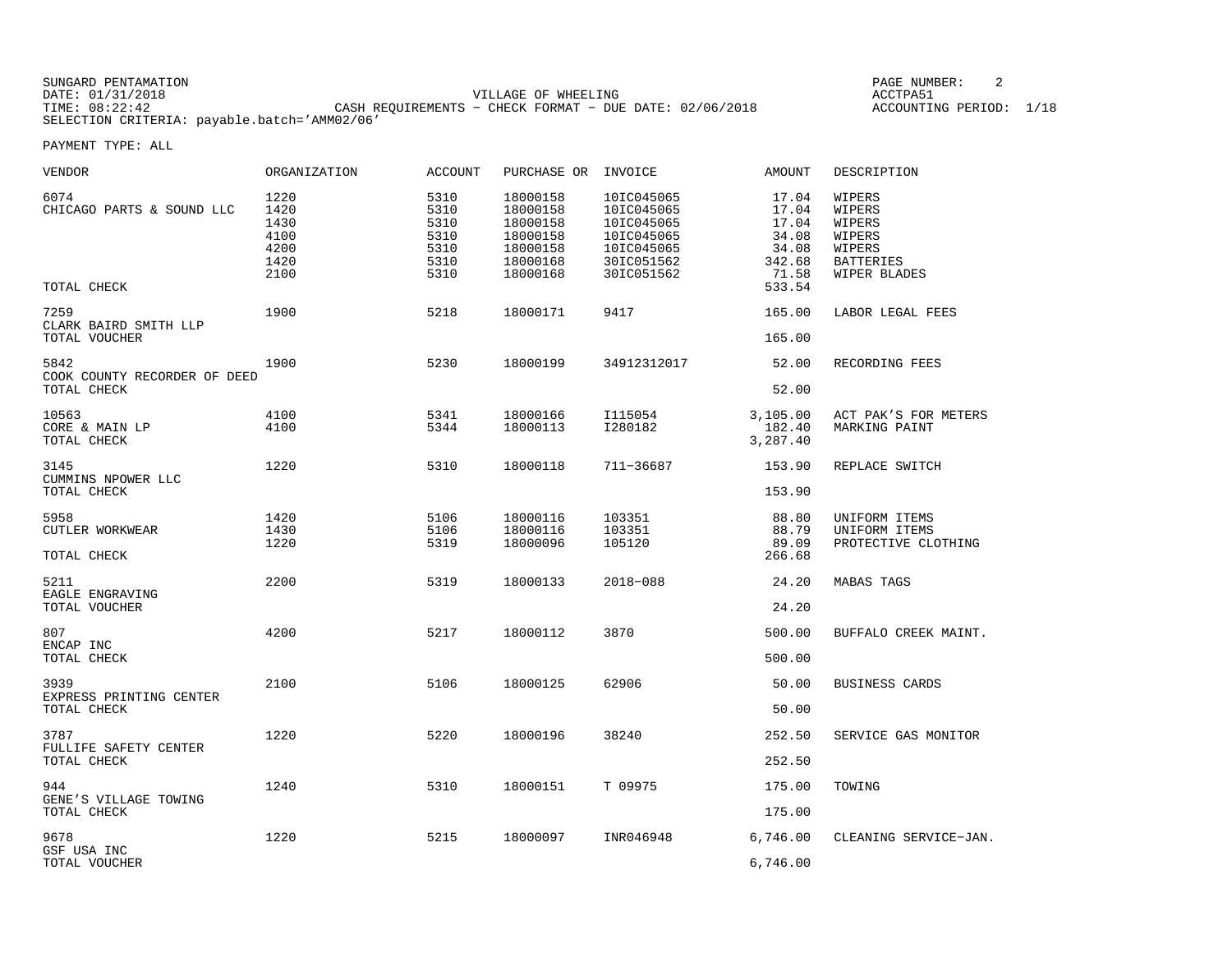SUNGARD PENTAMATION
DATE: 01/31/2018
TIME: 08:22:42
SELECTION CRITERIA: payable.batch='AMM02/06'

VILLAGE OF WHEELING
CASH REQUIREMENTS - CHECK FORMAT - DUE DATE: 02/06/2018

PAGE NUMBER: 2
ACCTPA51
ACCOUNTING PERIOD: 1/18

PAYMENT TYPE: ALL

| VENDOR | ORGANIZATION | ACCOUNT | PURCHASE OR | INVOICE | AMOUNT | DESCRIPTION |
|---|---|---|---|---|---|---|
| 6074 | 1220 | 5310 | 18000158 | 10IC045065 | 17.04 | WIPERS |
| CHICAGO PARTS & SOUND LLC | 1420 | 5310 | 18000158 | 10IC045065 | 17.04 | WIPERS |
| | 1430 | 5310 | 18000158 | 10IC045065 | 17.04 | WIPERS |
| | 4100 | 5310 | 18000158 | 10IC045065 | 34.08 | WIPERS |
| | 4200 | 5310 | 18000158 | 10IC045065 | 34.08 | WIPERS |
| | 1420 | 5310 | 18000168 | 30IC051562 | 342.68 | BATTERIES |
| | 2100 | 5310 | 18000168 | 30IC051562 | 71.58 | WIPER BLADES |
| TOTAL CHECK | | | | | 533.54 | |
| 7259 | 1900 | 5218 | 18000171 | 9417 | 165.00 | LABOR LEGAL FEES |
| CLARK BAIRD SMITH LLP | | | | | | |
| TOTAL VOUCHER | | | | | 165.00 | |
| 5842 | 1900 | 5230 | 18000199 | 34912312017 | 52.00 | RECORDING FEES |
| COOK COUNTY RECORDER OF DEED | | | | | | |
| TOTAL CHECK | | | | | 52.00 | |
| 10563 | 4100 | 5341 | 18000166 | I115054 | 3,105.00 | ACT PAK'S FOR METERS |
| CORE & MAIN LP | 4100 | 5344 | 18000113 | I280182 | 182.40 | MARKING PAINT |
| TOTAL CHECK | | | | | 3,287.40 | |
| 3145 | 1220 | 5310 | 18000118 | 711-36687 | 153.90 | REPLACE SWITCH |
| CUMMINS NPOWER LLC | | | | | | |
| TOTAL CHECK | | | | | 153.90 | |
| 5958 | 1420 | 5106 | 18000116 | 103351 | 88.80 | UNIFORM ITEMS |
| CUTLER WORKWEAR | 1430 | 5106 | 18000116 | 103351 | 88.79 | UNIFORM ITEMS |
| | 1220 | 5319 | 18000096 | 105120 | 89.09 | PROTECTIVE CLOTHING |
| TOTAL CHECK | | | | | 266.68 | |
| 5211 | 2200 | 5319 | 18000133 | 2018-088 | 24.20 | MABAS TAGS |
| EAGLE ENGRAVING | | | | | | |
| TOTAL VOUCHER | | | | | 24.20 | |
| 807 | 4200 | 5217 | 18000112 | 3870 | 500.00 | BUFFALO CREEK MAINT. |
| ENCAP INC | | | | | | |
| TOTAL CHECK | | | | | 500.00 | |
| 3939 | 2100 | 5106 | 18000125 | 62906 | 50.00 | BUSINESS CARDS |
| EXPRESS PRINTING CENTER | | | | | | |
| TOTAL CHECK | | | | | 50.00 | |
| 3787 | 1220 | 5220 | 18000196 | 38240 | 252.50 | SERVICE GAS MONITOR |
| FULLIFE SAFETY CENTER | | | | | | |
| TOTAL CHECK | | | | | 252.50 | |
| 944 | 1240 | 5310 | 18000151 | T 09975 | 175.00 | TOWING |
| GENE'S VILLAGE TOWING | | | | | | |
| TOTAL CHECK | | | | | 175.00 | |
| 9678 | 1220 | 5215 | 18000097 | INR046948 | 6,746.00 | CLEANING SERVICE-JAN. |
| GSF USA INC | | | | | | |
| TOTAL VOUCHER | | | | | 6,746.00 | |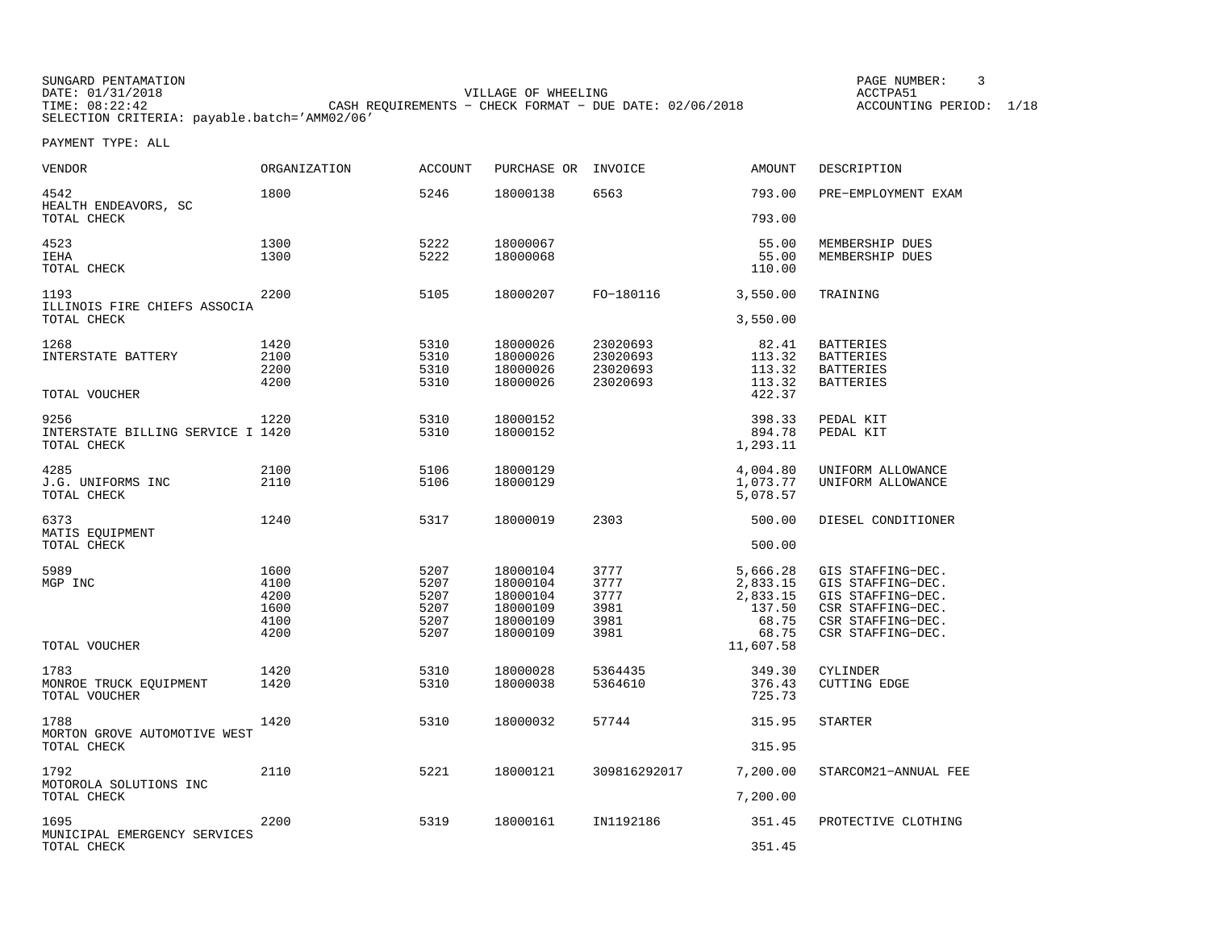SUNGARD PENTAMATION
DATE: 01/31/2018
TIME: 08:22:42
SELECTION CRITERIA: payable.batch='AMM02/06'

VILLAGE OF WHEELING
CASH REQUIREMENTS - CHECK FORMAT - DUE DATE: 02/06/2018

PAGE NUMBER: 3
ACCTPA51
ACCOUNTING PERIOD: 1/18

PAYMENT TYPE: ALL

| VENDOR | ORGANIZATION | ACCOUNT | PURCHASE OR | INVOICE | AMOUNT | DESCRIPTION |
|---|---|---|---|---|---|---|
| 4542 | 1800 | 5246 | 18000138 | 6563 | 793.00 | PRE-EMPLOYMENT EXAM |
| HEALTH ENDEAVORS, SC | | | | | | |
| TOTAL CHECK | | | | | 793.00 | |
| 4523 | 1300 | 5222 | 18000067 | | 55.00 | MEMBERSHIP DUES |
| IEHA | 1300 | 5222 | 18000068 | | 55.00 | MEMBERSHIP DUES |
| TOTAL CHECK | | | | | 110.00 | |
| 1193 | 2200 | 5105 | 18000207 | FO-180116 | 3,550.00 | TRAINING |
| ILLINOIS FIRE CHIEFS ASSOCIA | | | | | | |
| TOTAL CHECK | | | | | 3,550.00 | |
| 1268 | 1420 | 5310 | 18000026 | 23020693 | 82.41 | BATTERIES |
| INTERSTATE BATTERY | 2100 | 5310 | 18000026 | 23020693 | 113.32 | BATTERIES |
| | 2200 | 5310 | 18000026 | 23020693 | 113.32 | BATTERIES |
| | 4200 | 5310 | 18000026 | 23020693 | 113.32 | BATTERIES |
| TOTAL VOUCHER | | | | | 422.37 | |
| 9256 | 1220 | 5310 | 18000152 | | 398.33 | PEDAL KIT |
| INTERSTATE BILLING SERVICE I | 1420 | 5310 | 18000152 | | 894.78 | PEDAL KIT |
| TOTAL CHECK | | | | | 1,293.11 | |
| 4285 | 2100 | 5106 | 18000129 | | 4,004.80 | UNIFORM ALLOWANCE |
| J.G. UNIFORMS INC | 2110 | 5106 | 18000129 | | 1,073.77 | UNIFORM ALLOWANCE |
| TOTAL CHECK | | | | | 5,078.57 | |
| 6373 | 1240 | 5317 | 18000019 | 2303 | 500.00 | DIESEL CONDITIONER |
| MATIS EQUIPMENT | | | | | | |
| TOTAL CHECK | | | | | 500.00 | |
| 5989 | 1600 | 5207 | 18000104 | 3777 | 5,666.28 | GIS STAFFING-DEC. |
| MGP INC | 4100 | 5207 | 18000104 | 3777 | 2,833.15 | GIS STAFFING-DEC. |
| | 4200 | 5207 | 18000104 | 3777 | 2,833.15 | GIS STAFFING-DEC. |
| | 1600 | 5207 | 18000109 | 3981 | 137.50 | CSR STAFFING-DEC. |
| | 4100 | 5207 | 18000109 | 3981 | 68.75 | CSR STAFFING-DEC. |
| | 4200 | 5207 | 18000109 | 3981 | 68.75 | CSR STAFFING-DEC. |
| TOTAL VOUCHER | | | | | 11,607.58 | |
| 1783 | 1420 | 5310 | 18000028 | 5364435 | 349.30 | CYLINDER |
| MONROE TRUCK EQUIPMENT | 1420 | 5310 | 18000038 | 5364610 | 376.43 | CUTTING EDGE |
| TOTAL VOUCHER | | | | | 725.73 | |
| 1788 | 1420 | 5310 | 18000032 | 57744 | 315.95 | STARTER |
| MORTON GROVE AUTOMOTIVE WEST | | | | | | |
| TOTAL CHECK | | | | | 315.95 | |
| 1792 | 2110 | 5221 | 18000121 | 309816292017 | 7,200.00 | STARCOM21-ANNUAL FEE |
| MOTOROLA SOLUTIONS INC | | | | | | |
| TOTAL CHECK | | | | | 7,200.00 | |
| 1695 | 2200 | 5319 | 18000161 | IN1192186 | 351.45 | PROTECTIVE CLOTHING |
| MUNICIPAL EMERGENCY SERVICES | | | | | | |
| TOTAL CHECK | | | | | 351.45 | |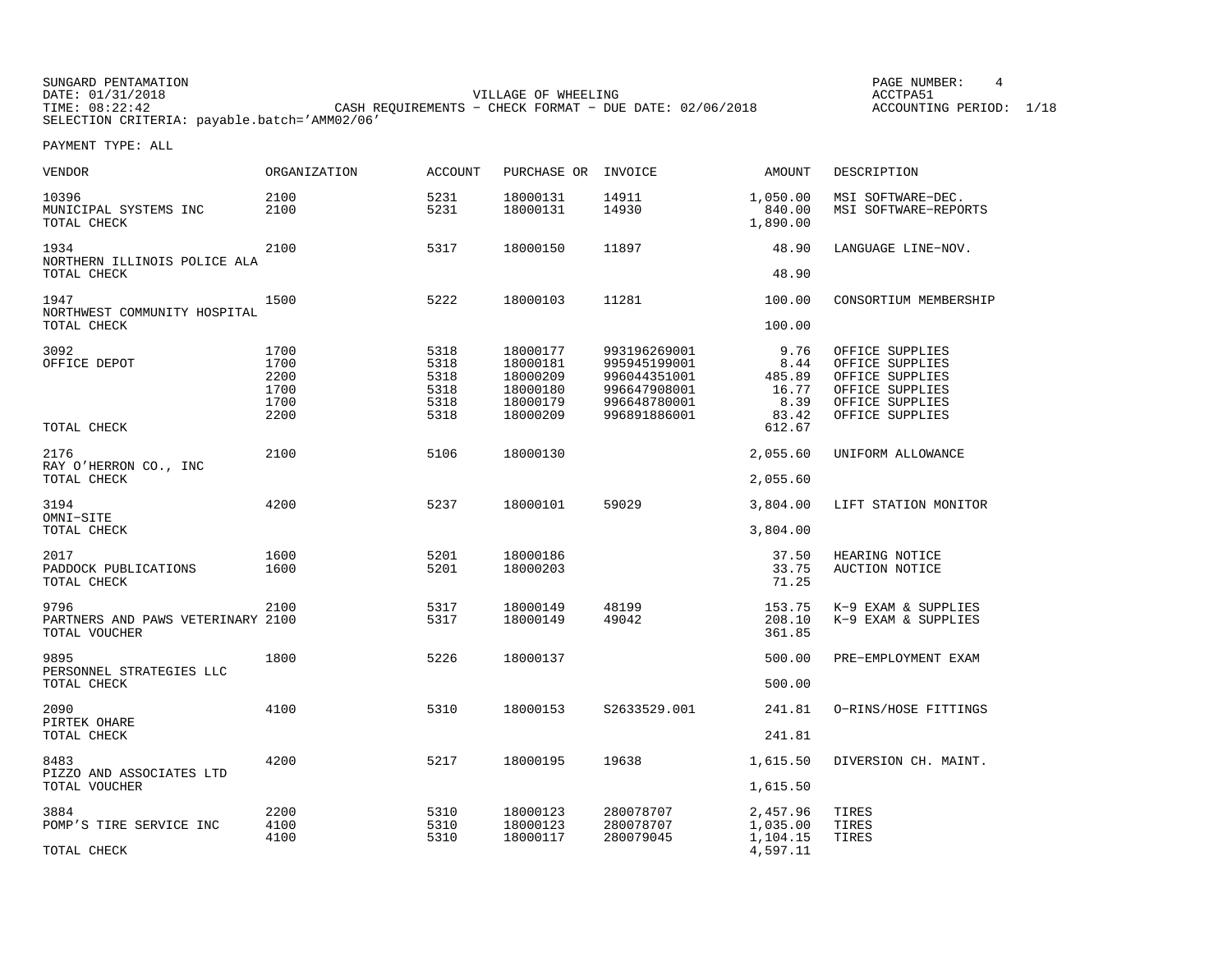SUNGARD PENTAMATION
DATE: 01/31/2018
TIME: 08:22:42

VILLAGE OF WHEELING
CASH REQUIREMENTS - CHECK FORMAT - DUE DATE: 02/06/2018

PAGE NUMBER: 4
ACCTPA51
ACCOUNTING PERIOD: 1/18

SELECTION CRITERIA: payable.batch='AMM02/06'

PAYMENT TYPE: ALL

| VENDOR | ORGANIZATION | ACCOUNT | PURCHASE OR | INVOICE | AMOUNT | DESCRIPTION |
|---|---|---|---|---|---|---|
| 10396 | 2100 | 5231 | 18000131 | 14911 | 1,050.00 | MSI SOFTWARE-DEC. |
| MUNICIPAL SYSTEMS INC | 2100 | 5231 | 18000131 | 14930 | 840.00 | MSI SOFTWARE-REPORTS |
| TOTAL CHECK | | | | | 1,890.00 | |
| 1934 | 2100 | 5317 | 18000150 | 11897 | 48.90 | LANGUAGE LINE-NOV. |
| NORTHERN ILLINOIS POLICE ALA | | | | | | |
| TOTAL CHECK | | | | | 48.90 | |
| 1947 | 1500 | 5222 | 18000103 | 11281 | 100.00 | CONSORTIUM MEMBERSHIP |
| NORTHWEST COMMUNITY HOSPITAL | | | | | | |
| TOTAL CHECK | | | | | 100.00 | |
| 3092 | 1700 | 5318 | 18000177 | 993196269001 | 9.76 | OFFICE SUPPLIES |
| OFFICE DEPOT | 1700 | 5318 | 18000181 | 995945199001 | 8.44 | OFFICE SUPPLIES |
| | 2200 | 5318 | 18000209 | 996044351001 | 485.89 | OFFICE SUPPLIES |
| | 1700 | 5318 | 18000180 | 996647908001 | 16.77 | OFFICE SUPPLIES |
| | 1700 | 5318 | 18000179 | 996648780001 | 8.39 | OFFICE SUPPLIES |
| | 2200 | 5318 | 18000209 | 996891886001 | 83.42 | OFFICE SUPPLIES |
| TOTAL CHECK | | | | | 612.67 | |
| 2176 | 2100 | 5106 | 18000130 | | 2,055.60 | UNIFORM ALLOWANCE |
| RAY O'HERRON CO., INC | | | | | | |
| TOTAL CHECK | | | | | 2,055.60 | |
| 3194 | 4200 | 5237 | 18000101 | 59029 | 3,804.00 | LIFT STATION MONITOR |
| OMNI-SITE | | | | | | |
| TOTAL CHECK | | | | | 3,804.00 | |
| 2017 | 1600 | 5201 | 18000186 | | 37.50 | HEARING NOTICE |
| PADDOCK PUBLICATIONS | 1600 | 5201 | 18000203 | | 33.75 | AUCTION NOTICE |
| TOTAL CHECK | | | | | 71.25 | |
| 9796 | 2100 | 5317 | 18000149 | 48199 | 153.75 | K-9 EXAM & SUPPLIES |
| PARTNERS AND PAWS VETERINARY | 2100 | 5317 | 18000149 | 49042 | 208.10 | K-9 EXAM & SUPPLIES |
| TOTAL VOUCHER | | | | | 361.85 | |
| 9895 | 1800 | 5226 | 18000137 | | 500.00 | PRE-EMPLOYMENT EXAM |
| PERSONNEL STRATEGIES LLC | | | | | | |
| TOTAL CHECK | | | | | 500.00 | |
| 2090 | 4100 | 5310 | 18000153 | S2633529.001 | 241.81 | O-RINS/HOSE FITTINGS |
| PIRTEK OHARE | | | | | | |
| TOTAL CHECK | | | | | 241.81 | |
| 8483 | 4200 | 5217 | 18000195 | 19638 | 1,615.50 | DIVERSION CH. MAINT. |
| PIZZO AND ASSOCIATES LTD | | | | | | |
| TOTAL VOUCHER | | | | | 1,615.50 | |
| 3884 | 2200 | 5310 | 18000123 | 280078707 | 2,457.96 | TIRES |
| POMP'S TIRE SERVICE INC | 4100 | 5310 | 18000123 | 280078707 | 1,035.00 | TIRES |
| | 4100 | 5310 | 18000117 | 280079045 | 1,104.15 | TIRES |
| TOTAL CHECK | | | | | 4,597.11 | |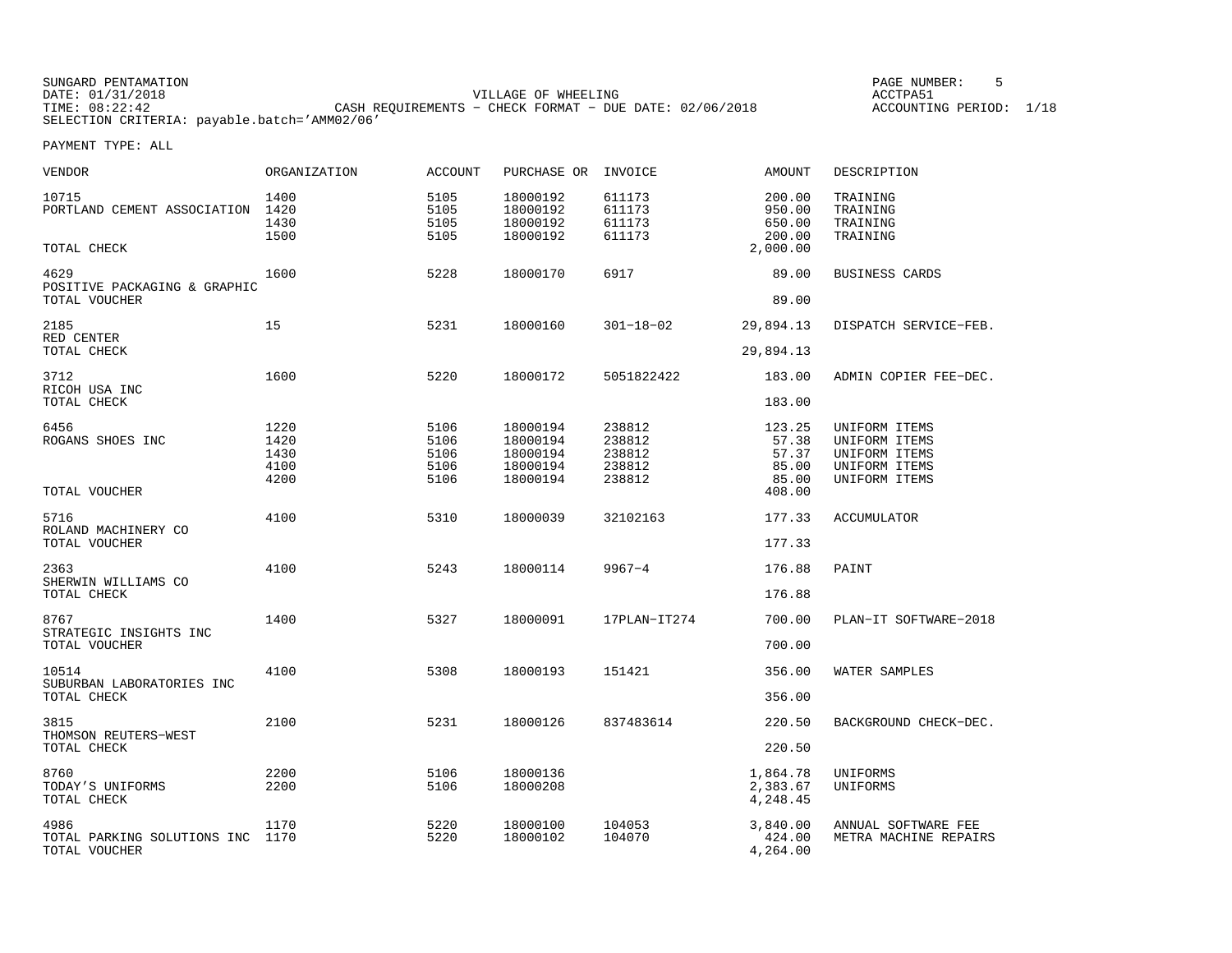SUNGARD PENTAMATION
DATE: 01/31/2018
TIME: 08:22:42

VILLAGE OF WHEELING
CASH REQUIREMENTS - CHECK FORMAT - DUE DATE: 02/06/2018

ACCTPA51
ACCOUNTING PERIOD: 1/18

SELECTION CRITERIA: payable.batch='AMM02/06'

PAYMENT TYPE: ALL

| VENDOR | ORGANIZATION | ACCOUNT | PURCHASE OR | INVOICE | AMOUNT | DESCRIPTION |
|---|---|---|---|---|---|---|
| 10715 | 1400 | 5105 | 18000192 | 611173 | 200.00 | TRAINING |
| PORTLAND CEMENT ASSOCIATION | 1420 | 5105 | 18000192 | 611173 | 950.00 | TRAINING |
| | 1430 | 5105 | 18000192 | 611173 | 650.00 | TRAINING |
| | 1500 | 5105 | 18000192 | 611173 | 200.00 | TRAINING |
| TOTAL CHECK | | | | | 2,000.00 | |
| 4629 | 1600 | 5228 | 18000170 | 6917 | 89.00 | BUSINESS CARDS |
| POSITIVE PACKAGING & GRAPHIC | | | | | | |
| TOTAL VOUCHER | | | | | 89.00 | |
| 2185 | 15 | 5231 | 18000160 | 301-18-02 | 29,894.13 | DISPATCH SERVICE-FEB. |
| RED CENTER | | | | | | |
| TOTAL CHECK | | | | | 29,894.13 | |
| 3712 | 1600 | 5220 | 18000172 | 5051822422 | 183.00 | ADMIN COPIER FEE-DEC. |
| RICOH USA INC | | | | | | |
| TOTAL CHECK | | | | | 183.00 | |
| 6456 | 1220 | 5106 | 18000194 | 238812 | 123.25 | UNIFORM ITEMS |
| ROGANS SHOES INC | 1420 | 5106 | 18000194 | 238812 | 57.38 | UNIFORM ITEMS |
| | 1430 | 5106 | 18000194 | 238812 | 57.37 | UNIFORM ITEMS |
| | 4100 | 5106 | 18000194 | 238812 | 85.00 | UNIFORM ITEMS |
| | 4200 | 5106 | 18000194 | 238812 | 85.00 | UNIFORM ITEMS |
| TOTAL VOUCHER | | | | | 408.00 | |
| 5716 | 4100 | 5310 | 18000039 | 32102163 | 177.33 | ACCUMULATOR |
| ROLAND MACHINERY CO | | | | | | |
| TOTAL VOUCHER | | | | | 177.33 | |
| 2363 | 4100 | 5243 | 18000114 | 9967-4 | 176.88 | PAINT |
| SHERWIN WILLIAMS CO | | | | | | |
| TOTAL CHECK | | | | | 176.88 | |
| 8767 | 1400 | 5327 | 18000091 | 17PLAN-IT274 | 700.00 | PLAN-IT SOFTWARE-2018 |
| STRATEGIC INSIGHTS INC | | | | | | |
| TOTAL VOUCHER | | | | | 700.00 | |
| 10514 | 4100 | 5308 | 18000193 | 151421 | 356.00 | WATER SAMPLES |
| SUBURBAN LABORATORIES INC | | | | | | |
| TOTAL CHECK | | | | | 356.00 | |
| 3815 | 2100 | 5231 | 18000126 | 837483614 | 220.50 | BACKGROUND CHECK-DEC. |
| THOMSON REUTERS-WEST | | | | | | |
| TOTAL CHECK | | | | | 220.50 | |
| 8760 | 2200 | 5106 | 18000136 | | 1,864.78 | UNIFORMS |
| TODAY'S UNIFORMS | 2200 | 5106 | 18000208 | | 2,383.67 | UNIFORMS |
| TOTAL CHECK | | | | | 4,248.45 | |
| 4986 | 1170 | 5220 | 18000100 | 104053 | 3,840.00 | ANNUAL SOFTWARE FEE |
| TOTAL PARKING SOLUTIONS INC | 1170 | 5220 | 18000102 | 104070 | 424.00 | METRA MACHINE REPAIRS |
| TOTAL VOUCHER | | | | | 4,264.00 | |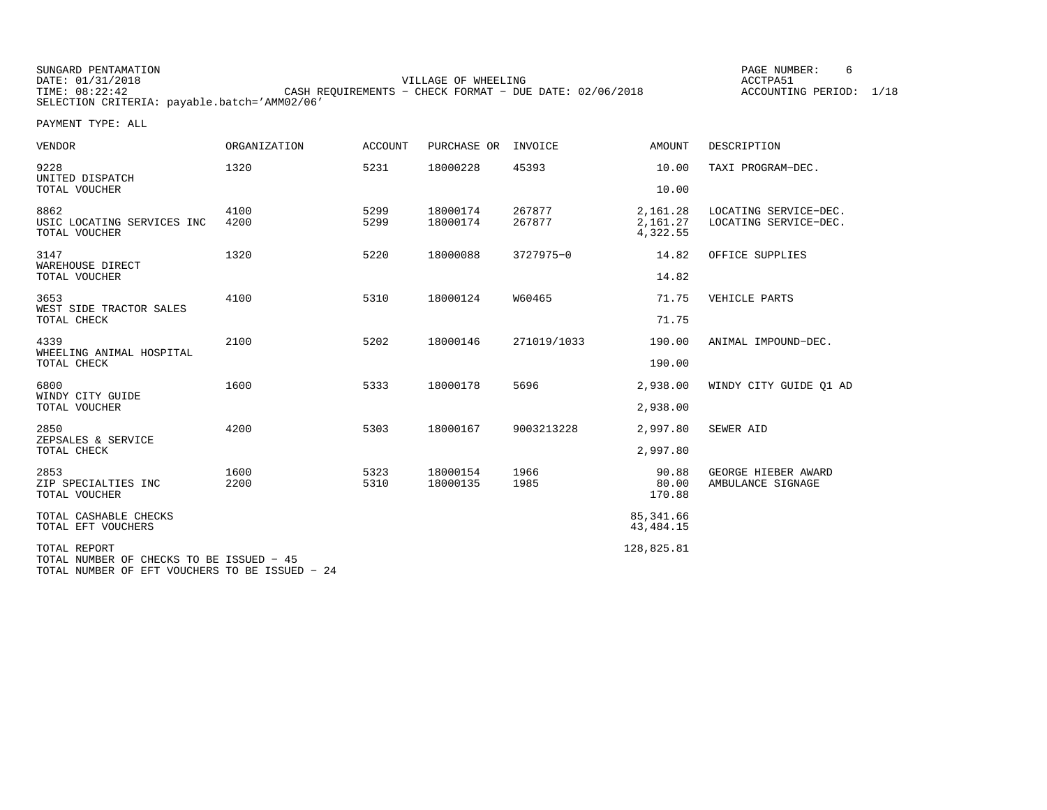SUNGARD PENTAMATION
DATE: 01/31/2018
TIME: 08:22:42
SELECTION CRITERIA: payable.batch='AMM02/06'

VILLAGE OF WHEELING
CASH REQUIREMENTS - CHECK FORMAT - DUE DATE: 02/06/2018

PAGE NUMBER: 6
ACCTPA51
ACCOUNTING PERIOD: 1/18

PAYMENT TYPE: ALL

| VENDOR | ORGANIZATION | ACCOUNT | PURCHASE OR | INVOICE | AMOUNT | DESCRIPTION |
|---|---|---|---|---|---|---|
| 9228 | 1320 | 5231 | 18000228 | 45393 | 10.00 | TAXI PROGRAM-DEC. |
| UNITED DISPATCH | | | | | | |
| TOTAL VOUCHER | | | | | 10.00 | |
| 8862 | 4100 | 5299 | 18000174 | 267877 | 2,161.28 | LOCATING SERVICE-DEC. |
| USIC LOCATING SERVICES INC | 4200 | 5299 | 18000174 | 267877 | 2,161.27 | LOCATING SERVICE-DEC. |
| TOTAL VOUCHER | | | | | 4,322.55 | |
| 3147 | 1320 | 5220 | 18000088 | 3727975-0 | 14.82 | OFFICE SUPPLIES |
| WAREHOUSE DIRECT | | | | | | |
| TOTAL VOUCHER | | | | | 14.82 | |
| 3653 | 4100 | 5310 | 18000124 | W60465 | 71.75 | VEHICLE PARTS |
| WEST SIDE TRACTOR SALES | | | | | | |
| TOTAL CHECK | | | | | 71.75 | |
| 4339 | 2100 | 5202 | 18000146 | 271019/1033 | 190.00 | ANIMAL IMPOUND-DEC. |
| WHEELING ANIMAL HOSPITAL | | | | | | |
| TOTAL CHECK | | | | | 190.00 | |
| 6800 | 1600 | 5333 | 18000178 | 5696 | 2,938.00 | WINDY CITY GUIDE Q1 AD |
| WINDY CITY GUIDE | | | | | | |
| TOTAL VOUCHER | | | | | 2,938.00 | |
| 2850 | 4200 | 5303 | 18000167 | 9003213228 | 2,997.80 | SEWER AID |
| ZEPSALES & SERVICE | | | | | | |
| TOTAL CHECK | | | | | 2,997.80 | |
| 2853 | 1600 | 5323 | 18000154 | 1966 | 90.88 | GEORGE HIEBER AWARD |
| ZIP SPECIALTIES INC | 2200 | 5310 | 18000135 | 1985 | 80.00 | AMBULANCE SIGNAGE |
| TOTAL VOUCHER | | | | | 170.88 | |
| TOTAL CASHABLE CHECKS | | | | | 85,341.66 | |
| TOTAL EFT VOUCHERS | | | | | 43,484.15 | |
| TOTAL REPORT | | | | | 128,825.81 | |

TOTAL NUMBER OF CHECKS TO BE ISSUED - 45
TOTAL NUMBER OF EFT VOUCHERS TO BE ISSUED - 24